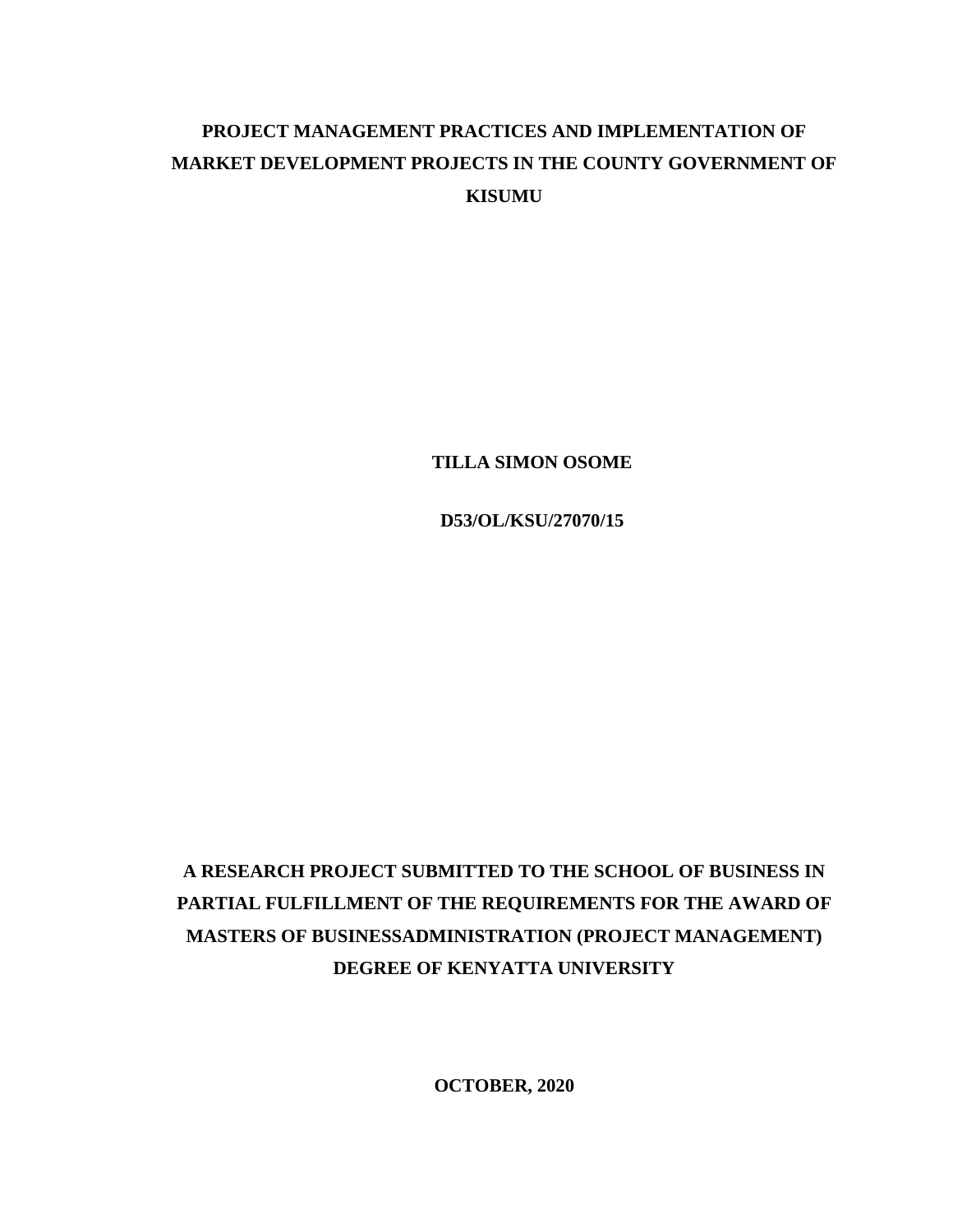# PROJECT MANAGEMENT PRACTICES AND IMPLEMENTATION OF MARKET DEVELOPMENT PROJECTS IN THE COUNTY GOVERNMENT OF KISUMU

**TILLA SIMON OSOME**

**D53/OL/KSU/27070/15**

**A RESEARCH PROJECT SUBMITTED TO THE SCHOOL OF BUSINESS IN PARTIAL FULFILLMENT OF THE REQUIREMENTS FOR THE AWARD OF MASTERS OF BUSINESSADMINISTRATION (PROJECT MANAGEMENT) DEGREE OF KENYATTA UNIVERSITY**

**OCTOBER, 2020**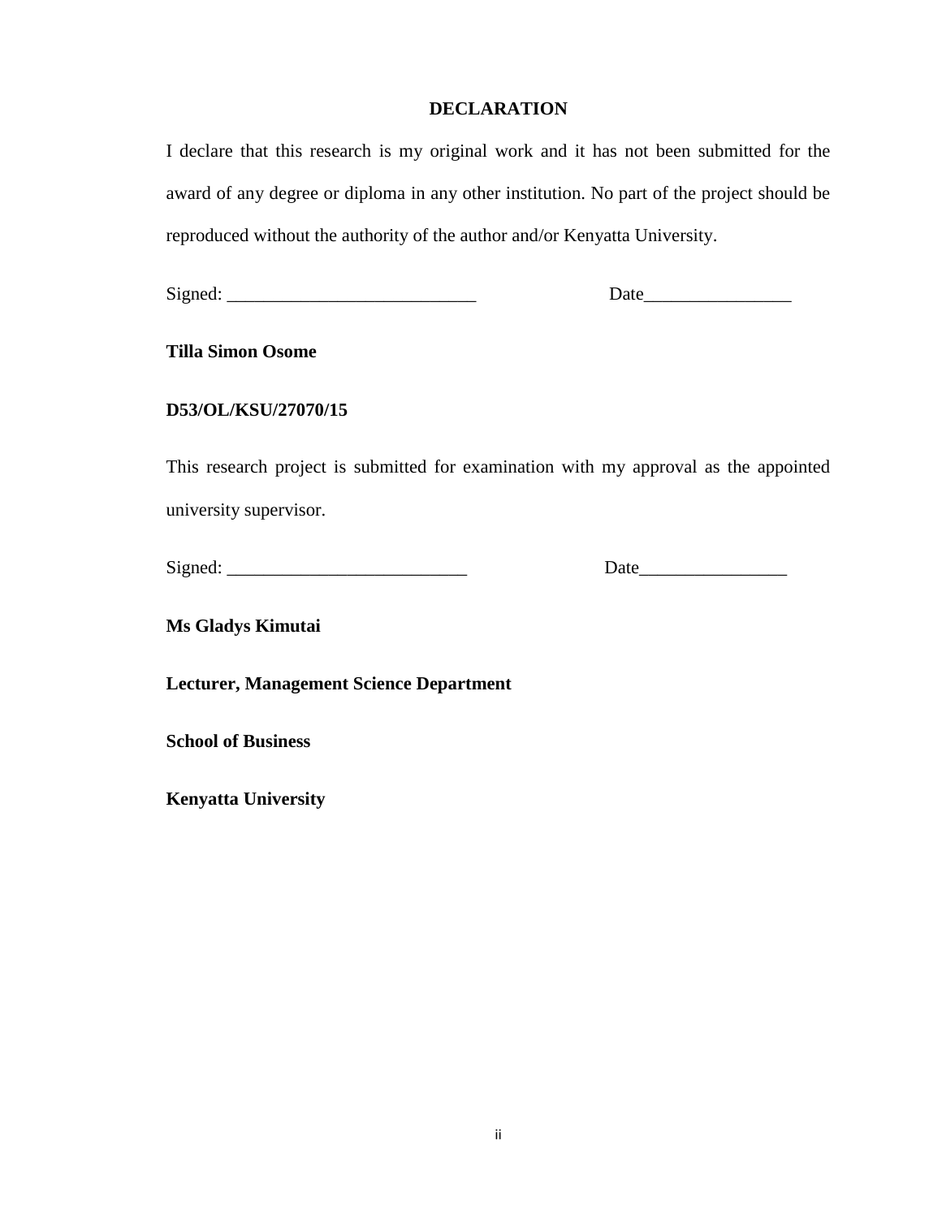# DECLARATION

I declare that this research is my original work and it has not been submitted for the award of any degree or diploma in any other institution. No part of the project should be reproduced without the authority of the author and/or Kenyatta University.

Signed: ___________________________ Date________________

**Tilla Simon Osome**

**D53/OL/KSU/27070/15**

This research project is submitted for examination with my approval as the appointed university supervisor.

Signed: __________________________ Date________________

**Ms Gladys Kimutai**

**Lecturer, Management Science Department**

**School of Business**

**Kenyatta University**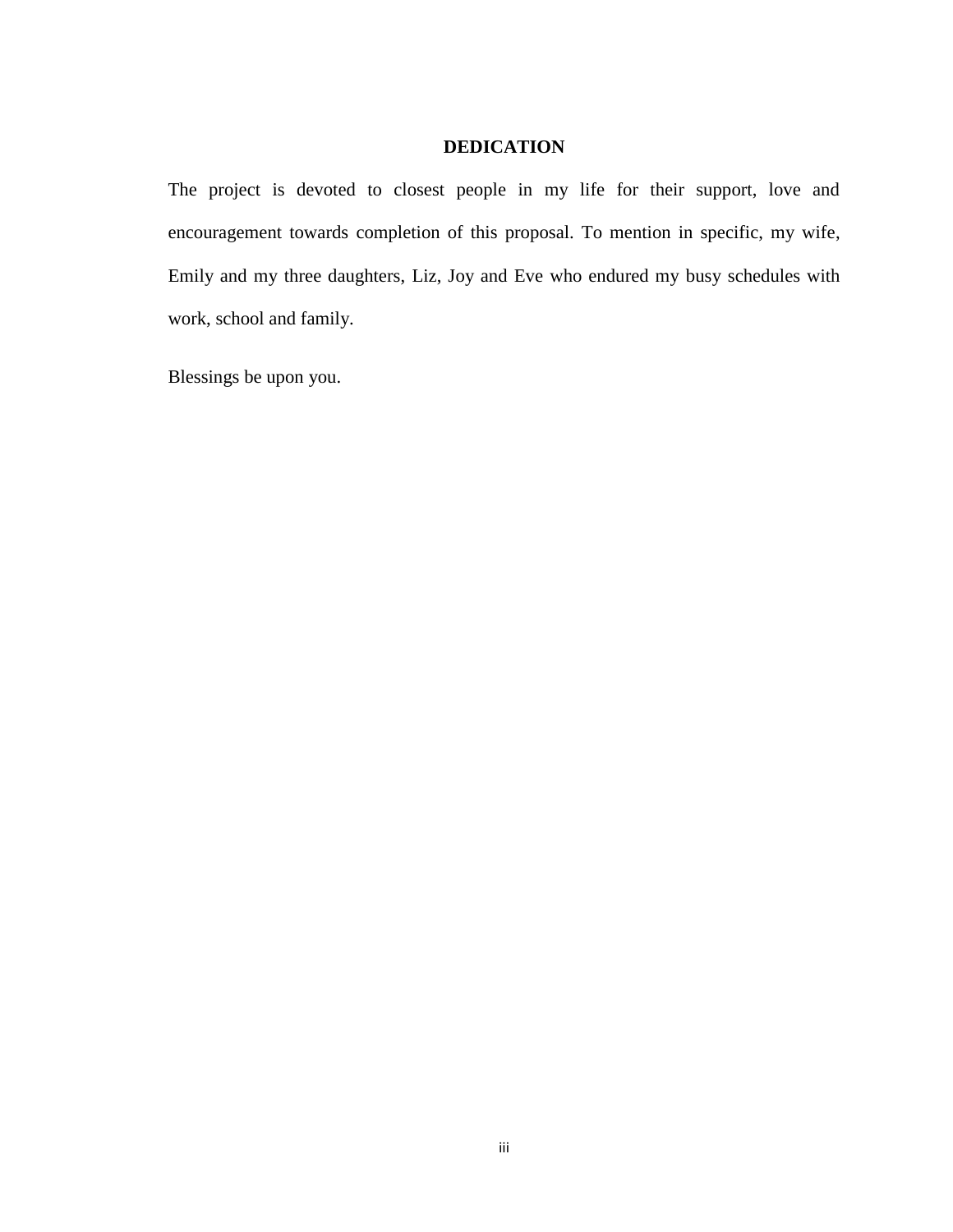# DEDICATION

The project is devoted to closest people in my life for their support, love and encouragement towards completion of this proposal. To mention in specific, my wife, Emily and my three daughters, Liz, Joy and Eve who endured my busy schedules with work, school and family.

Blessings be upon you.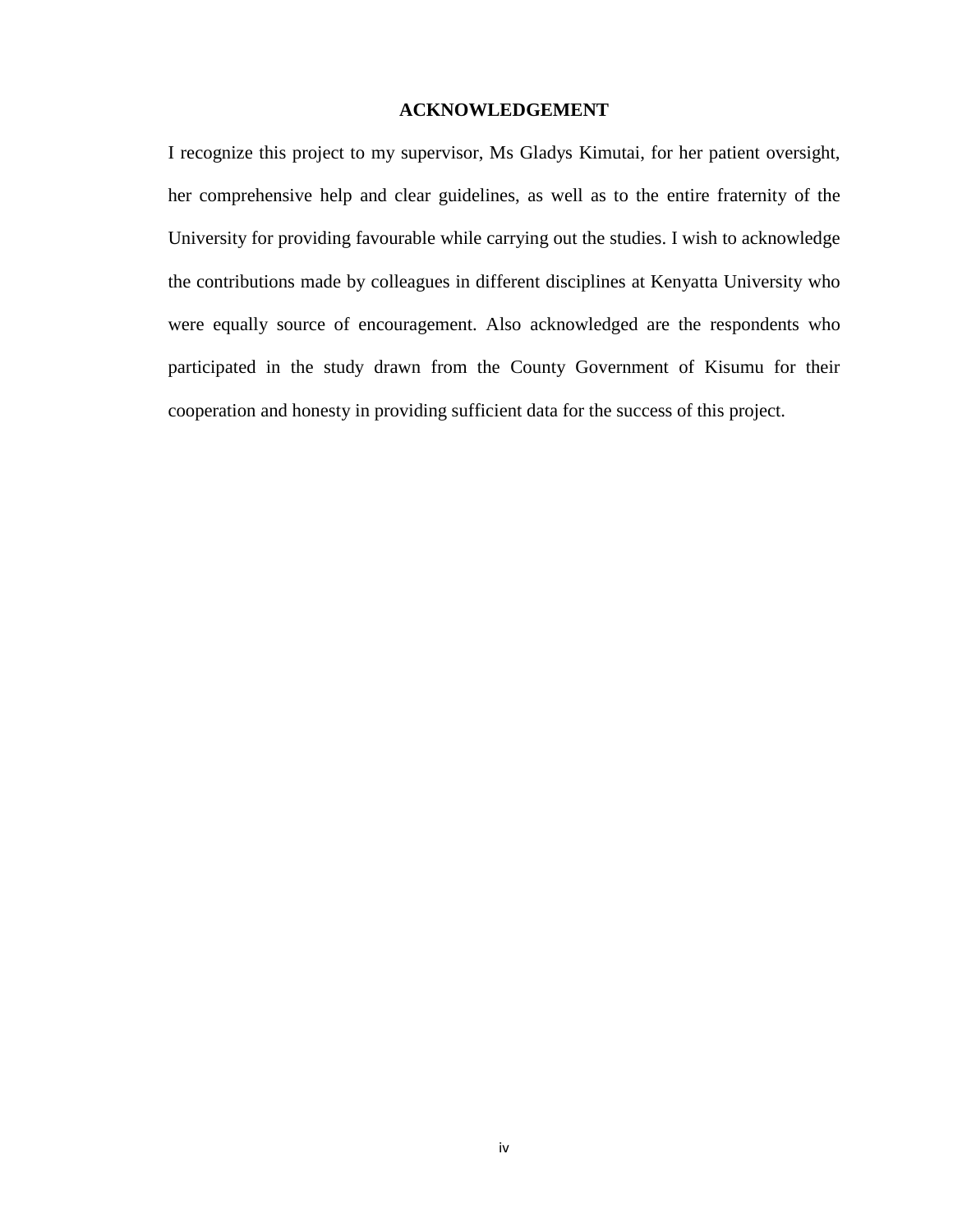# ACKNOWLEDGEMENT

I recognize this project to my supervisor, Ms Gladys Kimutai, for her patient oversight, her comprehensive help and clear guidelines, as well as to the entire fraternity of the University for providing favourable while carrying out the studies. I wish to acknowledge the contributions made by colleagues in different disciplines at Kenyatta University who were equally source of encouragement. Also acknowledged are the respondents who participated in the study drawn from the County Government of Kisumu for their cooperation and honesty in providing sufficient data for the success of this project.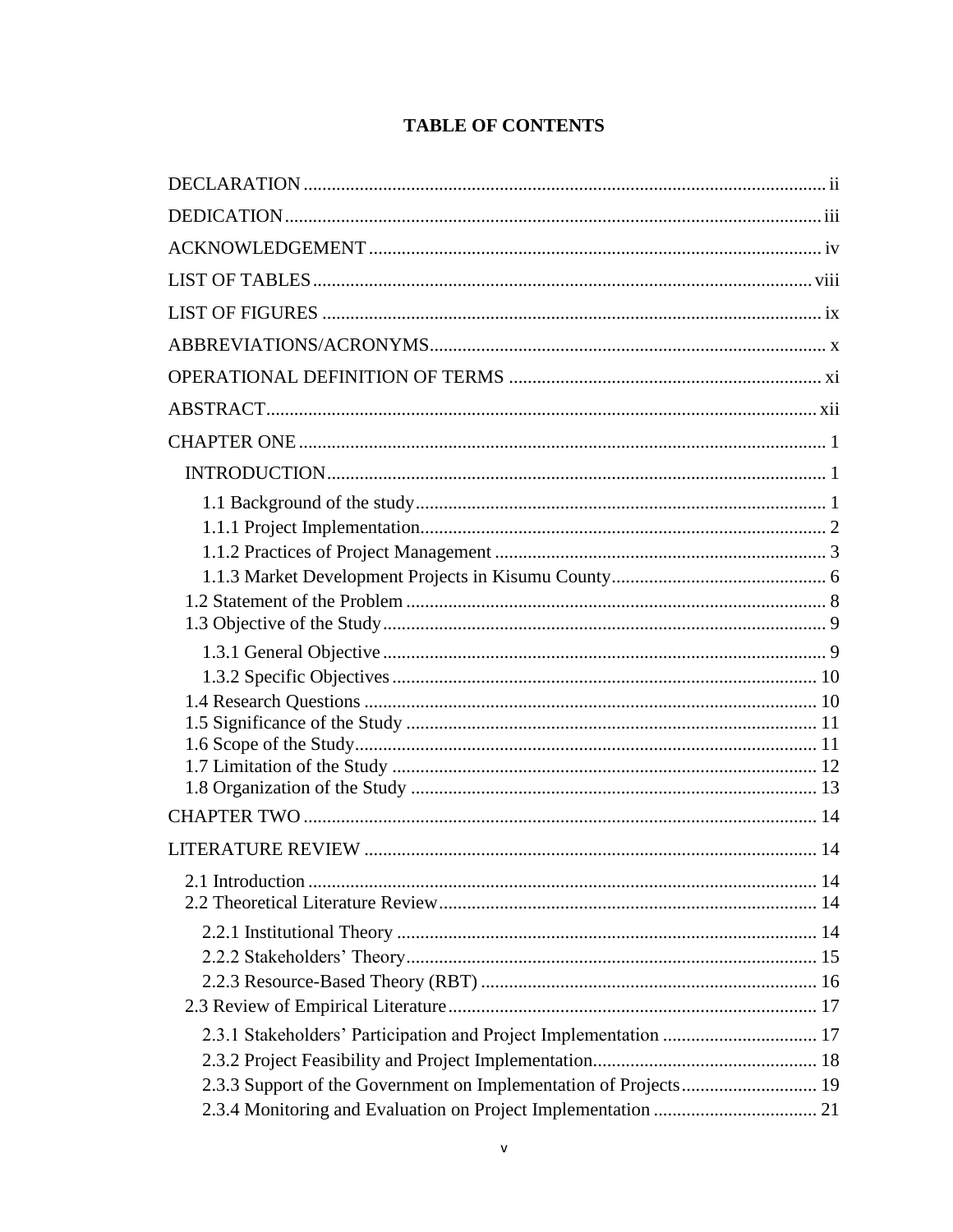# TABLE OF CONTENTS

DECLARATION ........................................................................................................ ii

DEDICATION ........................................................................................................ iii

ACKNOWLEDGEMENT ........................................................................................ iv

LIST OF TABLES .................................................................................................. viii

LIST OF FIGURES .................................................................................................. ix

ABBREVIATIONS/ACRONYMS ............................................................................. x

OPERATIONAL DEFINITION OF TERMS ............................................................ xi

ABSTRACT ............................................................................................................ xii

CHAPTER ONE ........................................................................................................ 1

INTRODUCTION ...................................................................................................... 1

1.1 Background of the study ...................................................................................... 1

1.1.1 Project Implementation ...................................................................................... 2

1.1.2 Practices of Project Management ...................................................................... 3

1.1.3 Market Development Projects in Kisumu County ............................................. 6

1.2 Statement of the Problem ...................................................................................... 8

1.3 Objective of the Study ........................................................................................... 9

1.3.1 General Objective ............................................................................................... 9

1.3.2 Specific Objectives ........................................................................................... 10

1.4 Research Questions .............................................................................................. 10

1.5 Significance of the Study ..................................................................................... 11

1.6 Scope of the Study ................................................................................................ 11

1.7 Limitation of the Study ........................................................................................ 12

1.8 Organization of the Study .................................................................................... 13

CHAPTER TWO ....................................................................................................... 14

LITERATURE REVIEW ........................................................................................... 14

2.1 Introduction ........................................................................................................... 14

2.2 Theoretical Literature Review ............................................................................... 14

2.2.1 Institutional Theory ............................................................................................ 14

2.2.2 Stakeholders' Theory .......................................................................................... 15

2.2.3 Resource-Based Theory (RBT) .......................................................................... 16

2.3 Review of Empirical Literature .............................................................................. 17

2.3.1 Stakeholders' Participation and Project Implementation .................................... 17

2.3.2 Project Feasibility and Project Implementation ................................................... 18

2.3.3 Support of the Government on Implementation of Projects ................................ 19

2.3.4 Monitoring and Evaluation on Project Implementation ...................................... 21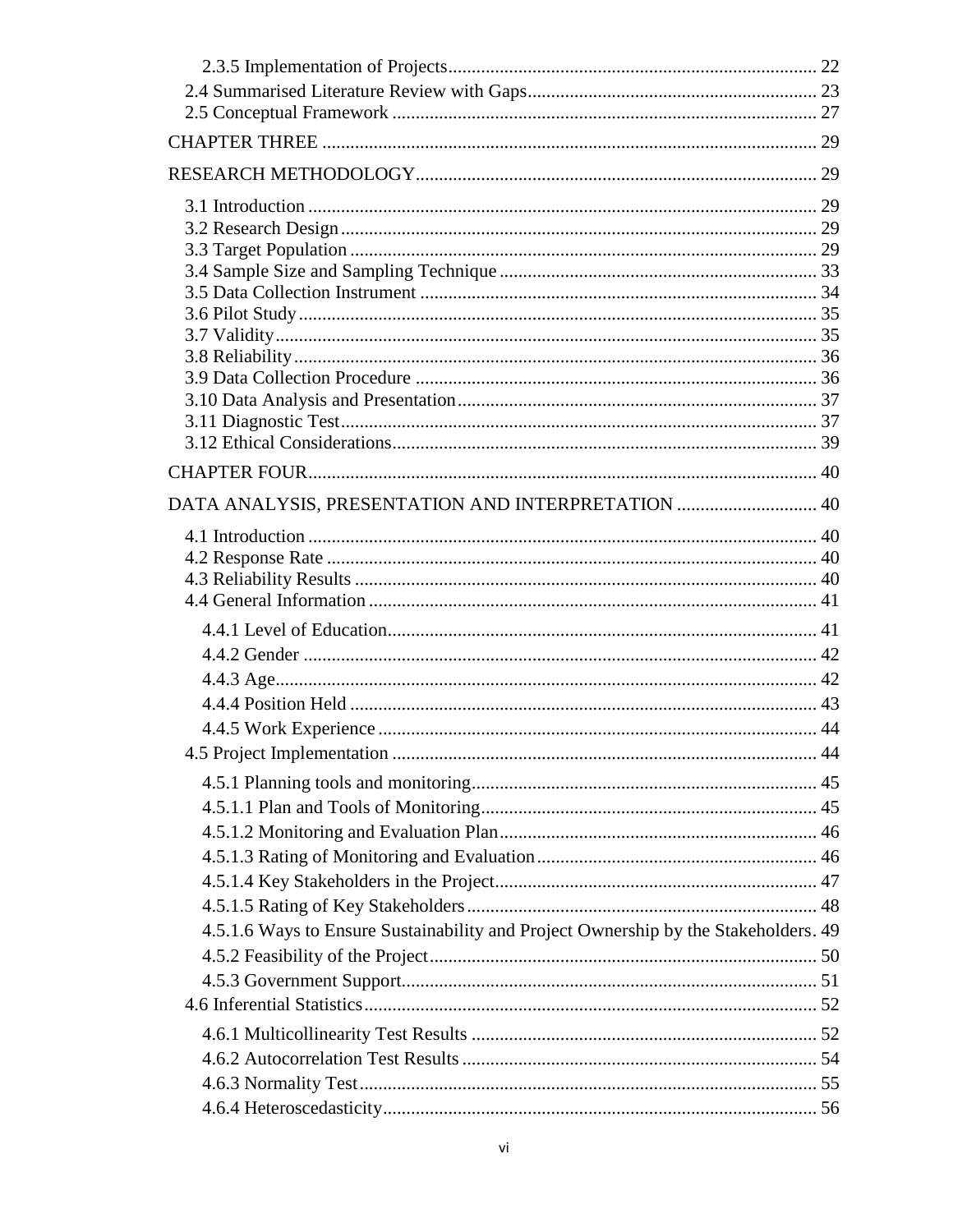2.3.5 Implementation of Projects .............................................................................. 22
2.4 Summarised Literature Review with Gaps ............................................................. 23
2.5 Conceptual Framework .......................................................................................... 27

CHAPTER THREE ......................................................................................................... 29

RESEARCH METHODOLOGY ..................................................................................... 29

3.1 Introduction ............................................................................................................ 29
3.2 Research Design ..................................................................................................... 29
3.3 Target Population ................................................................................................... 29
3.4 Sample Size and Sampling Technique ................................................................... 33
3.5 Data Collection Instrument .................................................................................... 34
3.6 Pilot Study .............................................................................................................. 35
3.7 Validity ................................................................................................................... 35
3.8 Reliability ............................................................................................................... 36
3.9 Data Collection Procedure ..................................................................................... 36
3.10 Data Analysis and Presentation ............................................................................ 37
3.11 Diagnostic Test ..................................................................................................... 37
3.12 Ethical Considerations .......................................................................................... 39

CHAPTER FOUR ............................................................................................................ 40

DATA ANALYSIS, PRESENTATION AND INTERPRETATION .............................. 40

4.1 Introduction ............................................................................................................ 40
4.2 Response Rate ........................................................................................................ 40
4.3 Reliability Results .................................................................................................. 40
4.4 General Information ............................................................................................... 41

4.4.1 Level of Education ........................................................................................... 41
4.4.2 Gender ............................................................................................................. 42
4.4.3 Age ................................................................................................................... 42
4.4.4 Position Held ................................................................................................... 43
4.4.5 Work Experience ............................................................................................. 44

4.5 Project Implementation .......................................................................................... 44

4.5.1 Planning tools and monitoring ......................................................................... 45
4.5.1.1 Plan and Tools of Monitoring ........................................................................ 45
4.5.1.2 Monitoring and Evaluation Plan .................................................................... 46
4.5.1.3 Rating of Monitoring and Evaluation ............................................................ 46
4.5.1.4 Key Stakeholders in the Project ..................................................................... 47
4.5.1.5 Rating of Key Stakeholders ........................................................................... 48
4.5.1.6 Ways to Ensure Sustainability and Project Ownership by the Stakeholders . 49
4.5.2 Feasibility of the Project .................................................................................. 50
4.5.3 Government Support ........................................................................................ 51

4.6 Inferential Statistics ................................................................................................ 52

4.6.1 Multicollinearity Test Results ......................................................................... 52
4.6.2 Autocorrelation Test Results ........................................................................... 54
4.6.3 Normality Test ................................................................................................. 55
4.6.4 Heteroscedasticity ............................................................................................ 56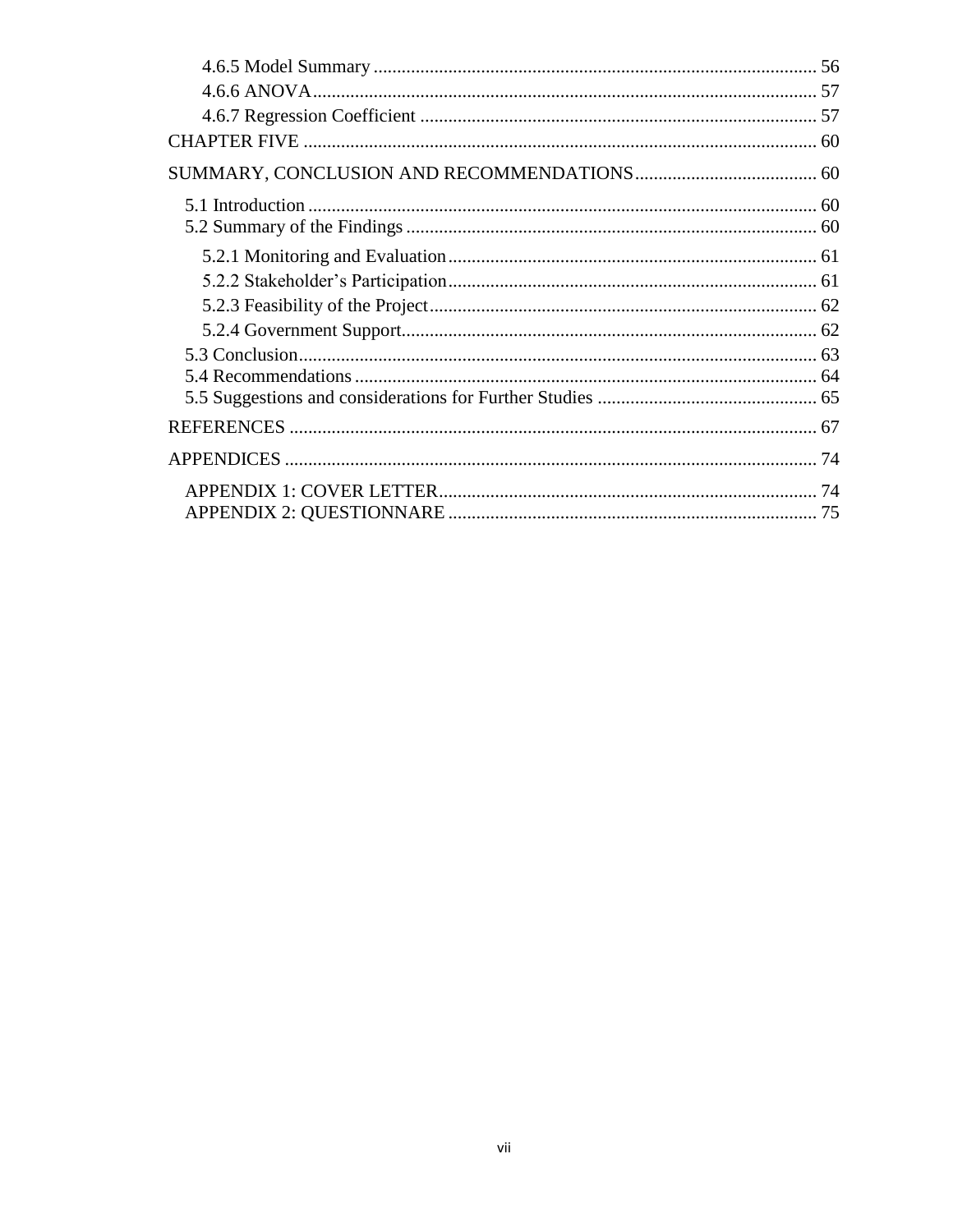4.6.5 Model Summary ........................................................................................ 56
4.6.6 ANOVA.................................................................................................. 57
4.6.7 Regression Coefficient ............................................................................ 57

CHAPTER FIVE ............................................................................................... 60

SUMMARY, CONCLUSION AND RECOMMENDATIONS .................................... 60

5.1 Introduction ............................................................................................... 60
5.2 Summary of the Findings .......................................................................... 60

5.2.1 Monitoring and Evaluation ...................................................................... 61
5.2.2 Stakeholder's Participation ...................................................................... 61
5.2.3 Feasibility of the Project .......................................................................... 62
5.2.4 Government Support ................................................................................ 62

5.3 Conclusion ................................................................................................. 63
5.4 Recommendations ..................................................................................... 64
5.5 Suggestions and considerations for Further Studies ................................... 65

REFERENCES ................................................................................................... 67

APPENDICES .................................................................................................... 74

APPENDIX 1: COVER LETTER ...................................................................... 74
APPENDIX 2: QUESTIONNARE ...................................................................... 75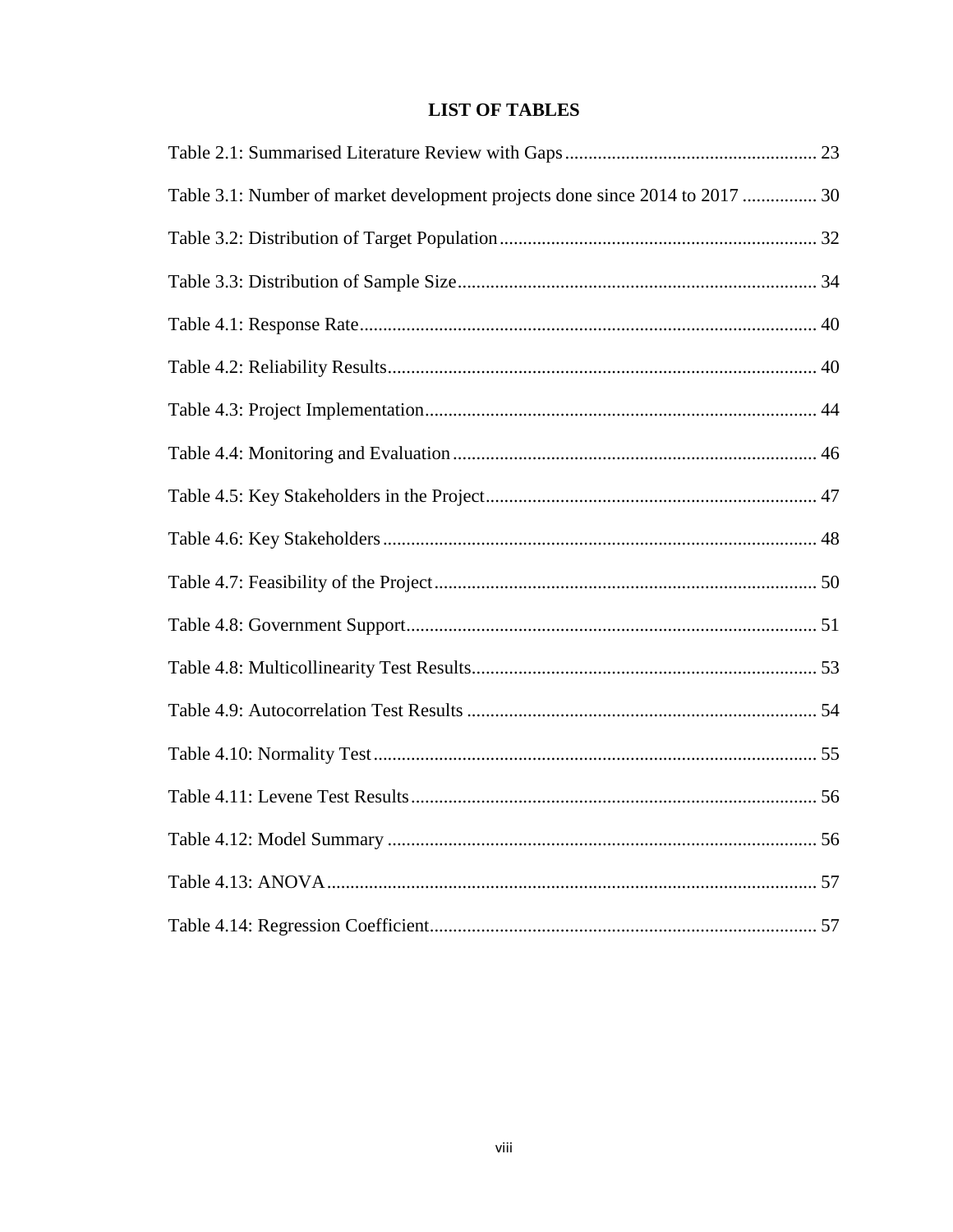# LIST OF TABLES

Table 2.1: Summarised Literature Review with Gaps ..................................................... 23

Table 3.1: Number of market development projects done since 2014 to 2017 ................ 30

Table 3.2: Distribution of Target Population ................................................................... 32

Table 3.3: Distribution of Sample Size ............................................................................ 34

Table 4.1: Response Rate ................................................................................................ 40

Table 4.2: Reliability Results .......................................................................................... 40

Table 4.3: Project Implementation ................................................................................... 44

Table 4.4: Monitoring and Evaluation ............................................................................. 46

Table 4.5: Key Stakeholders in the Project ...................................................................... 47

Table 4.6: Key Stakeholders ............................................................................................ 48

Table 4.7: Feasibility of the Project ................................................................................. 50

Table 4.8: Government Support ....................................................................................... 51

Table 4.8: Multicollinearity Test Results ......................................................................... 53

Table 4.9: Autocorrelation Test Results .......................................................................... 54

Table 4.10: Normality Test .............................................................................................. 55

Table 4.11: Levene Test Results ...................................................................................... 56

Table 4.12: Model Summary ........................................................................................... 56

Table 4.13: ANOVA ........................................................................................................ 57

Table 4.14: Regression Coefficient .................................................................................. 57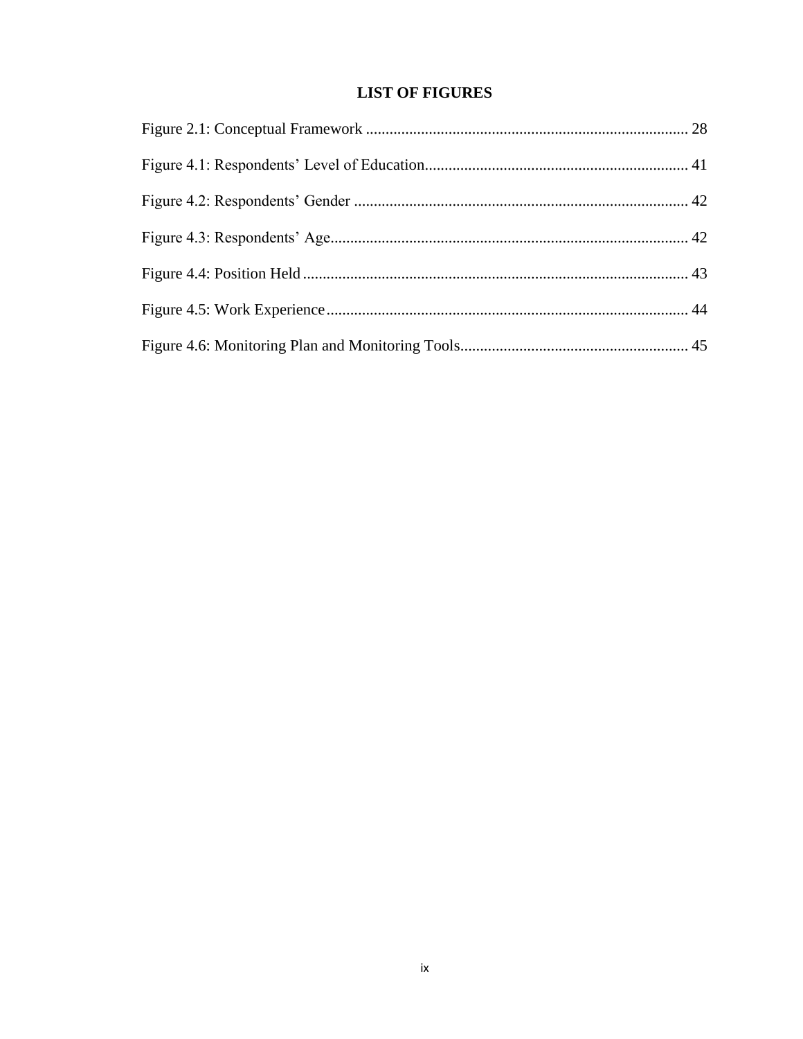# LIST OF FIGURES

Figure 2.1: Conceptual Framework ................................................................................. 28

Figure 4.1: Respondents' Level of Education.................................................................. 41

Figure 4.2: Respondents' Gender .................................................................................... 42

Figure 4.3: Respondents' Age.......................................................................................... 42

Figure 4.4: Position Held ................................................................................................. 43

Figure 4.5: Work Experience........................................................................................... 44

Figure 4.6: Monitoring Plan and Monitoring Tools......................................................... 45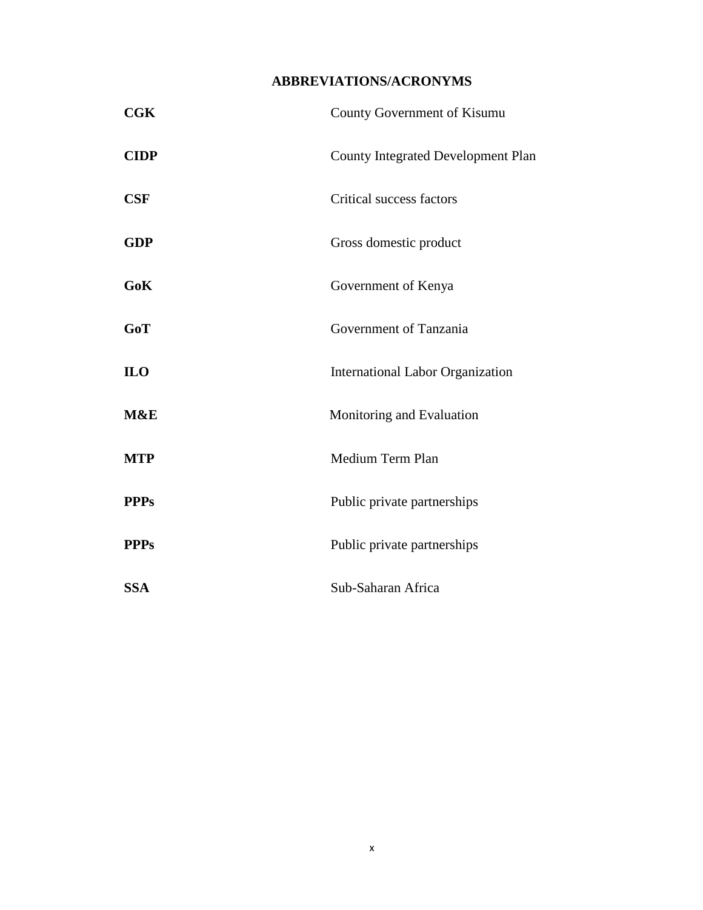# ABBREVIATIONS/ACRONYMS

| | |
|---|---|
| **CGK** | County Government of Kisumu |
| **CIDP** | County Integrated Development Plan |
| **CSF** | Critical success factors |
| **GDP** | Gross domestic product |
| **GoK** | Government of Kenya |
| **GoT** | Government of Tanzania |
| **ILO** | International Labor Organization |
| **M&E** | Monitoring and Evaluation |
| **MTP** | Medium Term Plan |
| **PPPs** | Public private partnerships |
| **PPPs** | Public private partnerships |
| **SSA** | Sub-Saharan Africa |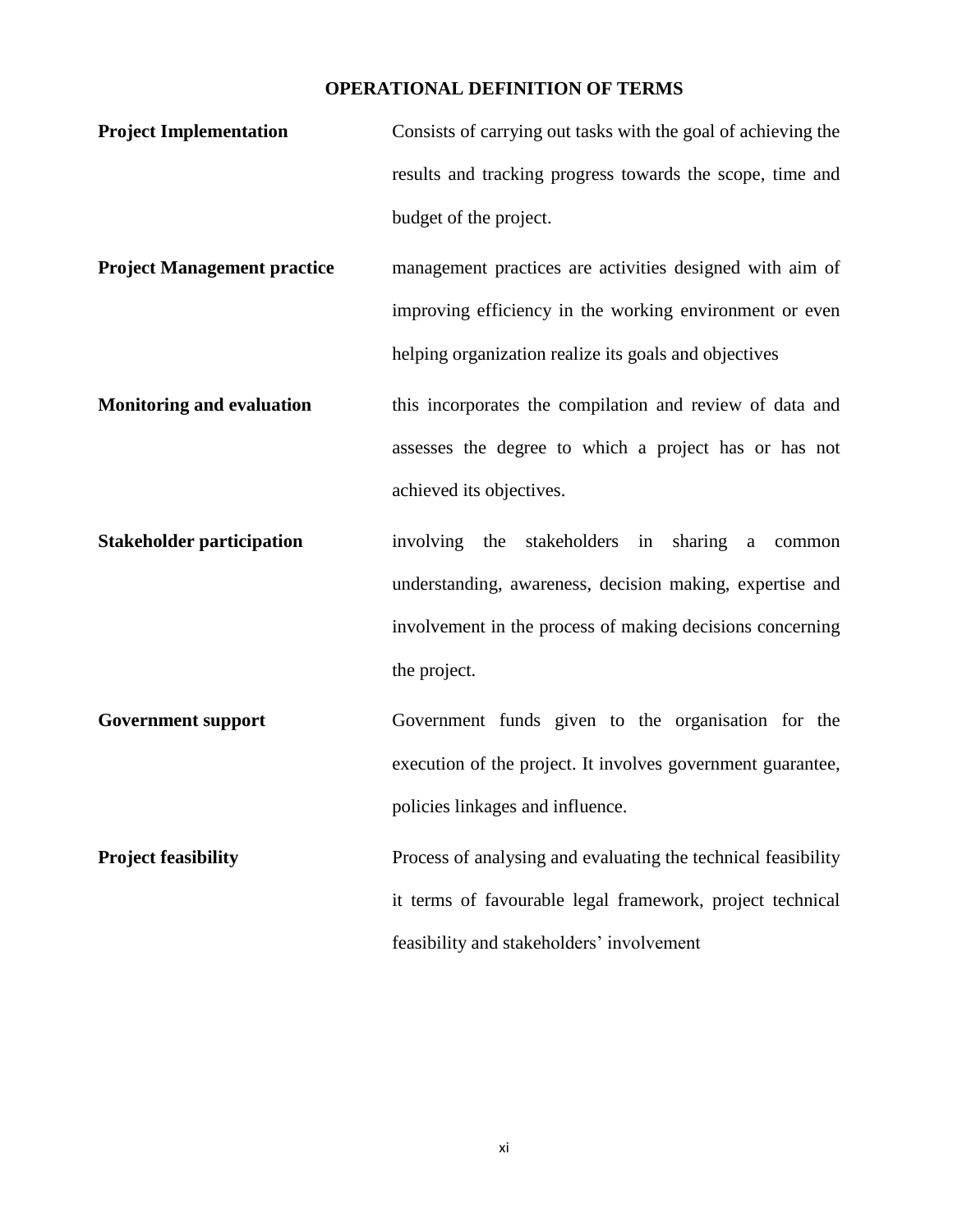## OPERATIONAL DEFINITION OF TERMS

**Project Implementation** Consists of carrying out tasks with the goal of achieving the results and tracking progress towards the scope, time and budget of the project.

**Project Management practice** management practices are activities designed with aim of improving efficiency in the working environment or even helping organization realize its goals and objectives

**Monitoring and evaluation** this incorporates the compilation and review of data and assesses the degree to which a project has or has not achieved its objectives.

**Stakeholder participation** involving the stakeholders in sharing a common understanding, awareness, decision making, expertise and involvement in the process of making decisions concerning the project.

**Government support** Government funds given to the organisation for the execution of the project. It involves government guarantee, policies linkages and influence.

**Project feasibility** Process of analysing and evaluating the technical feasibility it terms of favourable legal framework, project technical feasibility and stakeholders' involvement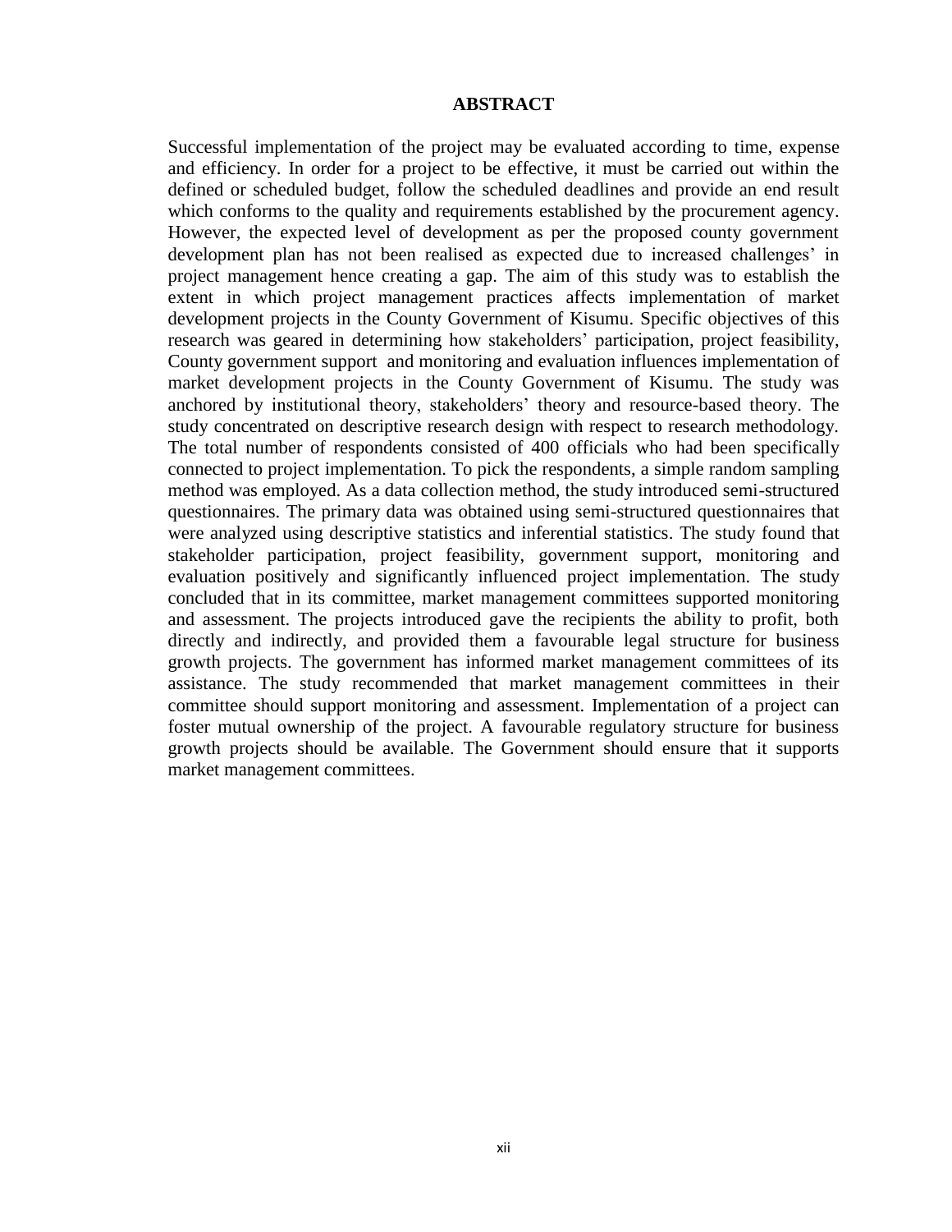# ABSTRACT

Successful implementation of the project may be evaluated according to time, expense and efficiency. In order for a project to be effective, it must be carried out within the defined or scheduled budget, follow the scheduled deadlines and provide an end result which conforms to the quality and requirements established by the procurement agency. However, the expected level of development as per the proposed county government development plan has not been realised as expected due to increased challenges' in project management hence creating a gap. The aim of this study was to establish the extent in which project management practices affects implementation of market development projects in the County Government of Kisumu. Specific objectives of this research was geared in determining how stakeholders' participation, project feasibility, County government support and monitoring and evaluation influences implementation of market development projects in the County Government of Kisumu. The study was anchored by institutional theory, stakeholders' theory and resource-based theory. The study concentrated on descriptive research design with respect to research methodology. The total number of respondents consisted of 400 officials who had been specifically connected to project implementation. To pick the respondents, a simple random sampling method was employed. As a data collection method, the study introduced semi-structured questionnaires. The primary data was obtained using semi-structured questionnaires that were analyzed using descriptive statistics and inferential statistics. The study found that stakeholder participation, project feasibility, government support, monitoring and evaluation positively and significantly influenced project implementation. The study concluded that in its committee, market management committees supported monitoring and assessment. The projects introduced gave the recipients the ability to profit, both directly and indirectly, and provided them a favourable legal structure for business growth projects. The government has informed market management committees of its assistance. The study recommended that market management committees in their committee should support monitoring and assessment. Implementation of a project can foster mutual ownership of the project. A favourable regulatory structure for business growth projects should be available. The Government should ensure that it supports market management committees.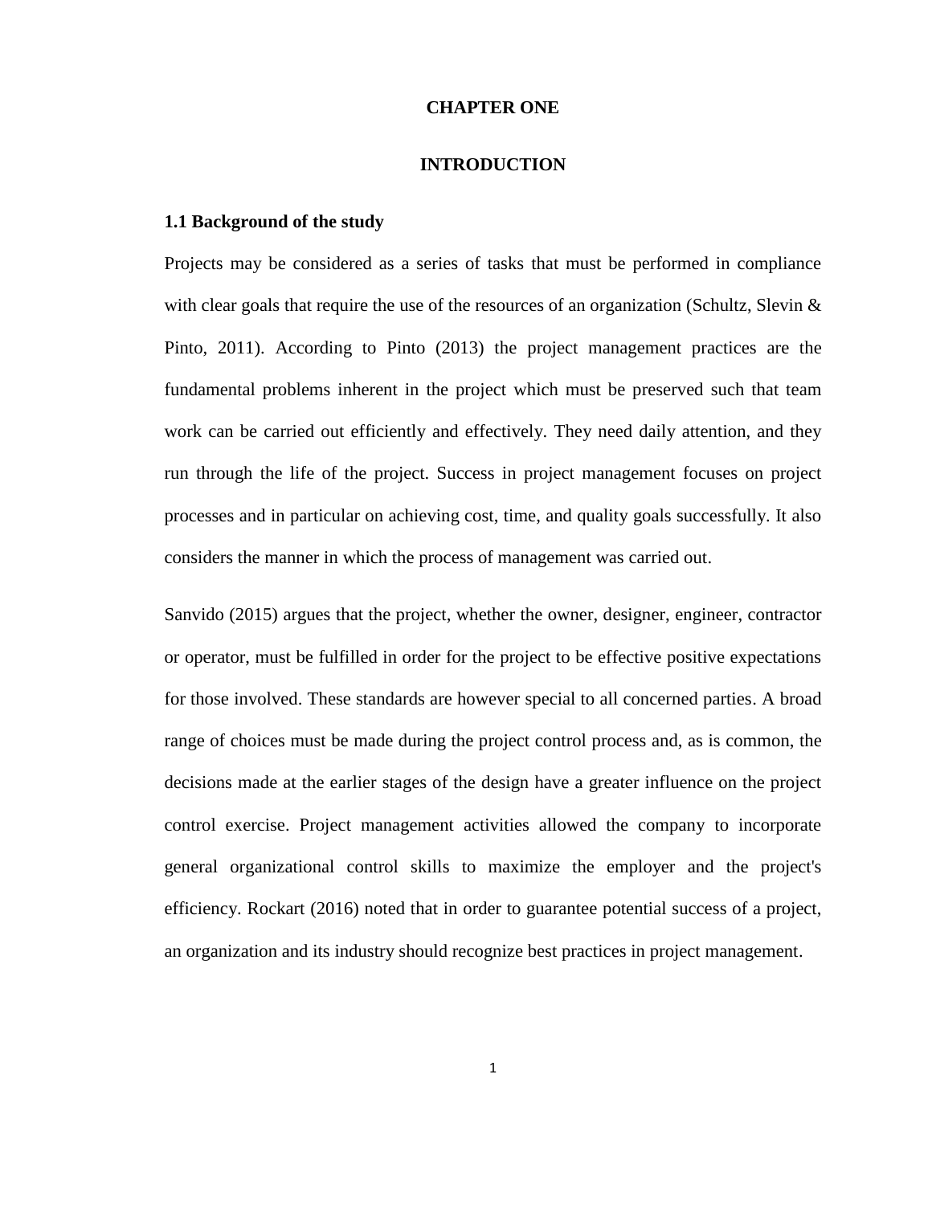# CHAPTER ONE

# INTRODUCTION

## 1.1 Background of the study

Projects may be considered as a series of tasks that must be performed in compliance with clear goals that require the use of the resources of an organization (Schultz, Slevin & Pinto, 2011). According to Pinto (2013) the project management practices are the fundamental problems inherent in the project which must be preserved such that team work can be carried out efficiently and effectively. They need daily attention, and they run through the life of the project. Success in project management focuses on project processes and in particular on achieving cost, time, and quality goals successfully. It also considers the manner in which the process of management was carried out.

Sanvido (2015) argues that the project, whether the owner, designer, engineer, contractor or operator, must be fulfilled in order for the project to be effective positive expectations for those involved. These standards are however special to all concerned parties. A broad range of choices must be made during the project control process and, as is common, the decisions made at the earlier stages of the design have a greater influence on the project control exercise. Project management activities allowed the company to incorporate general organizational control skills to maximize the employer and the project's efficiency. Rockart (2016) noted that in order to guarantee potential success of a project, an organization and its industry should recognize best practices in project management.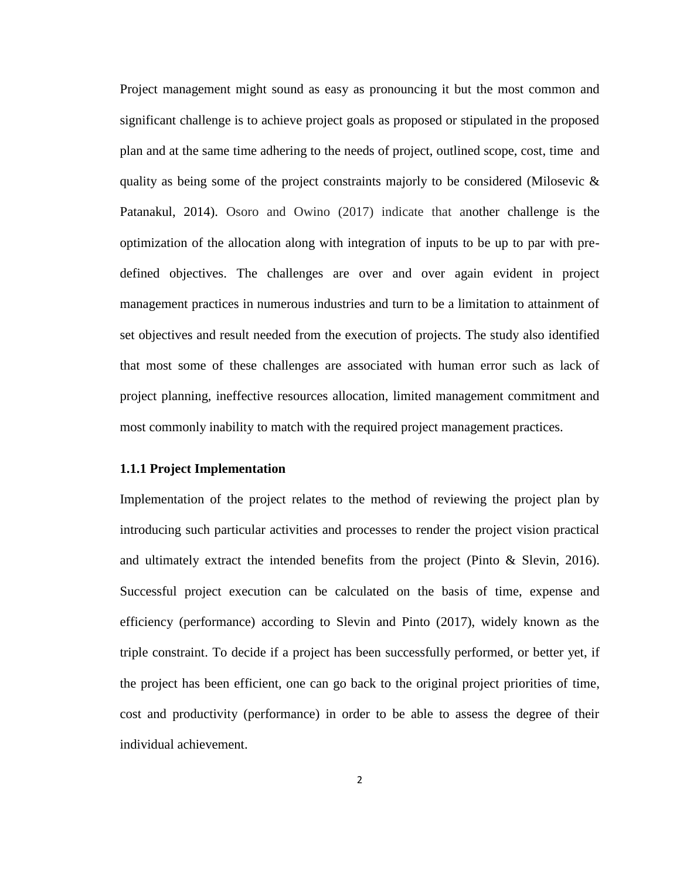Project management might sound as easy as pronouncing it but the most common and significant challenge is to achieve project goals as proposed or stipulated in the proposed plan and at the same time adhering to the needs of project, outlined scope, cost, time and quality as being some of the project constraints majorly to be considered (Milosevic & Patanakul, 2014). Osoro and Owino (2017) indicate that another challenge is the optimization of the allocation along with integration of inputs to be up to par with pre-defined objectives. The challenges are over and over again evident in project management practices in numerous industries and turn to be a limitation to attainment of set objectives and result needed from the execution of projects. The study also identified that most some of these challenges are associated with human error such as lack of project planning, ineffective resources allocation, limited management commitment and most commonly inability to match with the required project management practices.

### 1.1.1 Project Implementation

Implementation of the project relates to the method of reviewing the project plan by introducing such particular activities and processes to render the project vision practical and ultimately extract the intended benefits from the project (Pinto & Slevin, 2016). Successful project execution can be calculated on the basis of time, expense and efficiency (performance) according to Slevin and Pinto (2017), widely known as the triple constraint. To decide if a project has been successfully performed, or better yet, if the project has been efficient, one can go back to the original project priorities of time, cost and productivity (performance) in order to be able to assess the degree of their individual achievement.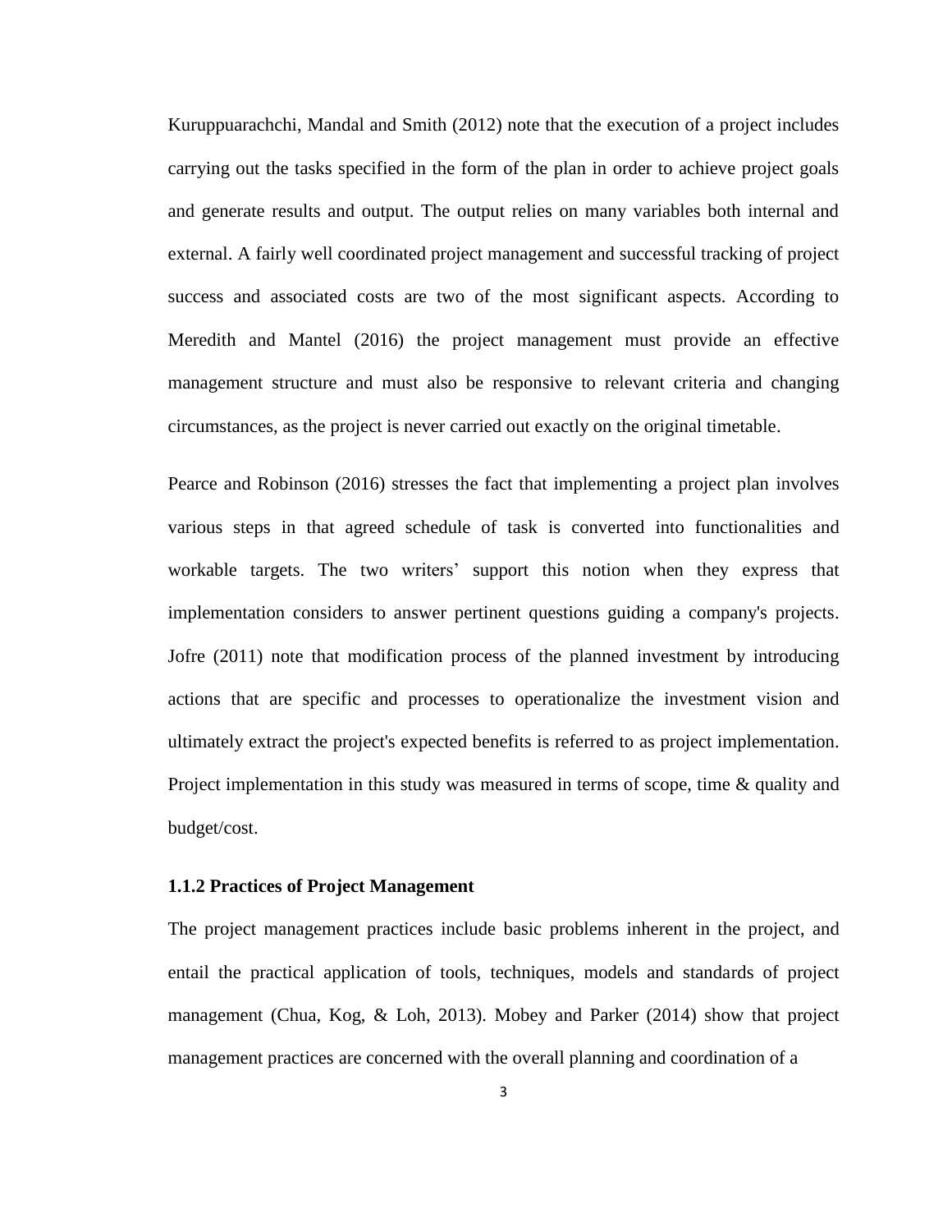Kuruppuarachchi, Mandal and Smith (2012) note that the execution of a project includes carrying out the tasks specified in the form of the plan in order to achieve project goals and generate results and output. The output relies on many variables both internal and external. A fairly well coordinated project management and successful tracking of project success and associated costs are two of the most significant aspects. According to Meredith and Mantel (2016) the project management must provide an effective management structure and must also be responsive to relevant criteria and changing circumstances, as the project is never carried out exactly on the original timetable.

Pearce and Robinson (2016) stresses the fact that implementing a project plan involves various steps in that agreed schedule of task is converted into functionalities and workable targets. The two writers' support this notion when they express that implementation considers to answer pertinent questions guiding a company's projects. Jofre (2011) note that modification process of the planned investment by introducing actions that are specific and processes to operationalize the investment vision and ultimately extract the project's expected benefits is referred to as project implementation. Project implementation in this study was measured in terms of scope, time & quality and budget/cost.

### 1.1.2 Practices of Project Management

The project management practices include basic problems inherent in the project, and entail the practical application of tools, techniques, models and standards of project management (Chua, Kog, & Loh, 2013). Mobey and Parker (2014) show that project management practices are concerned with the overall planning and coordination of a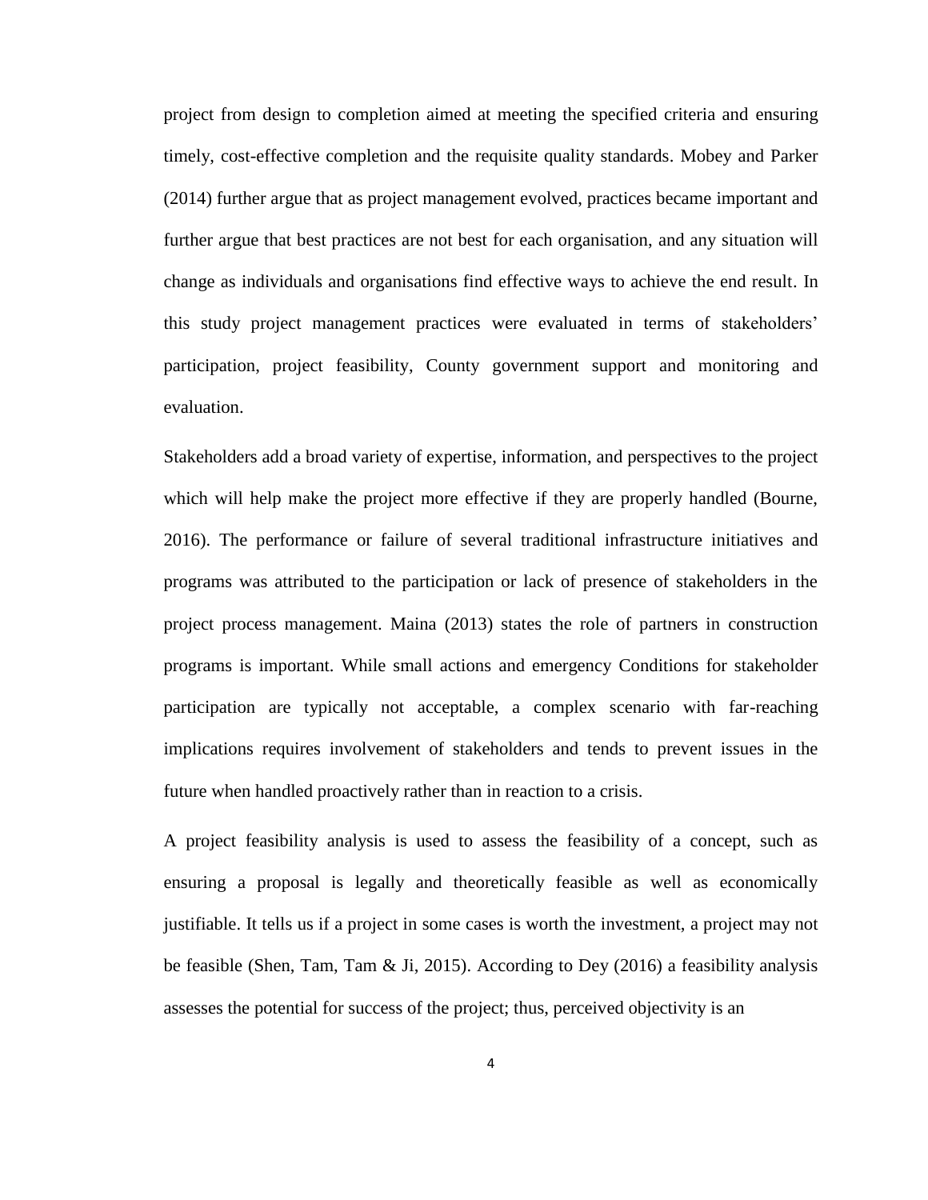project from design to completion aimed at meeting the specified criteria and ensuring timely, cost-effective completion and the requisite quality standards. Mobey and Parker (2014) further argue that as project management evolved, practices became important and further argue that best practices are not best for each organisation, and any situation will change as individuals and organisations find effective ways to achieve the end result. In this study project management practices were evaluated in terms of stakeholders' participation, project feasibility, County government support and monitoring and evaluation.

Stakeholders add a broad variety of expertise, information, and perspectives to the project which will help make the project more effective if they are properly handled (Bourne, 2016). The performance or failure of several traditional infrastructure initiatives and programs was attributed to the participation or lack of presence of stakeholders in the project process management. Maina (2013) states the role of partners in construction programs is important. While small actions and emergency Conditions for stakeholder participation are typically not acceptable, a complex scenario with far-reaching implications requires involvement of stakeholders and tends to prevent issues in the future when handled proactively rather than in reaction to a crisis.

A project feasibility analysis is used to assess the feasibility of a concept, such as ensuring a proposal is legally and theoretically feasible as well as economically justifiable. It tells us if a project in some cases is worth the investment, a project may not be feasible (Shen, Tam, Tam & Ji, 2015). According to Dey (2016) a feasibility analysis assesses the potential for success of the project; thus, perceived objectivity is an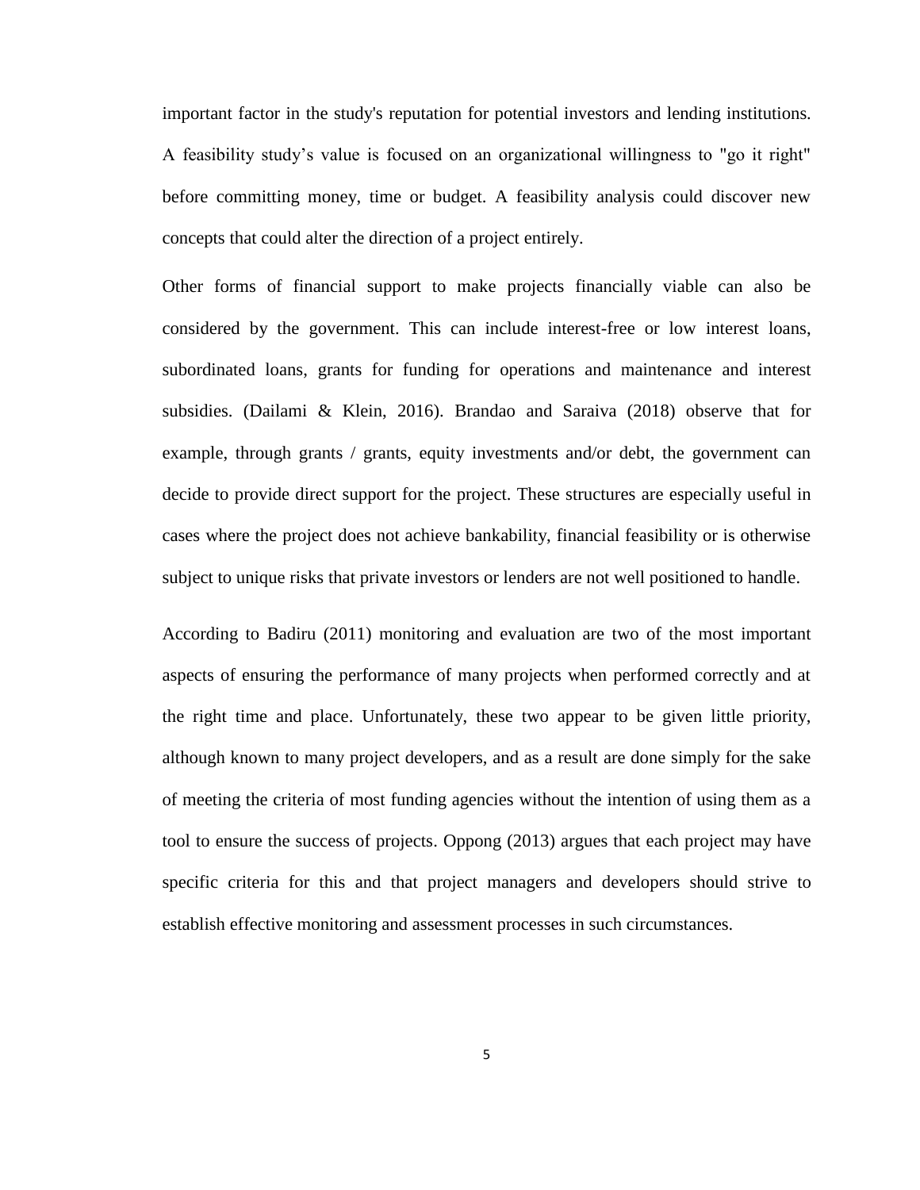important factor in the study's reputation for potential investors and lending institutions. A feasibility study’s value is focused on an organizational willingness to "go it right" before committing money, time or budget. A feasibility analysis could discover new concepts that could alter the direction of a project entirely.

Other forms of financial support to make projects financially viable can also be considered by the government. This can include interest-free or low interest loans, subordinated loans, grants for funding for operations and maintenance and interest subsidies. (Dailami & Klein, 2016). Brandao and Saraiva (2018) observe that for example, through grants / grants, equity investments and/or debt, the government can decide to provide direct support for the project. These structures are especially useful in cases where the project does not achieve bankability, financial feasibility or is otherwise subject to unique risks that private investors or lenders are not well positioned to handle.

According to Badiru (2011) monitoring and evaluation are two of the most important aspects of ensuring the performance of many projects when performed correctly and at the right time and place. Unfortunately, these two appear to be given little priority, although known to many project developers, and as a result are done simply for the sake of meeting the criteria of most funding agencies without the intention of using them as a tool to ensure the success of projects. Oppong (2013) argues that each project may have specific criteria for this and that project managers and developers should strive to establish effective monitoring and assessment processes in such circumstances.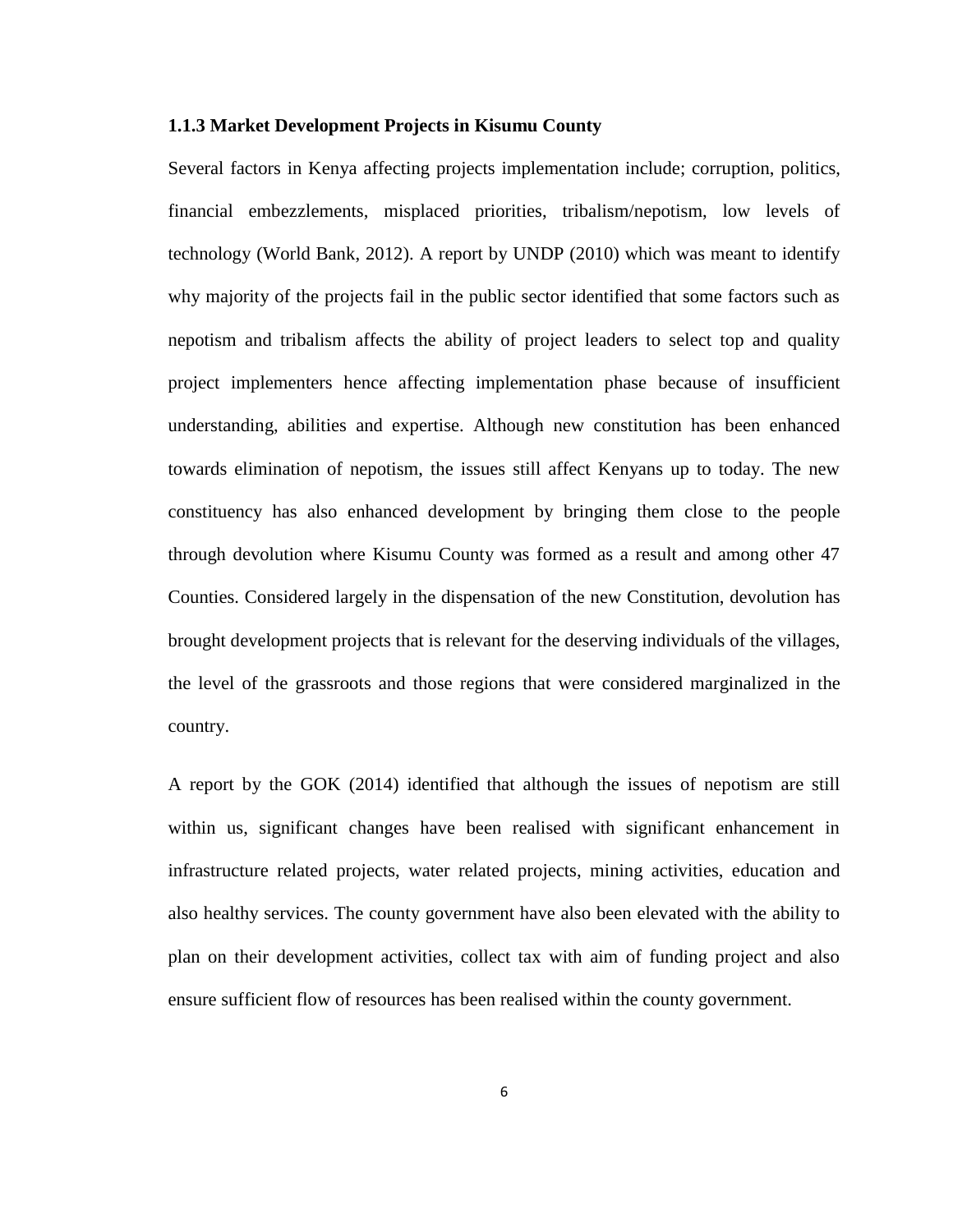### 1.1.3 Market Development Projects in Kisumu County

Several factors in Kenya affecting projects implementation include; corruption, politics, financial embezzlements, misplaced priorities, tribalism/nepotism, low levels of technology (World Bank, 2012). A report by UNDP (2010) which was meant to identify why majority of the projects fail in the public sector identified that some factors such as nepotism and tribalism affects the ability of project leaders to select top and quality project implementers hence affecting implementation phase because of insufficient understanding, abilities and expertise. Although new constitution has been enhanced towards elimination of nepotism, the issues still affect Kenyans up to today. The new constituency has also enhanced development by bringing them close to the people through devolution where Kisumu County was formed as a result and among other 47 Counties. Considered largely in the dispensation of the new Constitution, devolution has brought development projects that is relevant for the deserving individuals of the villages, the level of the grassroots and those regions that were considered marginalized in the country.

A report by the GOK (2014) identified that although the issues of nepotism are still within us, significant changes have been realised with significant enhancement in infrastructure related projects, water related projects, mining activities, education and also healthy services. The county government have also been elevated with the ability to plan on their development activities, collect tax with aim of funding project and also ensure sufficient flow of resources has been realised within the county government.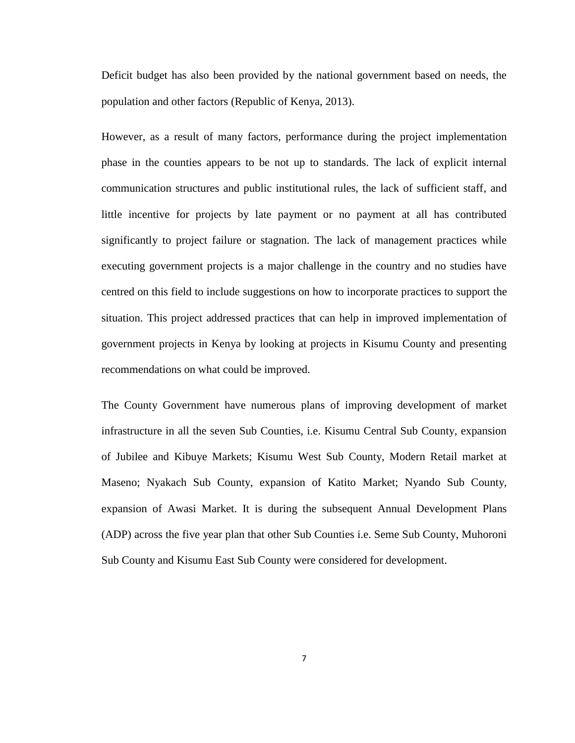Deficit budget has also been provided by the national government based on needs, the population and other factors (Republic of Kenya, 2013).

However, as a result of many factors, performance during the project implementation phase in the counties appears to be not up to standards. The lack of explicit internal communication structures and public institutional rules, the lack of sufficient staff, and little incentive for projects by late payment or no payment at all has contributed significantly to project failure or stagnation. The lack of management practices while executing government projects is a major challenge in the country and no studies have centred on this field to include suggestions on how to incorporate practices to support the situation. This project addressed practices that can help in improved implementation of government projects in Kenya by looking at projects in Kisumu County and presenting recommendations on what could be improved.

The County Government have numerous plans of improving development of market infrastructure in all the seven Sub Counties, i.e. Kisumu Central Sub County, expansion of Jubilee and Kibuye Markets; Kisumu West Sub County, Modern Retail market at Maseno; Nyakach Sub County, expansion of Katito Market; Nyando Sub County, expansion of Awasi Market. It is during the subsequent Annual Development Plans (ADP) across the five year plan that other Sub Counties i.e. Seme Sub County, Muhoroni Sub County and Kisumu East Sub County were considered for development.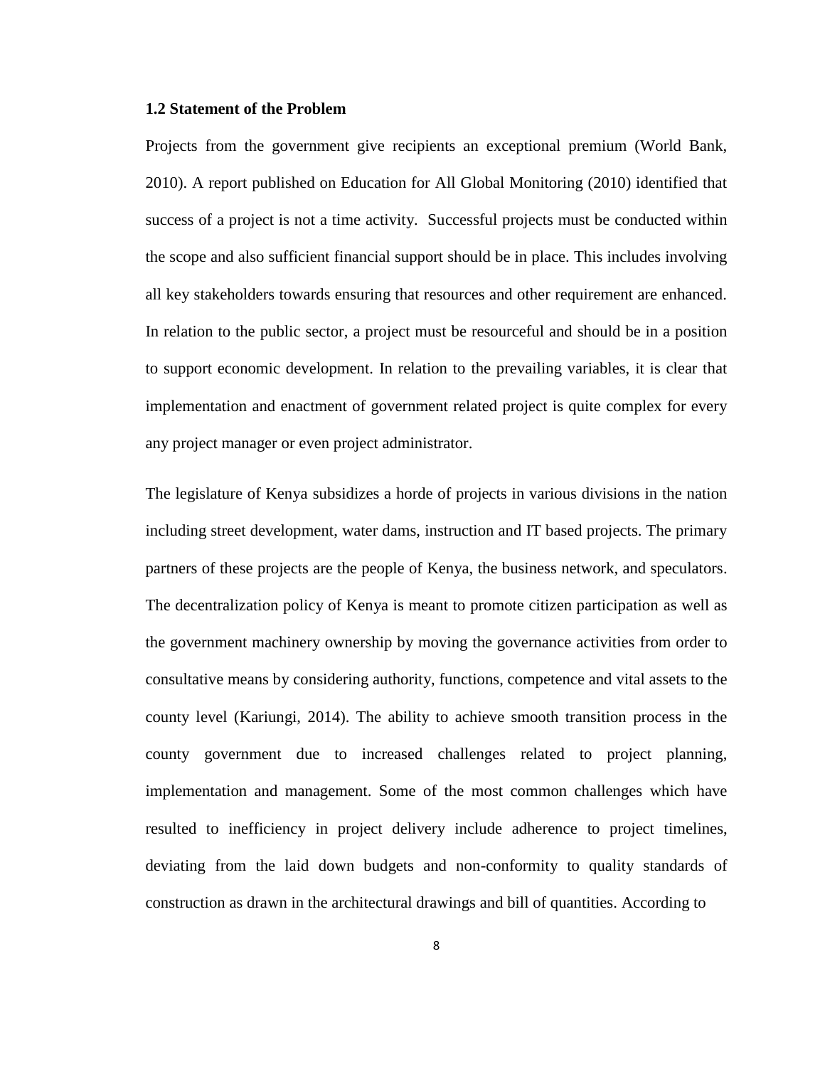### 1.2 Statement of the Problem

Projects from the government give recipients an exceptional premium (World Bank, 2010). A report published on Education for All Global Monitoring (2010) identified that success of a project is not a time activity. Successful projects must be conducted within the scope and also sufficient financial support should be in place. This includes involving all key stakeholders towards ensuring that resources and other requirement are enhanced. In relation to the public sector, a project must be resourceful and should be in a position to support economic development. In relation to the prevailing variables, it is clear that implementation and enactment of government related project is quite complex for every any project manager or even project administrator.

The legislature of Kenya subsidizes a horde of projects in various divisions in the nation including street development, water dams, instruction and IT based projects. The primary partners of these projects are the people of Kenya, the business network, and speculators. The decentralization policy of Kenya is meant to promote citizen participation as well as the government machinery ownership by moving the governance activities from order to consultative means by considering authority, functions, competence and vital assets to the county level (Kariungi, 2014). The ability to achieve smooth transition process in the county government due to increased challenges related to project planning, implementation and management. Some of the most common challenges which have resulted to inefficiency in project delivery include adherence to project timelines, deviating from the laid down budgets and non-conformity to quality standards of construction as drawn in the architectural drawings and bill of quantities. According to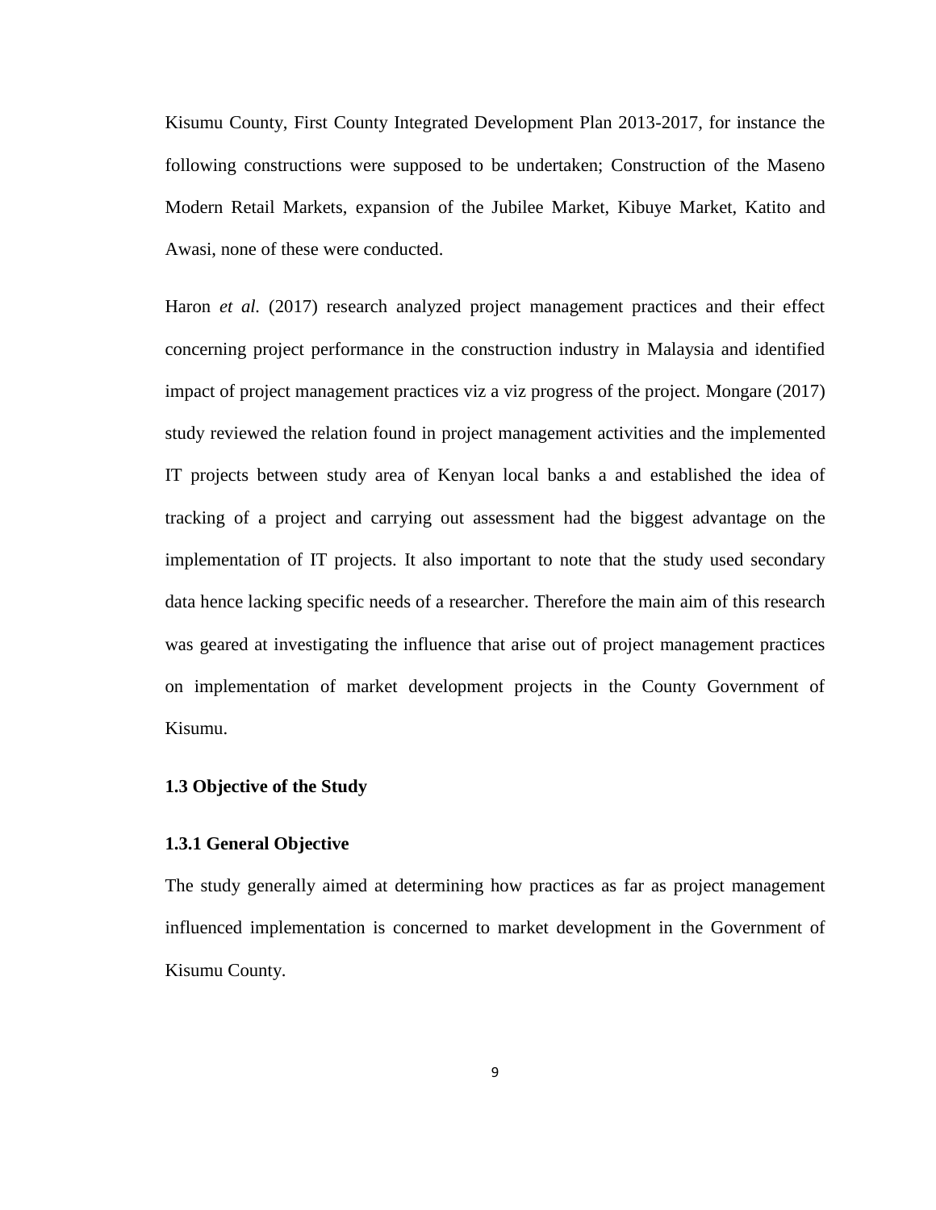Kisumu County, First County Integrated Development Plan 2013-2017, for instance the following constructions were supposed to be undertaken; Construction of the Maseno Modern Retail Markets, expansion of the Jubilee Market, Kibuye Market, Katito and Awasi, none of these were conducted.

Haron *et al.* (2017) research analyzed project management practices and their effect concerning project performance in the construction industry in Malaysia and identified impact of project management practices viz a viz progress of the project. Mongare (2017) study reviewed the relation found in project management activities and the implemented IT projects between study area of Kenyan local banks a and established the idea of tracking of a project and carrying out assessment had the biggest advantage on the implementation of IT projects. It also important to note that the study used secondary data hence lacking specific needs of a researcher. Therefore the main aim of this research was geared at investigating the influence that arise out of project management practices on implementation of market development projects in the County Government of Kisumu.

## 1.3 Objective of the Study

### 1.3.1 General Objective

The study generally aimed at determining how practices as far as project management influenced implementation is concerned to market development in the Government of Kisumu County.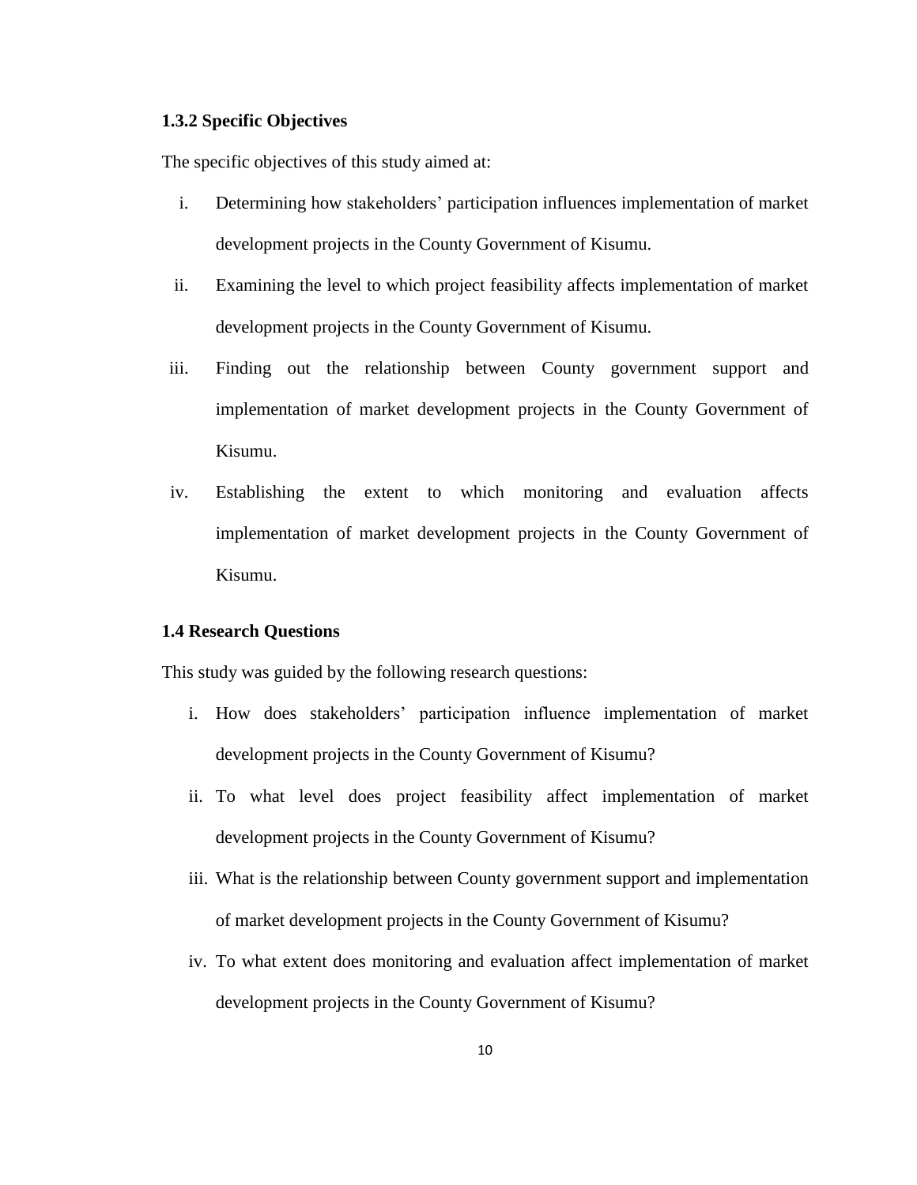### 1.3.2 Specific Objectives

The specific objectives of this study aimed at:

i. Determining how stakeholders' participation influences implementation of market development projects in the County Government of Kisumu.
ii. Examining the level to which project feasibility affects implementation of market development projects in the County Government of Kisumu.
iii. Finding out the relationship between County government support and implementation of market development projects in the County Government of Kisumu.
iv. Establishing the extent to which monitoring and evaluation affects implementation of market development projects in the County Government of Kisumu.

## 1.4 Research Questions

This study was guided by the following research questions:

i. How does stakeholders' participation influence implementation of market development projects in the County Government of Kisumu?
ii. To what level does project feasibility affect implementation of market development projects in the County Government of Kisumu?
iii. What is the relationship between County government support and implementation of market development projects in the County Government of Kisumu?
iv. To what extent does monitoring and evaluation affect implementation of market development projects in the County Government of Kisumu?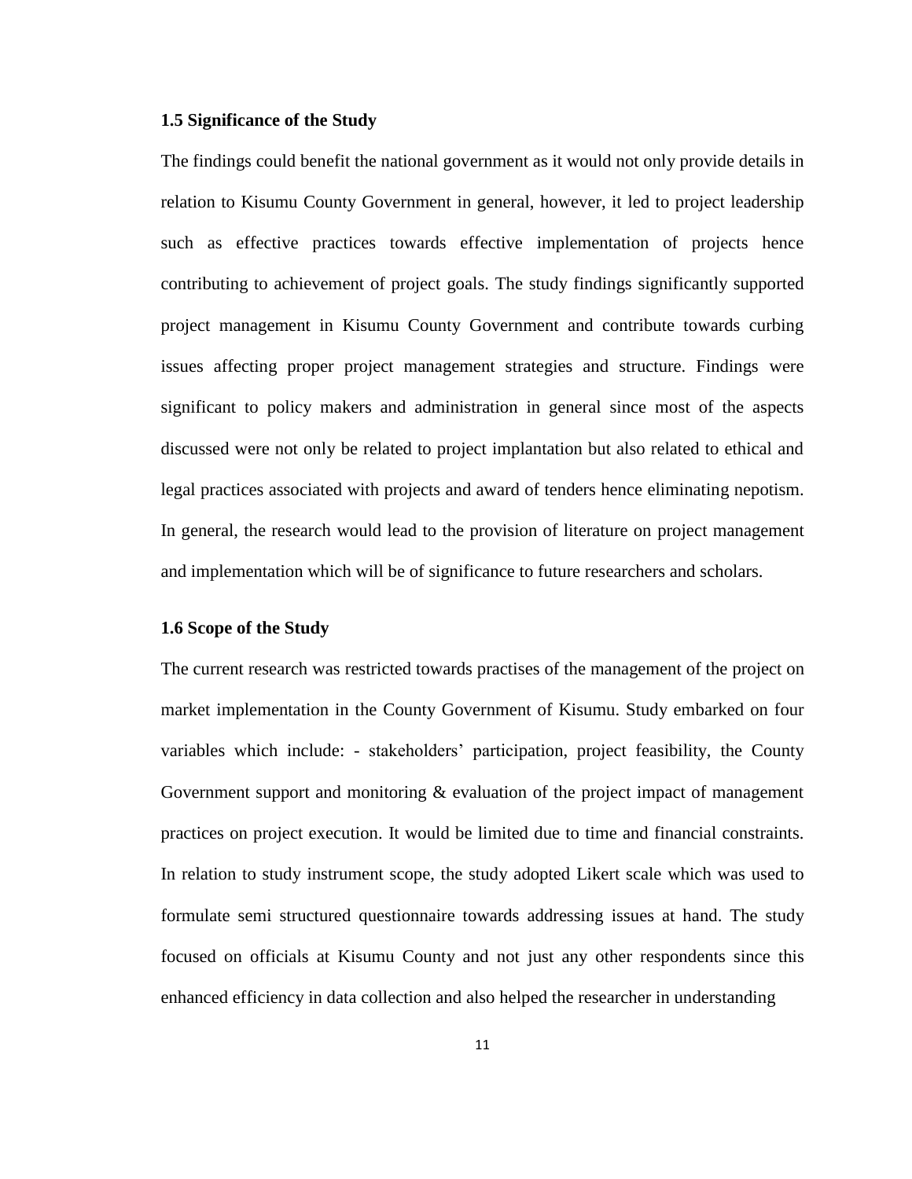### 1.5 Significance of the Study

The findings could benefit the national government as it would not only provide details in relation to Kisumu County Government in general, however, it led to project leadership such as effective practices towards effective implementation of projects hence contributing to achievement of project goals. The study findings significantly supported project management in Kisumu County Government and contribute towards curbing issues affecting proper project management strategies and structure. Findings were significant to policy makers and administration in general since most of the aspects discussed were not only be related to project implantation but also related to ethical and legal practices associated with projects and award of tenders hence eliminating nepotism. In general, the research would lead to the provision of literature on project management and implementation which will be of significance to future researchers and scholars.

### 1.6 Scope of the Study

The current research was restricted towards practises of the management of the project on market implementation in the County Government of Kisumu. Study embarked on four variables which include: - stakeholders' participation, project feasibility, the County Government support and monitoring & evaluation of the project impact of management practices on project execution. It would be limited due to time and financial constraints. In relation to study instrument scope, the study adopted Likert scale which was used to formulate semi structured questionnaire towards addressing issues at hand. The study focused on officials at Kisumu County and not just any other respondents since this enhanced efficiency in data collection and also helped the researcher in understanding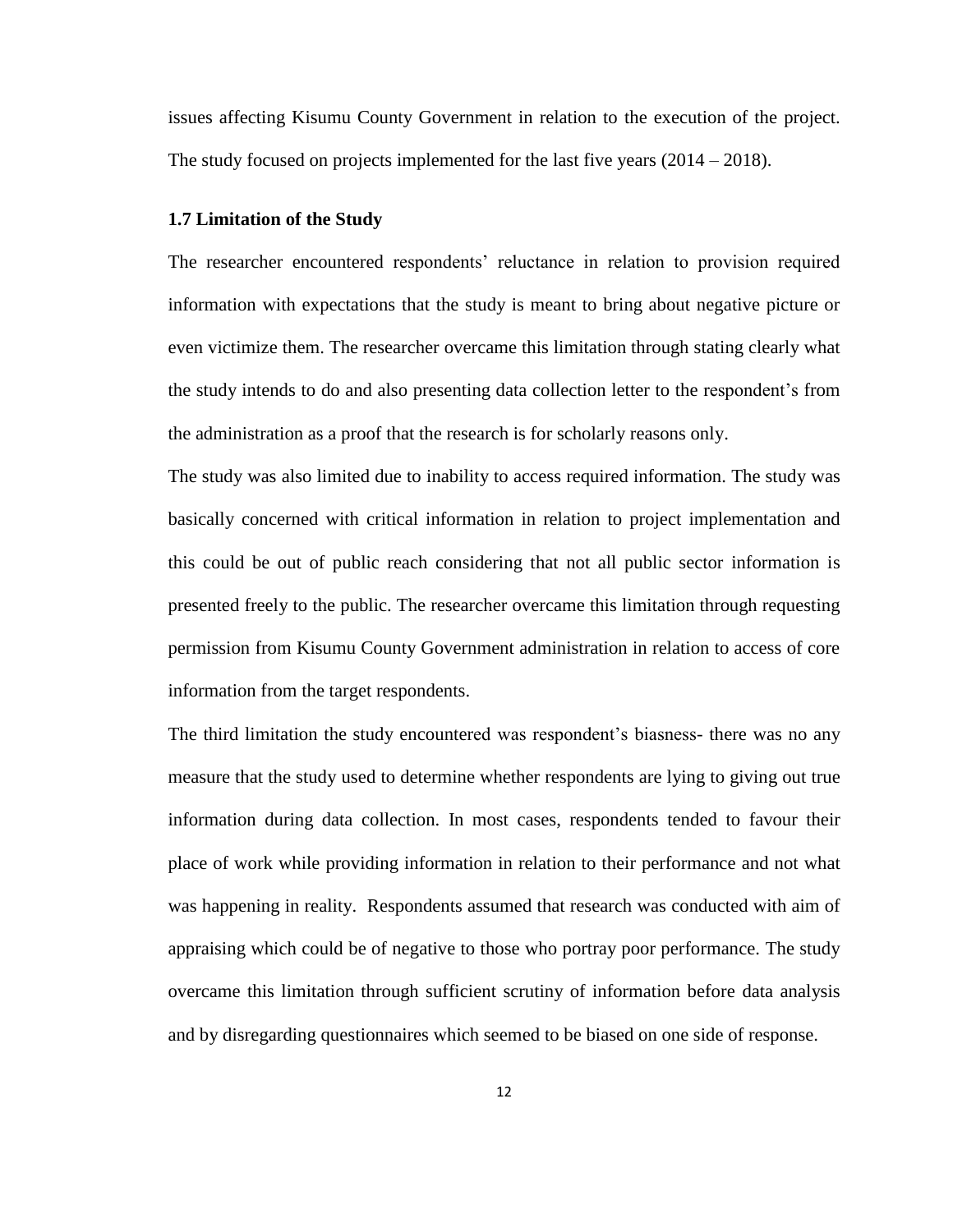issues affecting Kisumu County Government in relation to the execution of the project. The study focused on projects implemented for the last five years (2014 – 2018).

### 1.7 Limitation of the Study

The researcher encountered respondents' reluctance in relation to provision required information with expectations that the study is meant to bring about negative picture or even victimize them. The researcher overcame this limitation through stating clearly what the study intends to do and also presenting data collection letter to the respondent's from the administration as a proof that the research is for scholarly reasons only.

The study was also limited due to inability to access required information. The study was basically concerned with critical information in relation to project implementation and this could be out of public reach considering that not all public sector information is presented freely to the public. The researcher overcame this limitation through requesting permission from Kisumu County Government administration in relation to access of core information from the target respondents.

The third limitation the study encountered was respondent's biasness- there was no any measure that the study used to determine whether respondents are lying to giving out true information during data collection. In most cases, respondents tended to favour their place of work while providing information in relation to their performance and not what was happening in reality. Respondents assumed that research was conducted with aim of appraising which could be of negative to those who portray poor performance. The study overcame this limitation through sufficient scrutiny of information before data analysis and by disregarding questionnaires which seemed to be biased on one side of response.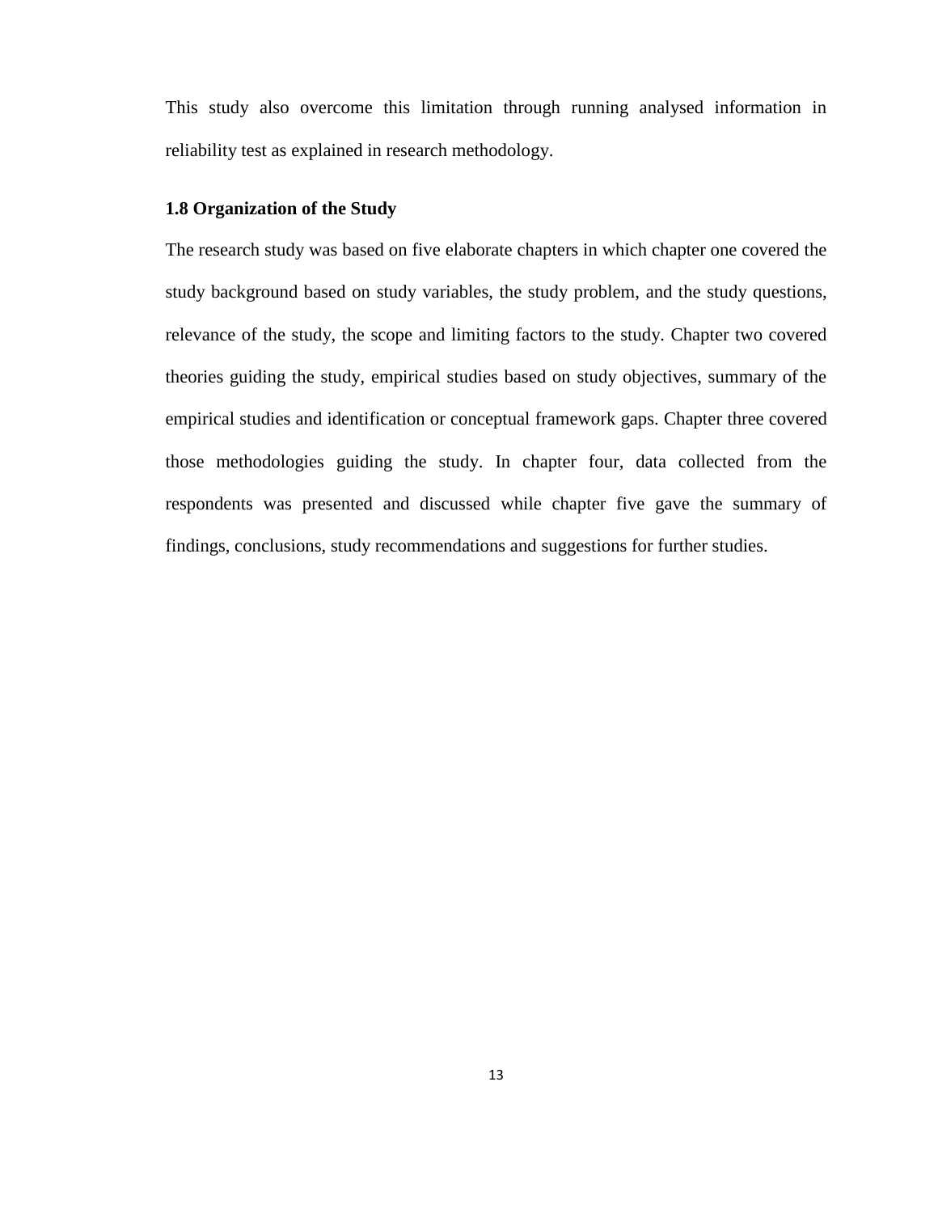This study also overcome this limitation through running analysed information in reliability test as explained in research methodology.

### 1.8 Organization of the Study

The research study was based on five elaborate chapters in which chapter one covered the study background based on study variables, the study problem, and the study questions, relevance of the study, the scope and limiting factors to the study. Chapter two covered theories guiding the study, empirical studies based on study objectives, summary of the empirical studies and identification or conceptual framework gaps. Chapter three covered those methodologies guiding the study. In chapter four, data collected from the respondents was presented and discussed while chapter five gave the summary of findings, conclusions, study recommendations and suggestions for further studies.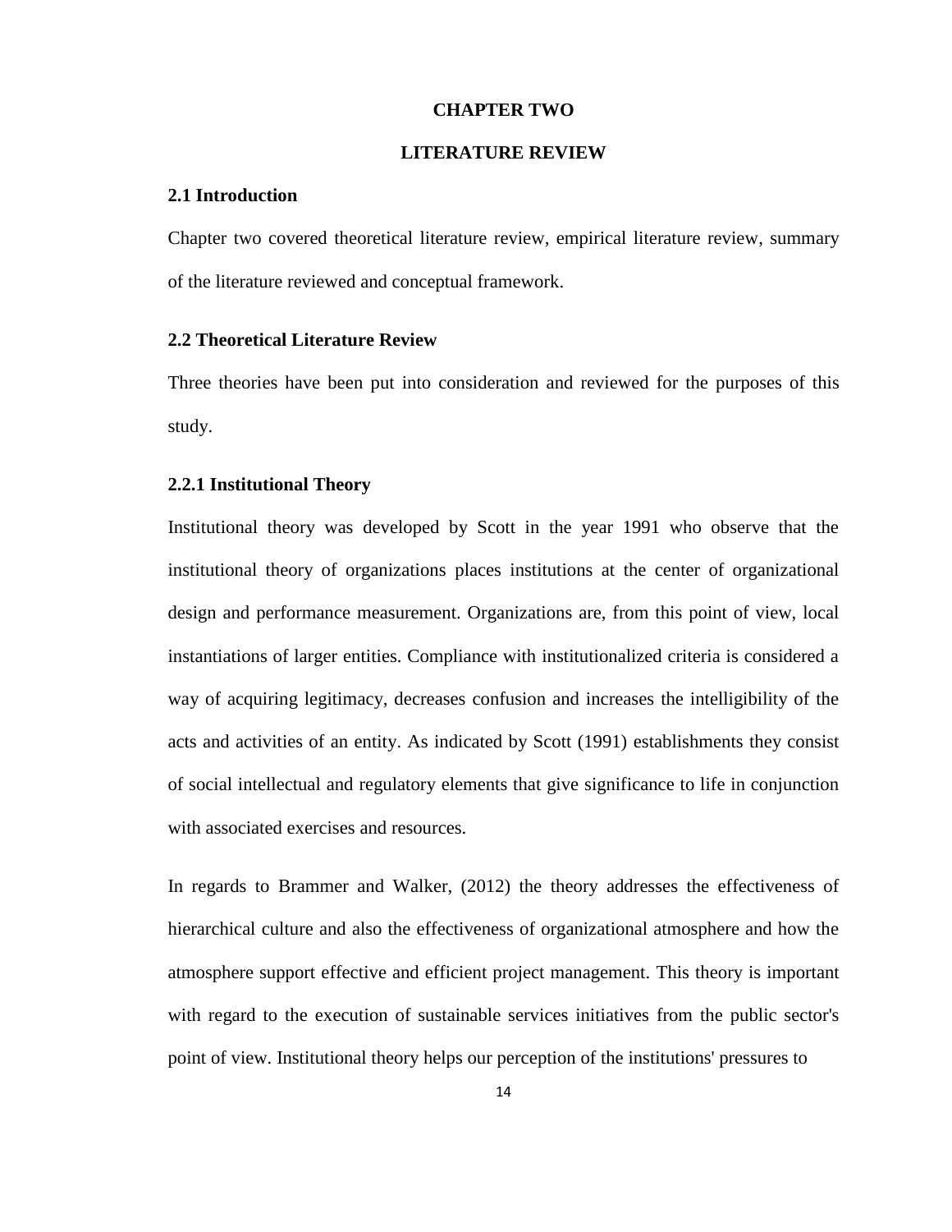# CHAPTER TWO

# LITERATURE REVIEW

## 2.1 Introduction

Chapter two covered theoretical literature review, empirical literature review, summary of the literature reviewed and conceptual framework.

## 2.2 Theoretical Literature Review

Three theories have been put into consideration and reviewed for the purposes of this study.

### 2.2.1 Institutional Theory

Institutional theory was developed by Scott in the year 1991 who observe that the institutional theory of organizations places institutions at the center of organizational design and performance measurement. Organizations are, from this point of view, local instantiations of larger entities. Compliance with institutionalized criteria is considered a way of acquiring legitimacy, decreases confusion and increases the intelligibility of the acts and activities of an entity. As indicated by Scott (1991) establishments they consist of social intellectual and regulatory elements that give significance to life in conjunction with associated exercises and resources.

In regards to Brammer and Walker, (2012) the theory addresses the effectiveness of hierarchical culture and also the effectiveness of organizational atmosphere and how the atmosphere support effective and efficient project management. This theory is important with regard to the execution of sustainable services initiatives from the public sector's point of view. Institutional theory helps our perception of the institutions' pressures to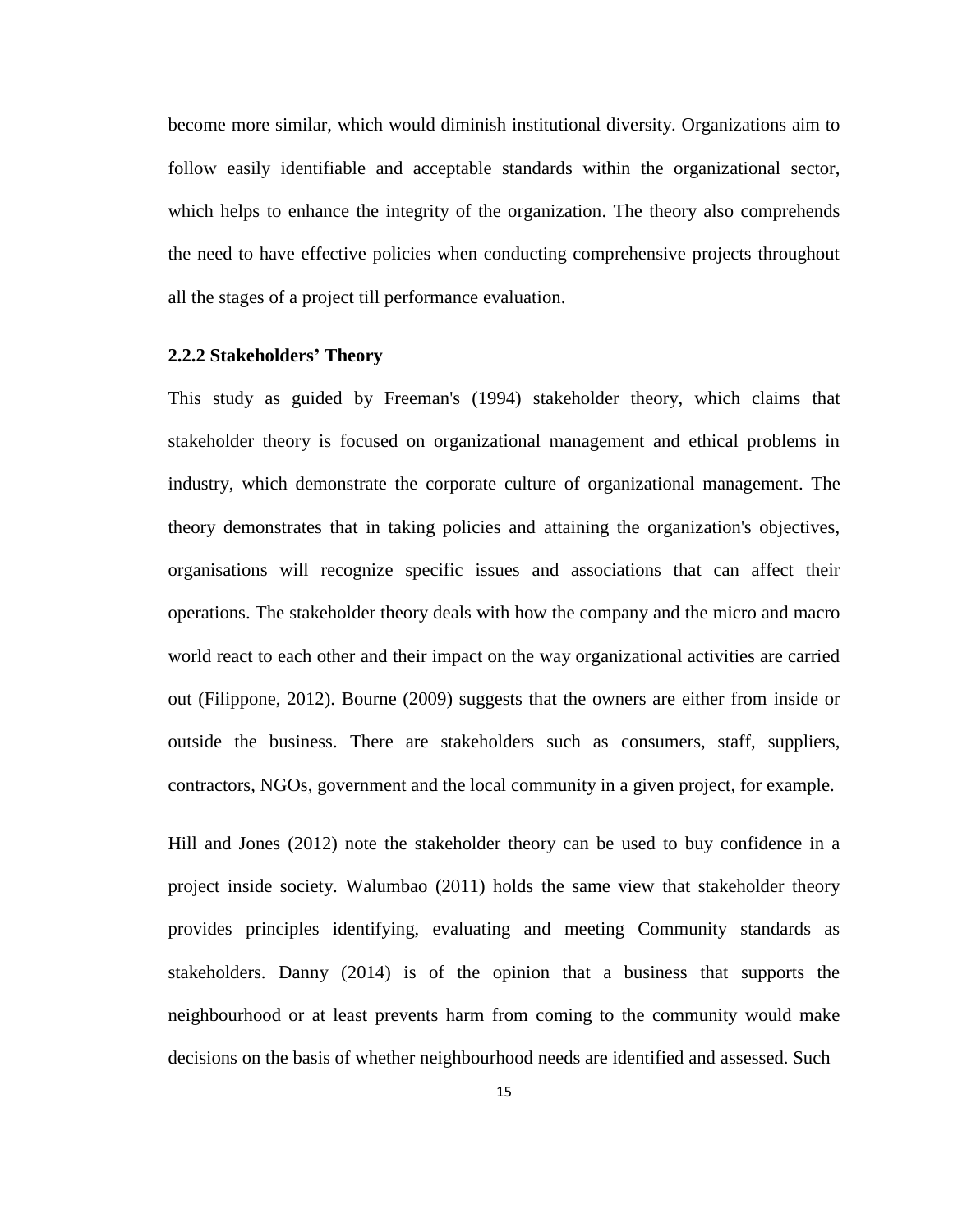become more similar, which would diminish institutional diversity. Organizations aim to follow easily identifiable and acceptable standards within the organizational sector, which helps to enhance the integrity of the organization. The theory also comprehends the need to have effective policies when conducting comprehensive projects throughout all the stages of a project till performance evaluation.

### 2.2.2 Stakeholders' Theory

This study as guided by Freeman's (1994) stakeholder theory, which claims that stakeholder theory is focused on organizational management and ethical problems in industry, which demonstrate the corporate culture of organizational management. The theory demonstrates that in taking policies and attaining the organization's objectives, organisations will recognize specific issues and associations that can affect their operations. The stakeholder theory deals with how the company and the micro and macro world react to each other and their impact on the way organizational activities are carried out (Filippone, 2012). Bourne (2009) suggests that the owners are either from inside or outside the business. There are stakeholders such as consumers, staff, suppliers, contractors, NGOs, government and the local community in a given project, for example.

Hill and Jones (2012) note the stakeholder theory can be used to buy confidence in a project inside society. Walumbao (2011) holds the same view that stakeholder theory provides principles identifying, evaluating and meeting Community standards as stakeholders. Danny (2014) is of the opinion that a business that supports the neighbourhood or at least prevents harm from coming to the community would make decisions on the basis of whether neighbourhood needs are identified and assessed. Such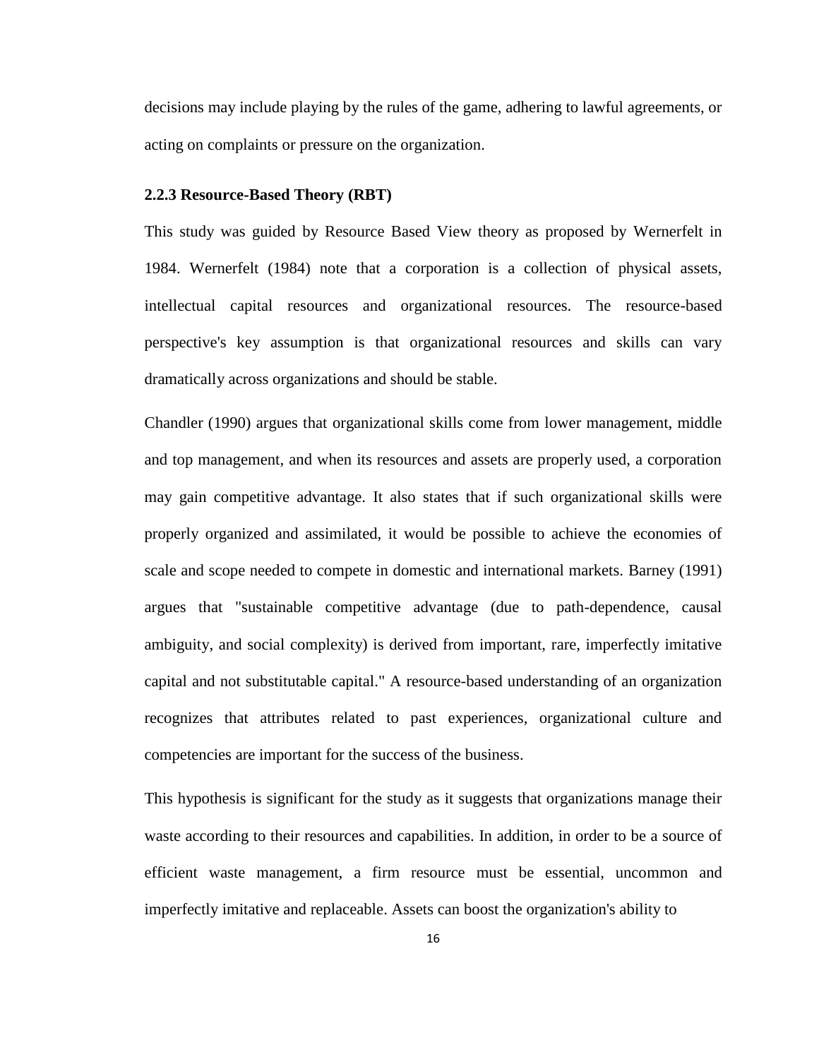decisions may include playing by the rules of the game, adhering to lawful agreements, or acting on complaints or pressure on the organization.

### 2.2.3 Resource-Based Theory (RBT)

This study was guided by Resource Based View theory as proposed by Wernerfelt in 1984. Wernerfelt (1984) note that a corporation is a collection of physical assets, intellectual capital resources and organizational resources. The resource-based perspective's key assumption is that organizational resources and skills can vary dramatically across organizations and should be stable.

Chandler (1990) argues that organizational skills come from lower management, middle and top management, and when its resources and assets are properly used, a corporation may gain competitive advantage. It also states that if such organizational skills were properly organized and assimilated, it would be possible to achieve the economies of scale and scope needed to compete in domestic and international markets. Barney (1991) argues that "sustainable competitive advantage (due to path-dependence, causal ambiguity, and social complexity) is derived from important, rare, imperfectly imitative capital and not substitutable capital." A resource-based understanding of an organization recognizes that attributes related to past experiences, organizational culture and competencies are important for the success of the business.

This hypothesis is significant for the study as it suggests that organizations manage their waste according to their resources and capabilities. In addition, in order to be a source of efficient waste management, a firm resource must be essential, uncommon and imperfectly imitative and replaceable. Assets can boost the organization's ability to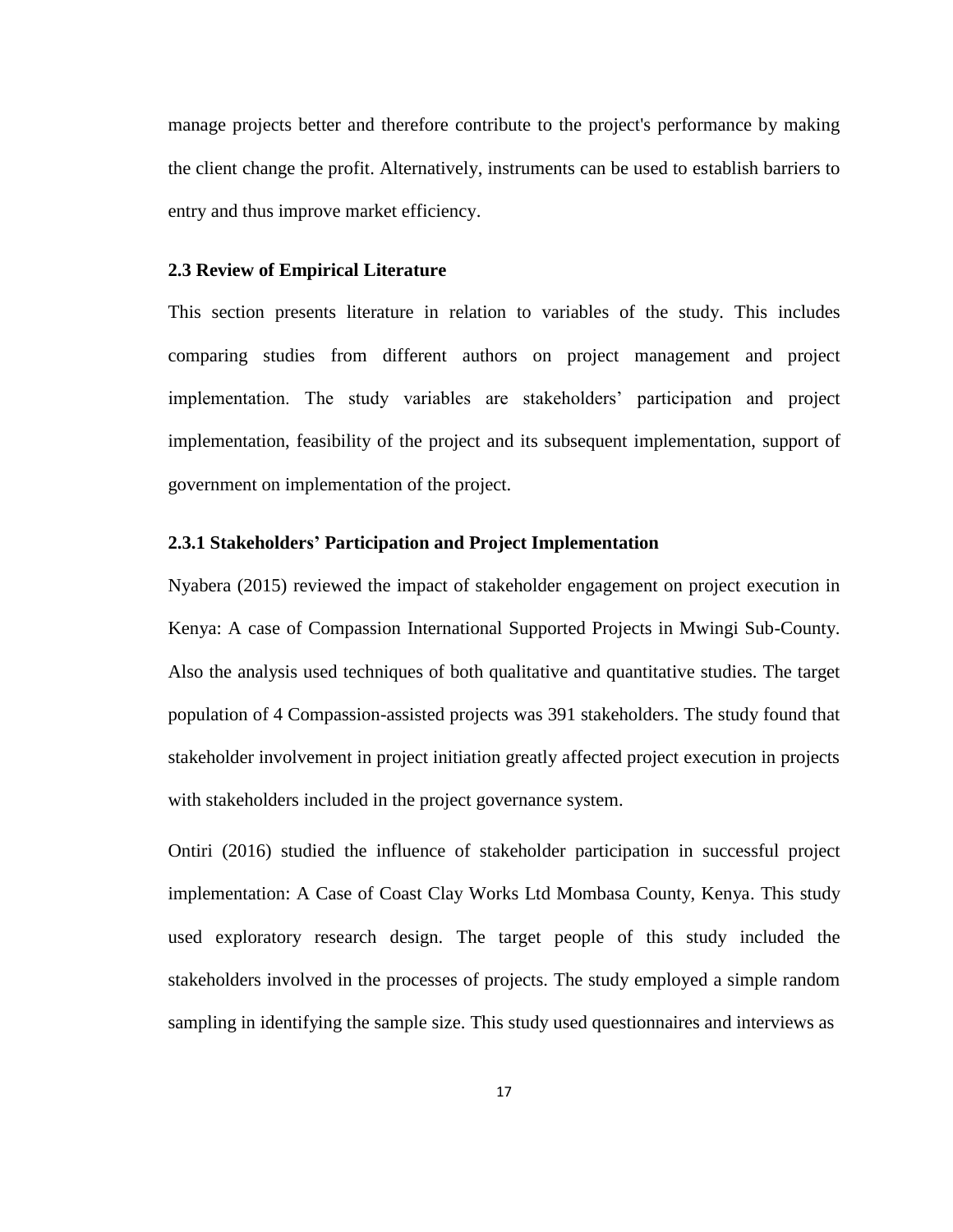manage projects better and therefore contribute to the project's performance by making the client change the profit. Alternatively, instruments can be used to establish barriers to entry and thus improve market efficiency.

### 2.3 Review of Empirical Literature

This section presents literature in relation to variables of the study. This includes comparing studies from different authors on project management and project implementation. The study variables are stakeholders' participation and project implementation, feasibility of the project and its subsequent implementation, support of government on implementation of the project.

#### 2.3.1 Stakeholders' Participation and Project Implementation

Nyabera (2015) reviewed the impact of stakeholder engagement on project execution in Kenya: A case of Compassion International Supported Projects in Mwingi Sub-County. Also the analysis used techniques of both qualitative and quantitative studies. The target population of 4 Compassion-assisted projects was 391 stakeholders. The study found that stakeholder involvement in project initiation greatly affected project execution in projects with stakeholders included in the project governance system.

Ontiri (2016) studied the influence of stakeholder participation in successful project implementation: A Case of Coast Clay Works Ltd Mombasa County, Kenya. This study used exploratory research design. The target people of this study included the stakeholders involved in the processes of projects. The study employed a simple random sampling in identifying the sample size. This study used questionnaires and interviews as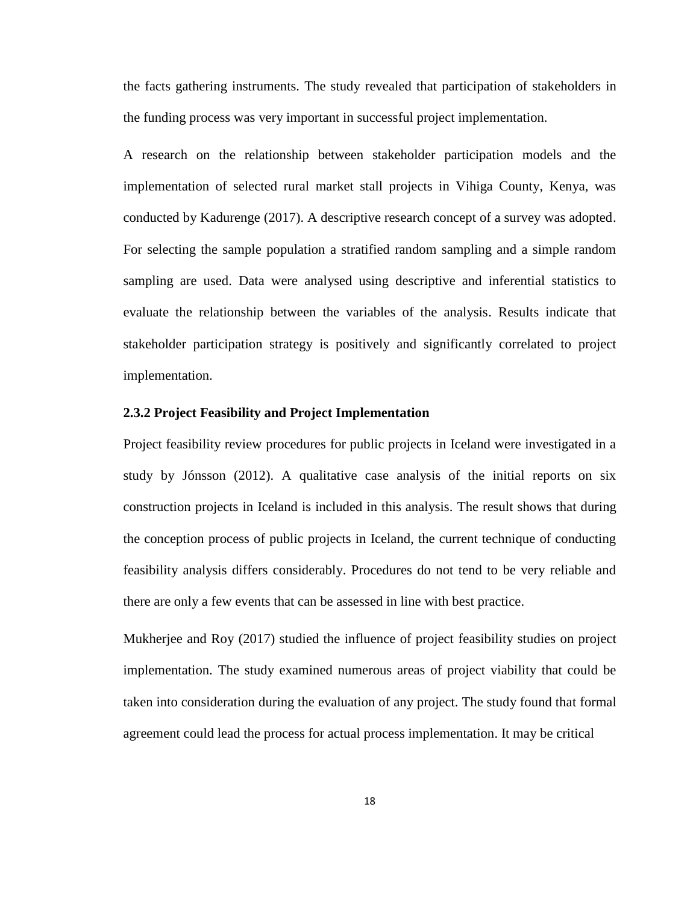the facts gathering instruments. The study revealed that participation of stakeholders in the funding process was very important in successful project implementation.

A research on the relationship between stakeholder participation models and the implementation of selected rural market stall projects in Vihiga County, Kenya, was conducted by Kadurenge (2017). A descriptive research concept of a survey was adopted. For selecting the sample population a stratified random sampling and a simple random sampling are used. Data were analysed using descriptive and inferential statistics to evaluate the relationship between the variables of the analysis. Results indicate that stakeholder participation strategy is positively and significantly correlated to project implementation.

### 2.3.2 Project Feasibility and Project Implementation

Project feasibility review procedures for public projects in Iceland were investigated in a study by Jónsson (2012). A qualitative case analysis of the initial reports on six construction projects in Iceland is included in this analysis. The result shows that during the conception process of public projects in Iceland, the current technique of conducting feasibility analysis differs considerably. Procedures do not tend to be very reliable and there are only a few events that can be assessed in line with best practice.

Mukherjee and Roy (2017) studied the influence of project feasibility studies on project implementation. The study examined numerous areas of project viability that could be taken into consideration during the evaluation of any project. The study found that formal agreement could lead the process for actual process implementation. It may be critical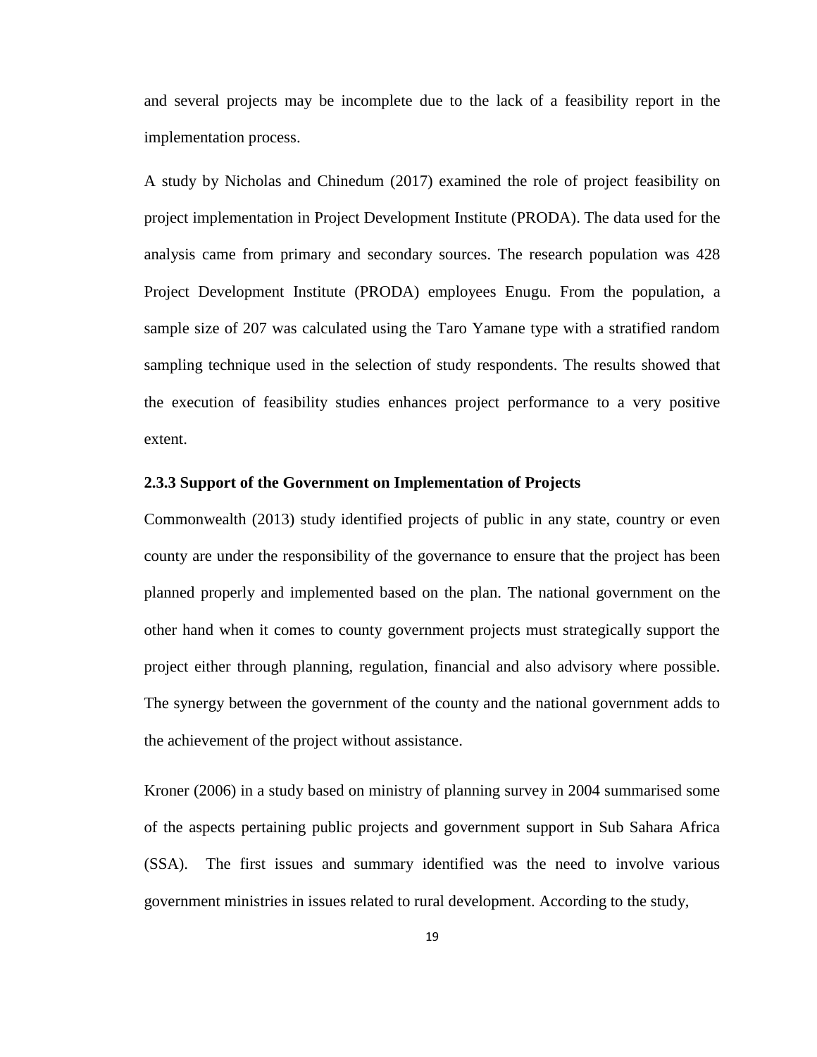and several projects may be incomplete due to the lack of a feasibility report in the implementation process.

A study by Nicholas and Chinedum (2017) examined the role of project feasibility on project implementation in Project Development Institute (PRODA). The data used for the analysis came from primary and secondary sources. The research population was 428 Project Development Institute (PRODA) employees Enugu. From the population, a sample size of 207 was calculated using the Taro Yamane type with a stratified random sampling technique used in the selection of study respondents. The results showed that the execution of feasibility studies enhances project performance to a very positive extent.

### 2.3.3 Support of the Government on Implementation of Projects

Commonwealth (2013) study identified projects of public in any state, country or even county are under the responsibility of the governance to ensure that the project has been planned properly and implemented based on the plan. The national government on the other hand when it comes to county government projects must strategically support the project either through planning, regulation, financial and also advisory where possible. The synergy between the government of the county and the national government adds to the achievement of the project without assistance.

Kroner (2006) in a study based on ministry of planning survey in 2004 summarised some of the aspects pertaining public projects and government support in Sub Sahara Africa (SSA). The first issues and summary identified was the need to involve various government ministries in issues related to rural development. According to the study,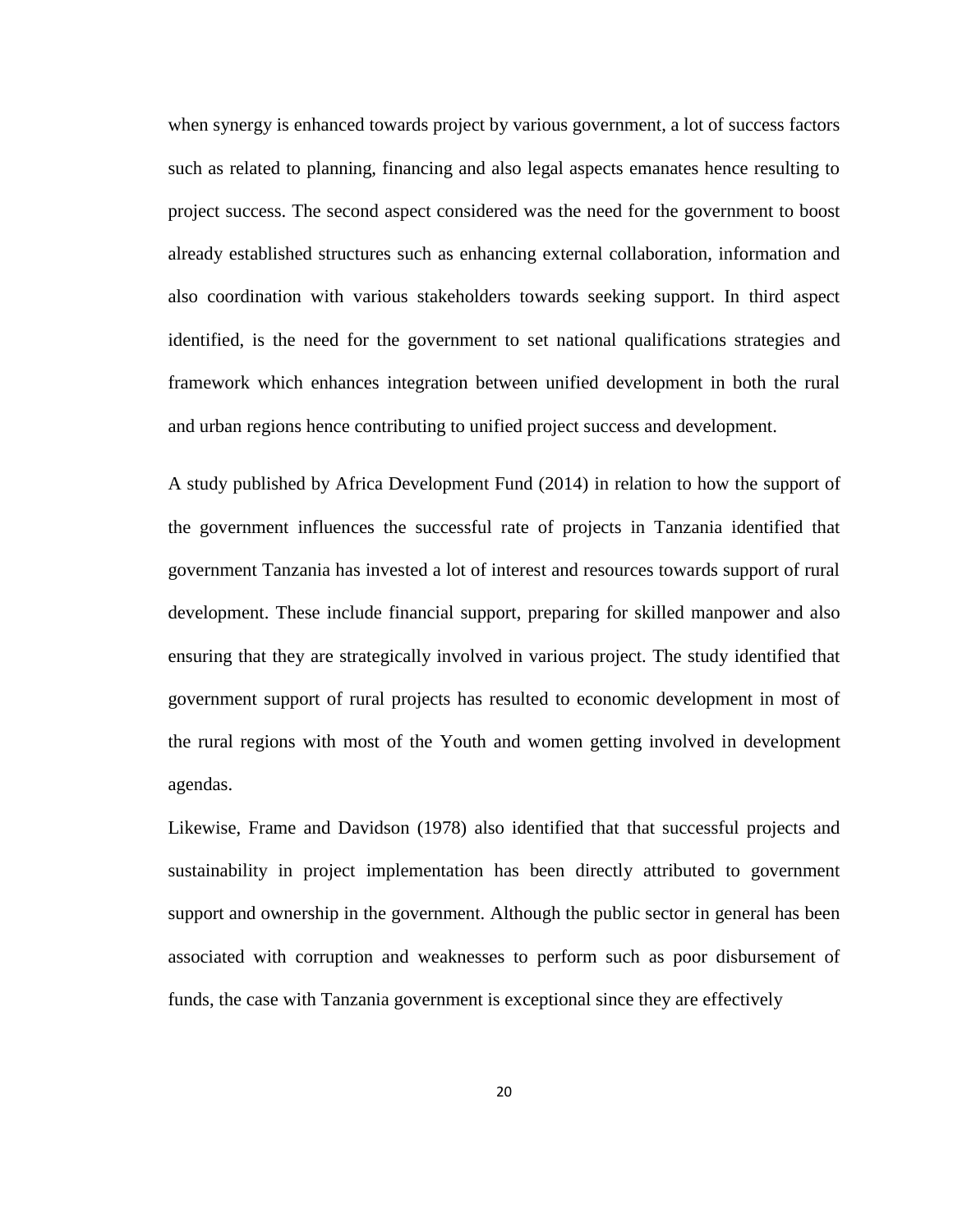when synergy is enhanced towards project by various government, a lot of success factors such as related to planning, financing and also legal aspects emanates hence resulting to project success. The second aspect considered was the need for the government to boost already established structures such as enhancing external collaboration, information and also coordination with various stakeholders towards seeking support. In third aspect identified, is the need for the government to set national qualifications strategies and framework which enhances integration between unified development in both the rural and urban regions hence contributing to unified project success and development.

A study published by Africa Development Fund (2014) in relation to how the support of the government influences the successful rate of projects in Tanzania identified that government Tanzania has invested a lot of interest and resources towards support of rural development. These include financial support, preparing for skilled manpower and also ensuring that they are strategically involved in various project. The study identified that government support of rural projects has resulted to economic development in most of the rural regions with most of the Youth and women getting involved in development agendas.

Likewise, Frame and Davidson (1978) also identified that that successful projects and sustainability in project implementation has been directly attributed to government support and ownership in the government. Although the public sector in general has been associated with corruption and weaknesses to perform such as poor disbursement of funds, the case with Tanzania government is exceptional since they are effectively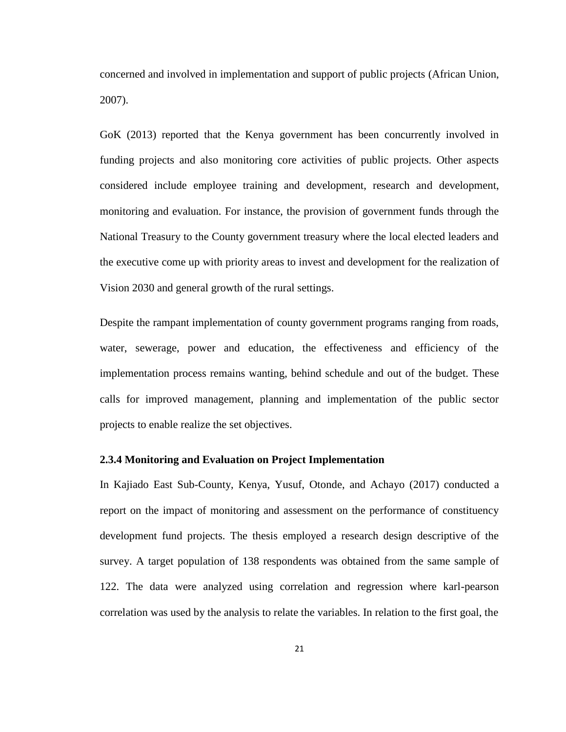concerned and involved in implementation and support of public projects (African Union, 2007).

GoK (2013) reported that the Kenya government has been concurrently involved in funding projects and also monitoring core activities of public projects. Other aspects considered include employee training and development, research and development, monitoring and evaluation. For instance, the provision of government funds through the National Treasury to the County government treasury where the local elected leaders and the executive come up with priority areas to invest and development for the realization of Vision 2030 and general growth of the rural settings.

Despite the rampant implementation of county government programs ranging from roads, water, sewerage, power and education, the effectiveness and efficiency of the implementation process remains wanting, behind schedule and out of the budget. These calls for improved management, planning and implementation of the public sector projects to enable realize the set objectives.

### 2.3.4 Monitoring and Evaluation on Project Implementation

In Kajiado East Sub-County, Kenya, Yusuf, Otonde, and Achayo (2017) conducted a report on the impact of monitoring and assessment on the performance of constituency development fund projects. The thesis employed a research design descriptive of the survey. A target population of 138 respondents was obtained from the same sample of 122. The data were analyzed using correlation and regression where karl-pearson correlation was used by the analysis to relate the variables. In relation to the first goal, the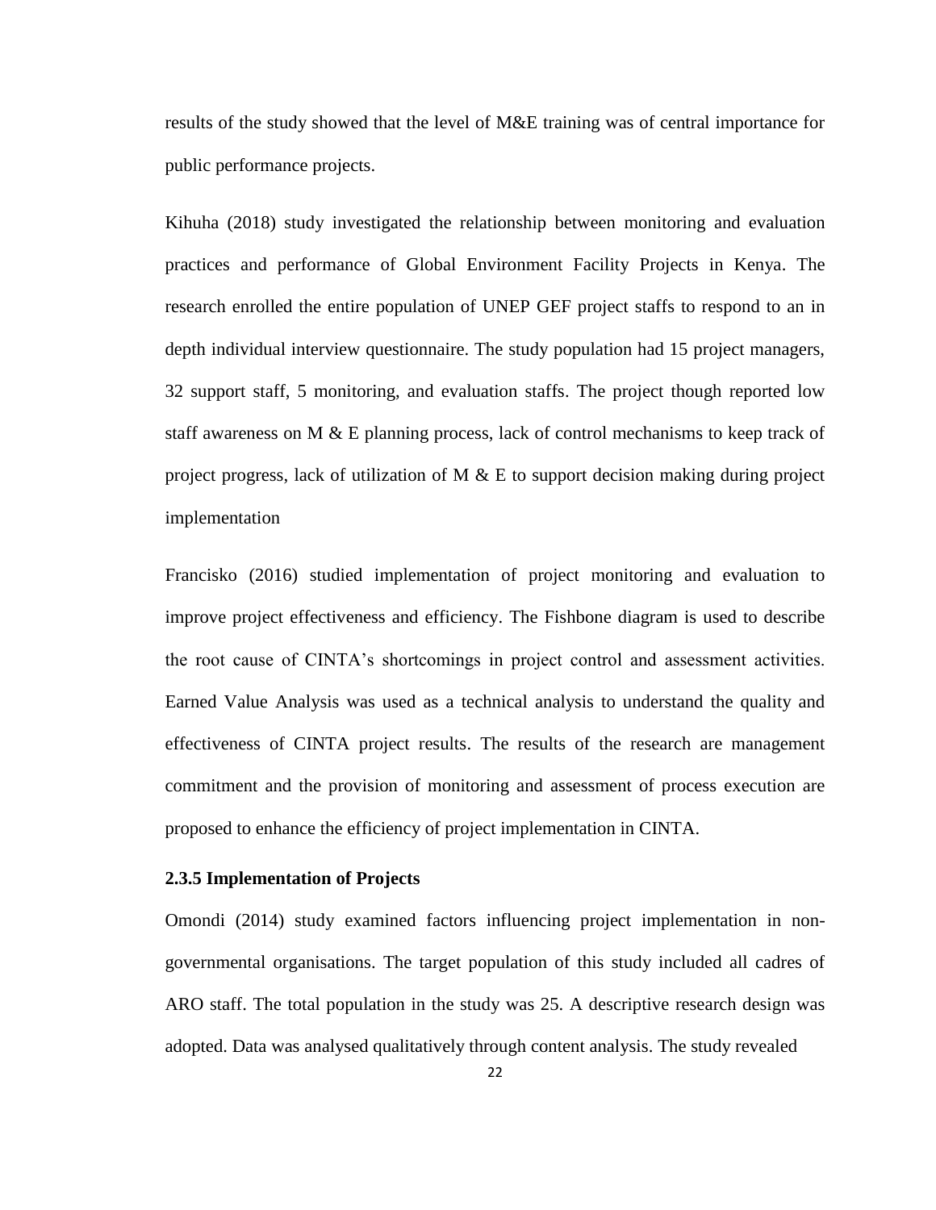results of the study showed that the level of M&E training was of central importance for public performance projects.

Kihuha (2018) study investigated the relationship between monitoring and evaluation practices and performance of Global Environment Facility Projects in Kenya. The research enrolled the entire population of UNEP GEF project staffs to respond to an in depth individual interview questionnaire. The study population had 15 project managers, 32 support staff, 5 monitoring, and evaluation staffs. The project though reported low staff awareness on M & E planning process, lack of control mechanisms to keep track of project progress, lack of utilization of M & E to support decision making during project implementation

Francisko (2016) studied implementation of project monitoring and evaluation to improve project effectiveness and efficiency. The Fishbone diagram is used to describe the root cause of CINTA's shortcomings in project control and assessment activities. Earned Value Analysis was used as a technical analysis to understand the quality and effectiveness of CINTA project results. The results of the research are management commitment and the provision of monitoring and assessment of process execution are proposed to enhance the efficiency of project implementation in CINTA.

### 2.3.5 Implementation of Projects

Omondi (2014) study examined factors influencing project implementation in non-governmental organisations. The target population of this study included all cadres of ARO staff. The total population in the study was 25. A descriptive research design was adopted. Data was analysed qualitatively through content analysis. The study revealed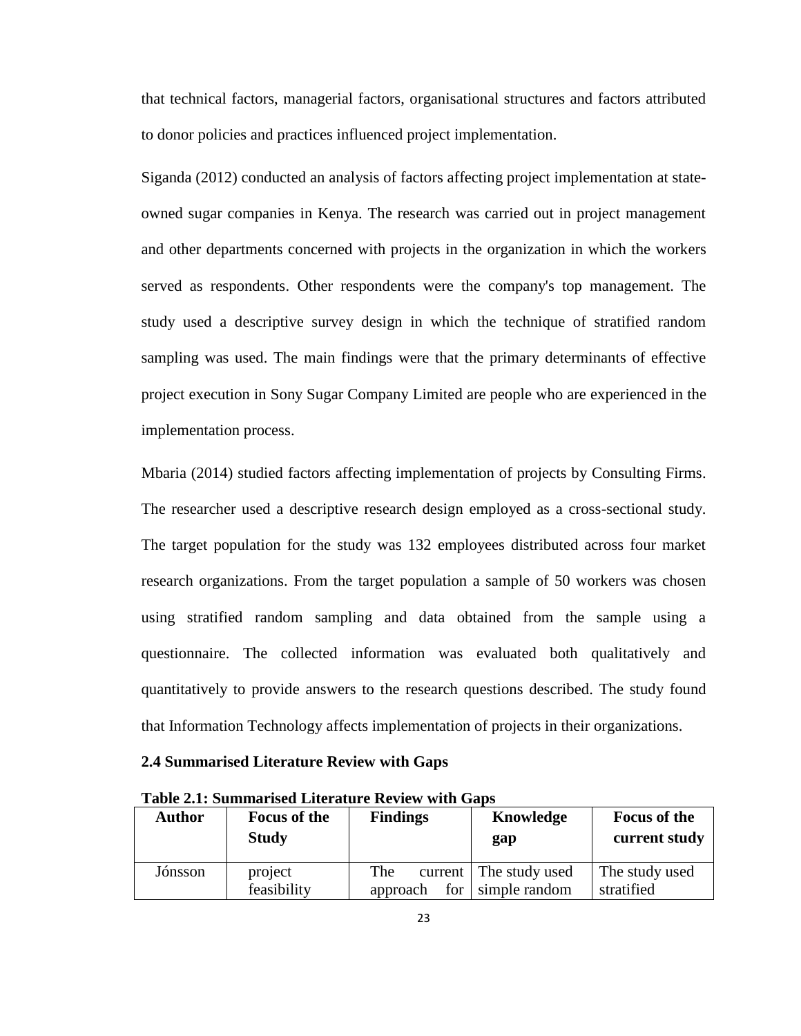that technical factors, managerial factors, organisational structures and factors attributed to donor policies and practices influenced project implementation.

Siganda (2012) conducted an analysis of factors affecting project implementation at state-owned sugar companies in Kenya. The research was carried out in project management and other departments concerned with projects in the organization in which the workers served as respondents. Other respondents were the company's top management. The study used a descriptive survey design in which the technique of stratified random sampling was used. The main findings were that the primary determinants of effective project execution in Sony Sugar Company Limited are people who are experienced in the implementation process.

Mbaria (2014) studied factors affecting implementation of projects by Consulting Firms. The researcher used a descriptive research design employed as a cross-sectional study. The target population for the study was 132 employees distributed across four market research organizations. From the target population a sample of 50 workers was chosen using stratified random sampling and data obtained from the sample using a questionnaire. The collected information was evaluated both qualitatively and quantitatively to provide answers to the research questions described. The study found that Information Technology affects implementation of projects in their organizations.

### 2.4 Summarised Literature Review with Gaps

**Table 2.1: Summarised Literature Review with Gaps**

| Author | Focus of the Study | Findings | Knowledge gap | Focus of the current study |
|---|---|---|---|---|
| Jónsson | project feasibility | The current approach for | The study used simple random | The study used stratified |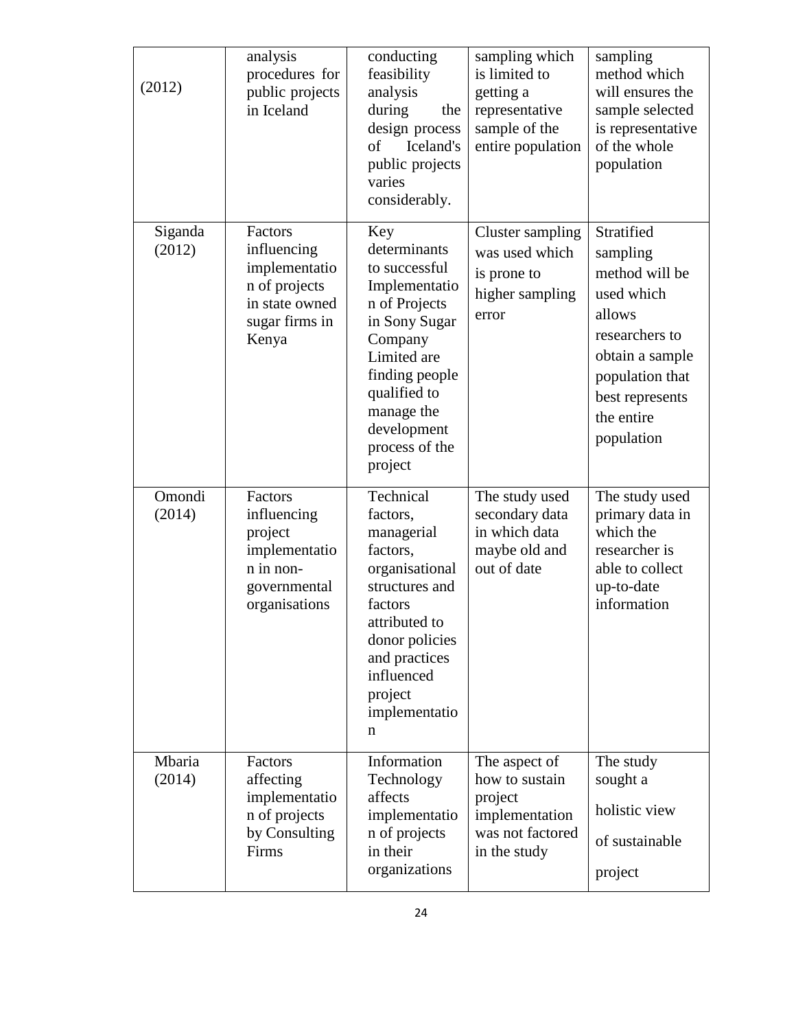| (2012) | analysis procedures for public projects in Iceland | conducting feasibility analysis during the design process of Iceland's public projects varies considerably. | sampling which is limited to getting a representative sample of the entire population | sampling method which will ensures the sample selected is representative of the whole population |
|---|---|---|---|---|
| Siganda (2012) | Factors influencing implementation of projects in state owned sugar firms in Kenya | Key determinants to successful Implementation of Projects in Sony Sugar Company Limited are finding people qualified to manage the development process of the project | Cluster sampling was used which is prone to higher sampling error | Stratified sampling method will be used which allows researchers to obtain a sample population that best represents the entire population |
| Omondi (2014) | Factors influencing project implementation in non-governmental organisations | Technical factors, managerial factors, organisational structures and factors attributed to donor policies and practices influenced project implementation | The study used secondary data in which data maybe old and out of date | The study used primary data in which the researcher is able to collect up-to-date information |
| Mbaria (2014) | Factors affecting implementation of projects by Consulting Firms | Information Technology affects implementation of projects in their organizations | The aspect of how to sustain project implementation was not factored in the study | The study sought a holistic view of sustainable project |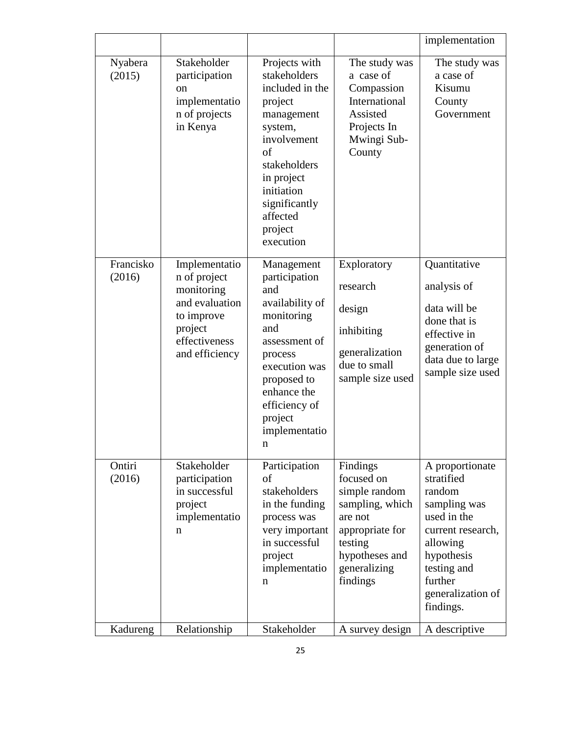| | | | | implementation |
|---|---|---|---|---|
| Nyabera (2015) | Stakeholder participation on implementation of projects in Kenya | Projects with stakeholders included in the project management system, involvement of stakeholders in project initiation significantly affected project execution | The study was a case of Compassion International Assisted Projects In Mwingi Sub-County | The study was a case of Kisumu County Government |
| Francisko (2016) | Implementation of project monitoring and evaluation to improve project effectiveness and efficiency | Management participation and availability of monitoring and assessment of process execution was proposed to enhance the efficiency of project implementation | Exploratory research design inhibiting generalization due to small sample size used | Quantitative analysis of data will be done that is effective in generation of data due to large sample size used |
| Ontiri (2016) | Stakeholder participation in successful project implementation | Participation of stakeholders in the funding process was very important in successful project implementation | Findings focused on simple random sampling, which are not appropriate for testing hypotheses and generalizing findings | A proportionate stratified random sampling was used in the current research, allowing hypothesis testing and further generalization of findings. |
| Kadureng | Relationship | Stakeholder | A survey design | A descriptive |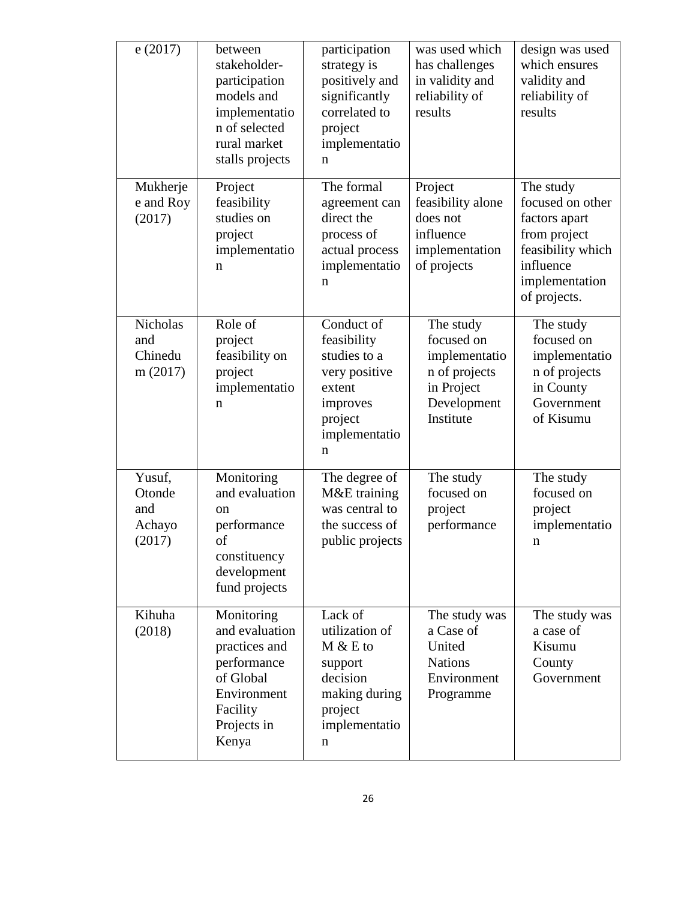| e (2017) | between stakeholder-participation models and implementation of selected rural market stalls projects | participation strategy is positively and significantly correlated to project implementation | was used which has challenges in validity and reliability of results | design was used which ensures validity and reliability of results |
|---|---|---|---|---|
| Mukherjee and Roy (2017) | Project feasibility studies on project implementation | The formal agreement can direct the process of actual process implementation | Project feasibility alone does not influence implementation of projects | The study focused on other factors apart from project feasibility which influence implementation of projects. |
| Nicholas and Chinedum (2017) | Role of project feasibility on project implementation | Conduct of feasibility studies to a very positive extent improves project implementation | The study focused on implementation of projects in Project Development Institute | The study focused on implementation of projects in County Government of Kisumu |
| Yusuf, Otonde and Achayo (2017) | Monitoring and evaluation on performance of constituency development fund projects | The degree of M&E training was central to the success of public projects | The study focused on project performance | The study focused on project implementation |
| Kihuha (2018) | Monitoring and evaluation practices and performance of Global Environment Facility Projects in Kenya | Lack of utilization of M & E to support decision making during project implementation | The study was a Case of United Nations Environment Programme | The study was a case of Kisumu County Government |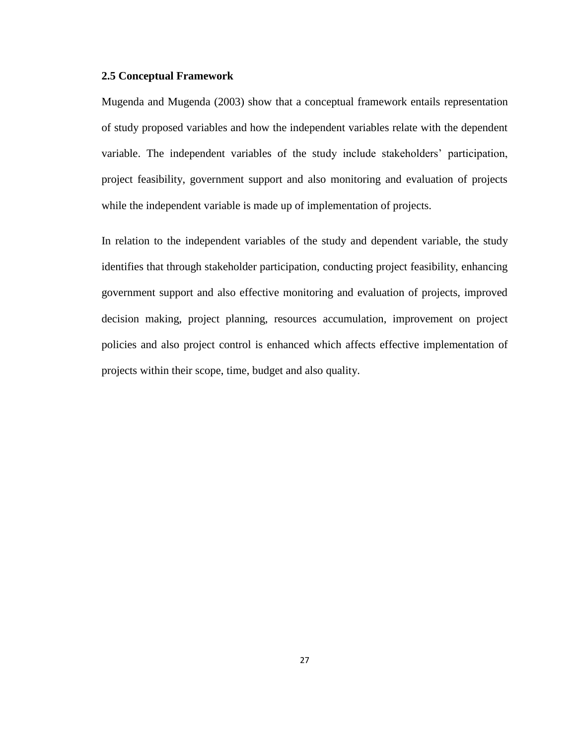### 2.5 Conceptual Framework

Mugenda and Mugenda (2003) show that a conceptual framework entails representation of study proposed variables and how the independent variables relate with the dependent variable. The independent variables of the study include stakeholders' participation, project feasibility, government support and also monitoring and evaluation of projects while the independent variable is made up of implementation of projects.

In relation to the independent variables of the study and dependent variable, the study identifies that through stakeholder participation, conducting project feasibility, enhancing government support and also effective monitoring and evaluation of projects, improved decision making, project planning, resources accumulation, improvement on project policies and also project control is enhanced which affects effective implementation of projects within their scope, time, budget and also quality.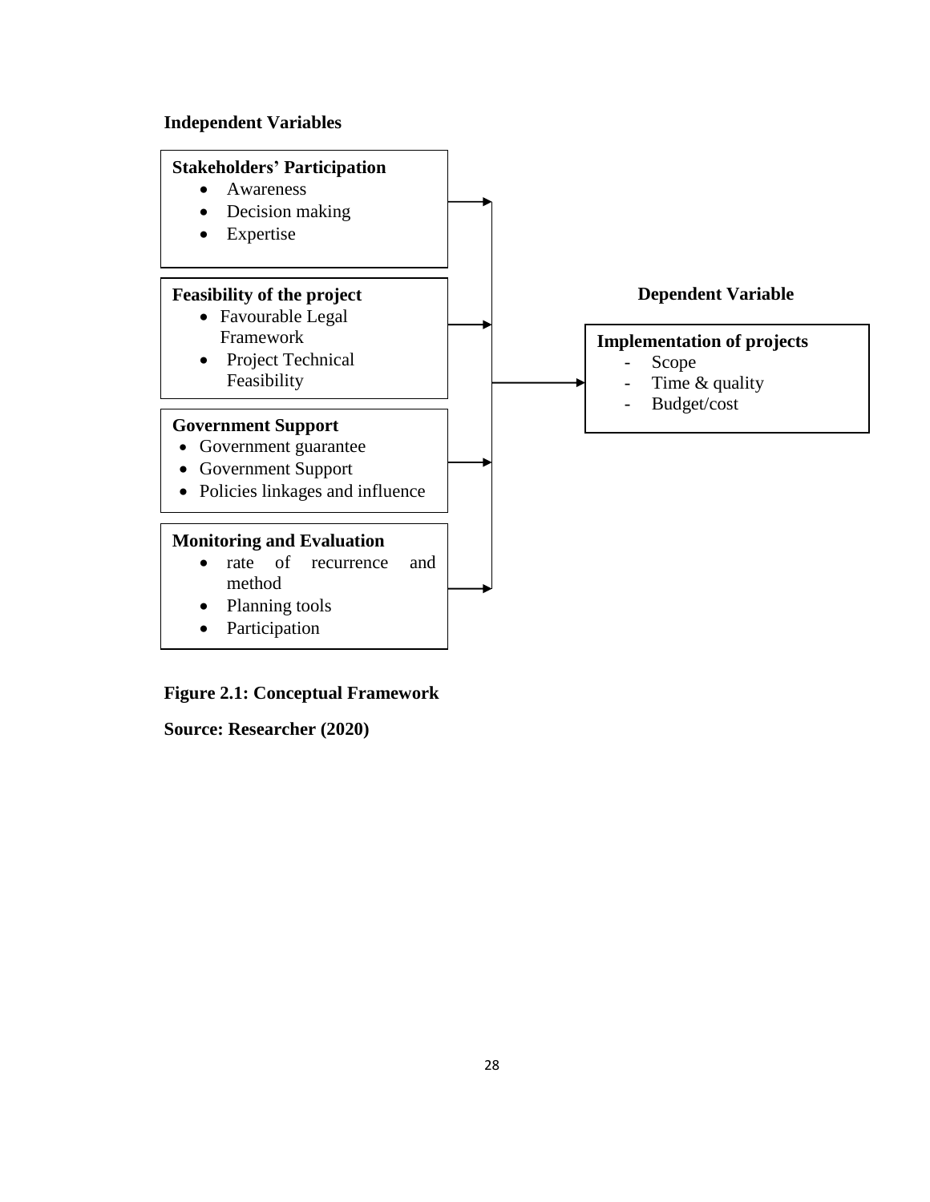**Independent Variables**

**Stakeholders' Participation**
- Awareness
- Decision making
- Expertise

**Feasibility of the project**
- Favourable Legal Framework
- Project Technical Feasibility

**Government Support**
- Government guarantee
- Government Support
- Policies linkages and influence

**Monitoring and Evaluation**
- rate of recurrence and method
- Planning tools
- Participation

**Dependent Variable**

**Implementation of projects**
- Scope
- Time & quality
- Budget/cost

**Figure 2.1: Conceptual Framework**

**Source: Researcher (2020)**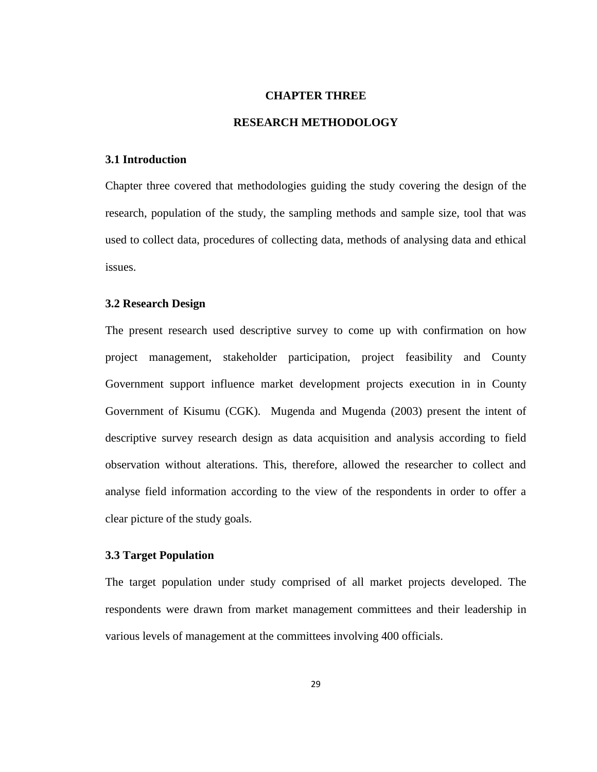# CHAPTER THREE

# RESEARCH METHODOLOGY

## 3.1 Introduction

Chapter three covered that methodologies guiding the study covering the design of the research, population of the study, the sampling methods and sample size, tool that was used to collect data, procedures of collecting data, methods of analysing data and ethical issues.

## 3.2 Research Design

The present research used descriptive survey to come up with confirmation on how project management, stakeholder participation, project feasibility and County Government support influence market development projects execution in in County Government of Kisumu (CGK). Mugenda and Mugenda (2003) present the intent of descriptive survey research design as data acquisition and analysis according to field observation without alterations. This, therefore, allowed the researcher to collect and analyse field information according to the view of the respondents in order to offer a clear picture of the study goals.

## 3.3 Target Population

The target population under study comprised of all market projects developed. The respondents were drawn from market management committees and their leadership in various levels of management at the committees involving 400 officials.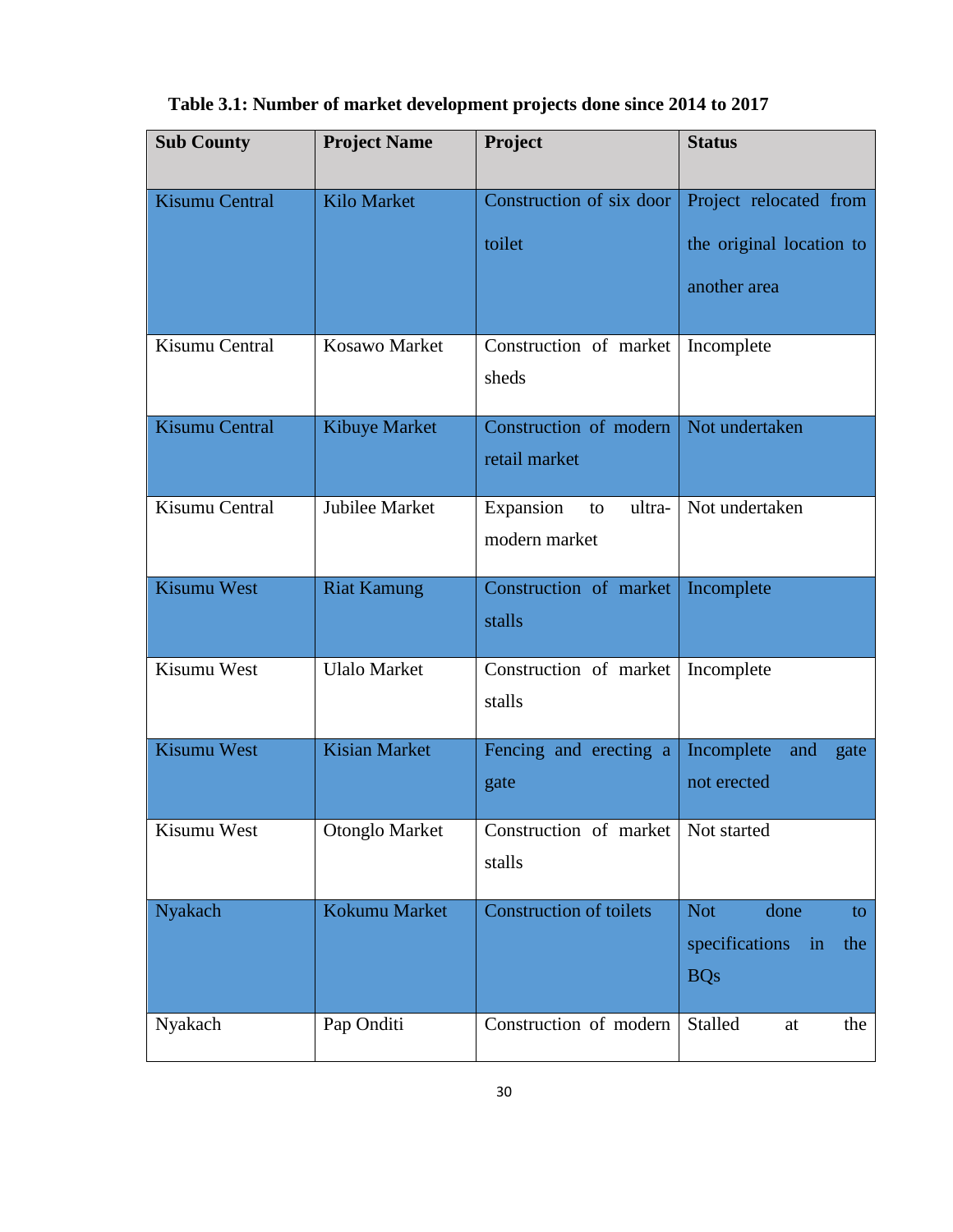**Table 3.1: Number of market development projects done since 2014 to 2017**

| Sub County | Project Name | Project | Status |
|---|---|---|---|
| Kisumu Central | Kilo Market | Construction of six door toilet | Project relocated from the original location to another area |
| Kisumu Central | Kosawo Market | Construction of market sheds | Incomplete |
| Kisumu Central | Kibuye Market | Construction of modern retail market | Not undertaken |
| Kisumu Central | Jubilee Market | Expansion to ultra-modern market | Not undertaken |
| Kisumu West | Riat Kamung | Construction of market stalls | Incomplete |
| Kisumu West | Ulalo Market | Construction of market stalls | Incomplete |
| Kisumu West | Kisian Market | Fencing and erecting a gate | Incomplete and gate not erected |
| Kisumu West | Otonglo Market | Construction of market stalls | Not started |
| Nyakach | Kokumu Market | Construction of toilets | Not done to specifications in the BQs |
| Nyakach | Pap Onditi | Construction of modern | Stalled at the |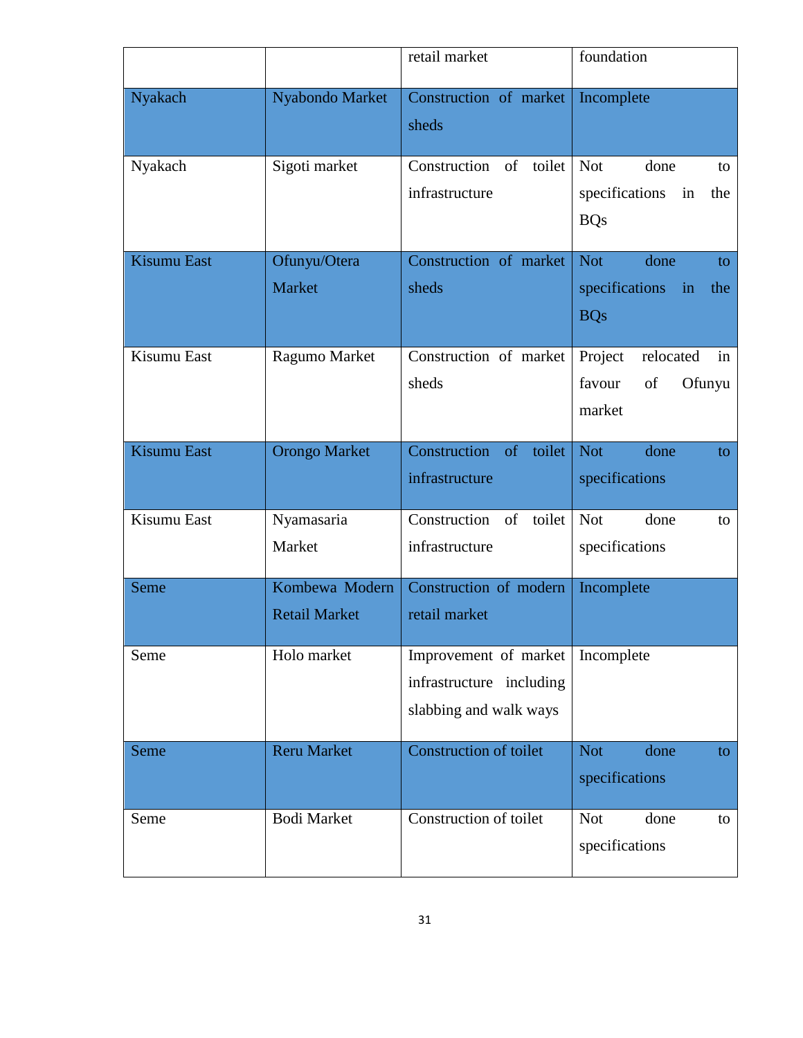| | | retail market | foundation |
|---|---|---|---|
| Nyakach | Nyabondo Market | Construction of market sheds | Incomplete |
| Nyakach | Sigoti market | Construction of toilet infrastructure | Not done to specifications in the BQs |
| Kisumu East | Ofunyu/Otera Market | Construction of market sheds | Not done to specifications in the BQs |
| Kisumu East | Ragumo Market | Construction of market sheds | Project relocated in favour of Ofunyu market |
| Kisumu East | Orongo Market | Construction of toilet infrastructure | Not done to specifications |
| Kisumu East | Nyamasaria Market | Construction of toilet infrastructure | Not done to specifications |
| Seme | Kombewa Modern Retail Market | Construction of modern retail market | Incomplete |
| Seme | Holo market | Improvement of market infrastructure including slabbing and walk ways | Incomplete |
| Seme | Reru Market | Construction of toilet | Not done to specifications |
| Seme | Bodi Market | Construction of toilet | Not done to specifications |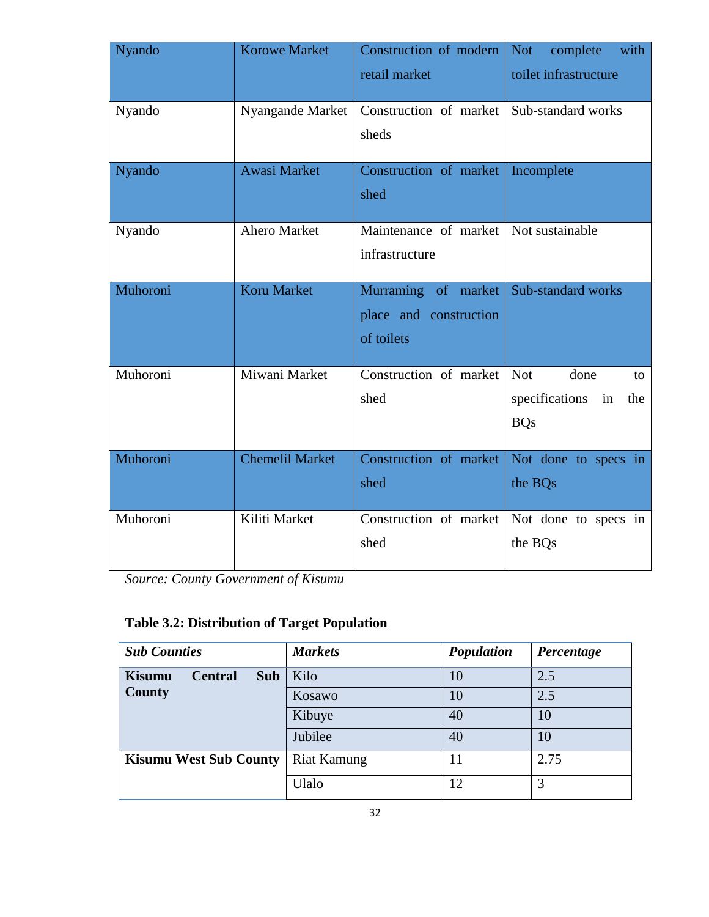| Nyando | Korowe Market | Construction of modern retail market | Not complete with toilet infrastructure |
|---|---|---|---|
| Nyando | Nyangande Market | Construction of market sheds | Sub-standard works |
| Nyando | Awasi Market | Construction of market shed | Incomplete |
| Nyando | Ahero Market | Maintenance of market infrastructure | Not sustainable |
| Muhoroni | Koru Market | Murraming of market place and construction of toilets | Sub-standard works |
| Muhoroni | Miwani Market | Construction of market shed | Not done to specifications in the BQs |
| Muhoroni | Chemelil Market | Construction of market shed | Not done to specs in the BQs |
| Muhoroni | Kiliti Market | Construction of market shed | Not done to specs in the BQs |

*Source: County Government of Kisumu*

**Table 3.2: Distribution of Target Population**

| ***Sub Counties*** | ***Markets*** | ***Population*** | ***Percentage*** |
|---|---|---|---|
| **Kisumu Central Sub County** | Kilo | 10 | 2.5 |
| | Kosawo | 10 | 2.5 |
| | Kibuye | 40 | 10 |
| | Jubilee | 40 | 10 |
| **Kisumu West Sub County** | Riat Kamung | 11 | 2.75 |
| | Ulalo | 12 | 3 |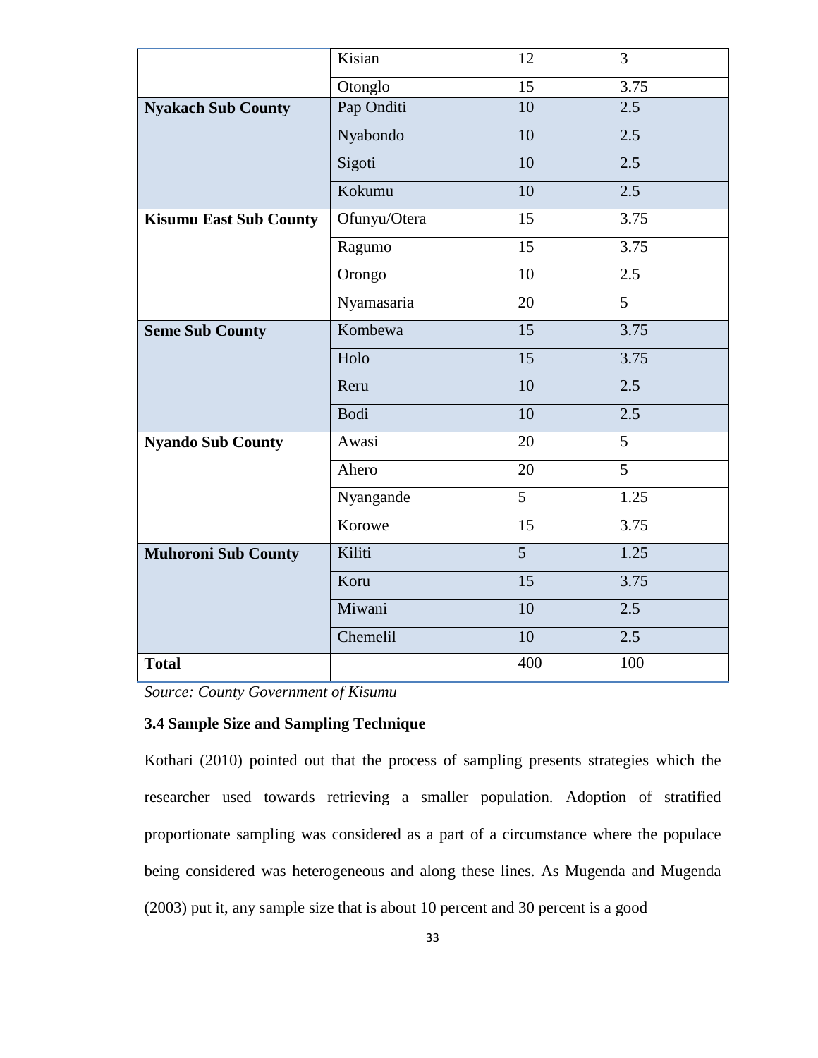| | | | |
|---|---|---|---|
| | Kisian | 12 | 3 |
| | Otonglo | 15 | 3.75 |
| **Nyakach Sub County** | Pap Onditi | 10 | 2.5 |
| | Nyabondo | 10 | 2.5 |
| | Sigoti | 10 | 2.5 |
| | Kokumu | 10 | 2.5 |
| **Kisumu East Sub County** | Ofunyu/Otera | 15 | 3.75 |
| | Ragumo | 15 | 3.75 |
| | Orongo | 10 | 2.5 |
| | Nyamasaria | 20 | 5 |
| **Seme Sub County** | Kombewa | 15 | 3.75 |
| | Holo | 15 | 3.75 |
| | Reru | 10 | 2.5 |
| | Bodi | 10 | 2.5 |
| **Nyando Sub County** | Awasi | 20 | 5 |
| | Ahero | 20 | 5 |
| | Nyangande | 5 | 1.25 |
| | Korowe | 15 | 3.75 |
| **Muhoroni Sub County** | Kiliti | 5 | 1.25 |
| | Koru | 15 | 3.75 |
| | Miwani | 10 | 2.5 |
| | Chemelil | 10 | 2.5 |
| **Total** | | 400 | 100 |

*Source: County Government of Kisumu*

### 3.4 Sample Size and Sampling Technique

Kothari (2010) pointed out that the process of sampling presents strategies which the researcher used towards retrieving a smaller population. Adoption of stratified proportionate sampling was considered as a part of a circumstance where the populace being considered was heterogeneous and along these lines. As Mugenda and Mugenda (2003) put it, any sample size that is about 10 percent and 30 percent is a good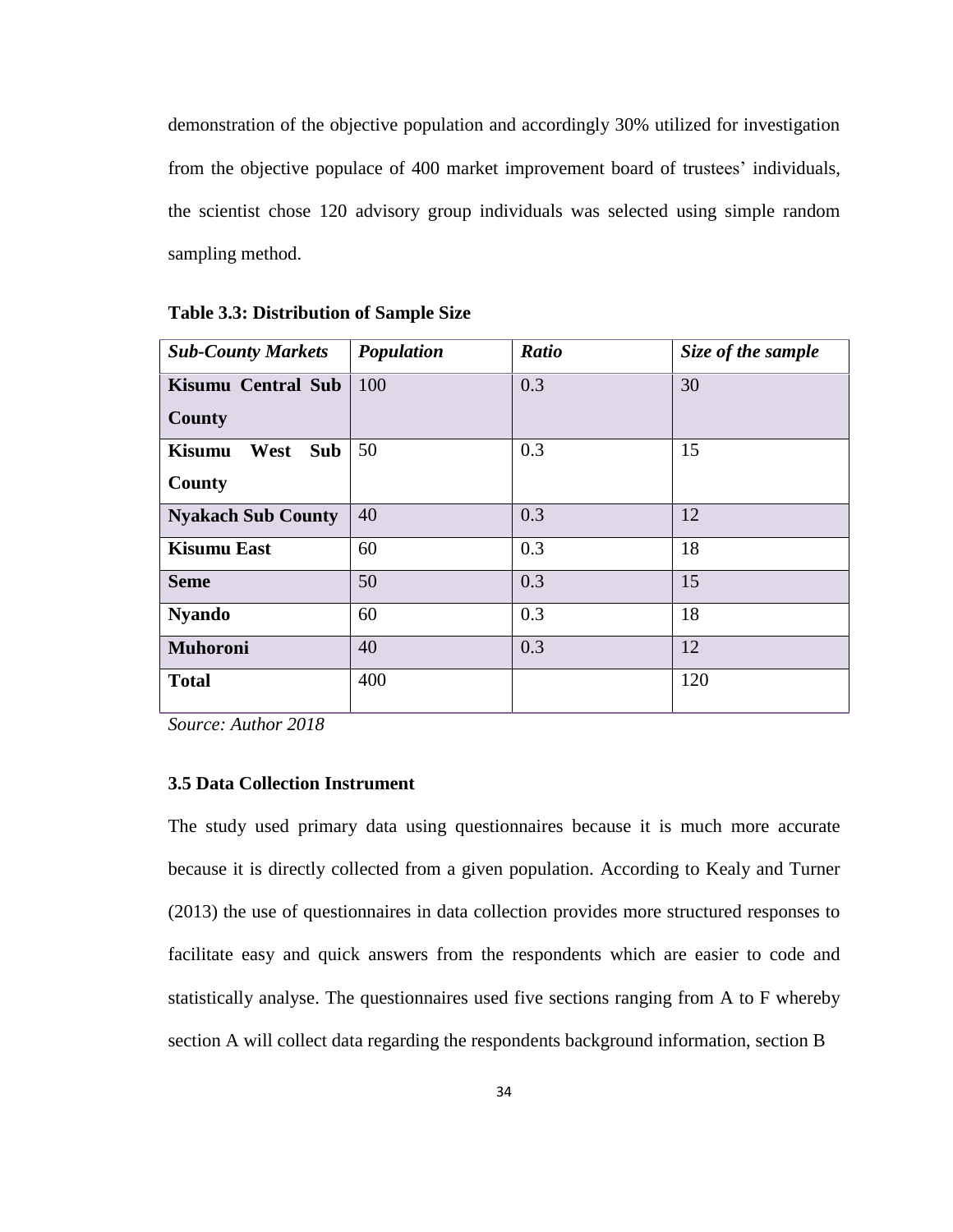demonstration of the objective population and accordingly 30% utilized for investigation from the objective populace of 400 market improvement board of trustees' individuals, the scientist chose 120 advisory group individuals was selected using simple random sampling method.

**Table 3.3: Distribution of Sample Size**

| ***Sub-County Markets*** | ***Population*** | ***Ratio*** | ***Size of the sample*** |
|---|---|---|---|
| **Kisumu Central Sub County** | 100 | 0.3 | 30 |
| **Kisumu West Sub County** | 50 | 0.3 | 15 |
| **Nyakach Sub County** | 40 | 0.3 | 12 |
| **Kisumu East** | 60 | 0.3 | 18 |
| **Seme** | 50 | 0.3 | 15 |
| **Nyando** | 60 | 0.3 | 18 |
| **Muhoroni** | 40 | 0.3 | 12 |
| **Total** | 400 | | 120 |

*Source: Author 2018*

### 3.5 Data Collection Instrument

The study used primary data using questionnaires because it is much more accurate because it is directly collected from a given population. According to Kealy and Turner (2013) the use of questionnaires in data collection provides more structured responses to facilitate easy and quick answers from the respondents which are easier to code and statistically analyse. The questionnaires used five sections ranging from A to F whereby section A will collect data regarding the respondents background information, section B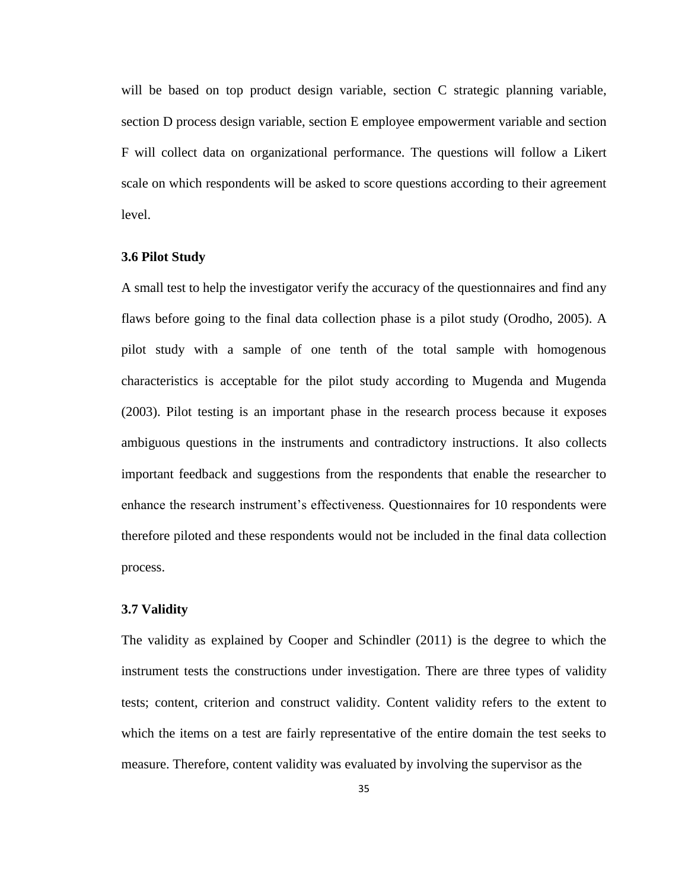will be based on top product design variable, section C strategic planning variable, section D process design variable, section E employee empowerment variable and section F will collect data on organizational performance. The questions will follow a Likert scale on which respondents will be asked to score questions according to their agreement level.

### 3.6 Pilot Study

A small test to help the investigator verify the accuracy of the questionnaires and find any flaws before going to the final data collection phase is a pilot study (Orodho, 2005). A pilot study with a sample of one tenth of the total sample with homogenous characteristics is acceptable for the pilot study according to Mugenda and Mugenda (2003). Pilot testing is an important phase in the research process because it exposes ambiguous questions in the instruments and contradictory instructions. It also collects important feedback and suggestions from the respondents that enable the researcher to enhance the research instrument's effectiveness. Questionnaires for 10 respondents were therefore piloted and these respondents would not be included in the final data collection process.

### 3.7 Validity

The validity as explained by Cooper and Schindler (2011) is the degree to which the instrument tests the constructions under investigation. There are three types of validity tests; content, criterion and construct validity. Content validity refers to the extent to which the items on a test are fairly representative of the entire domain the test seeks to measure. Therefore, content validity was evaluated by involving the supervisor as the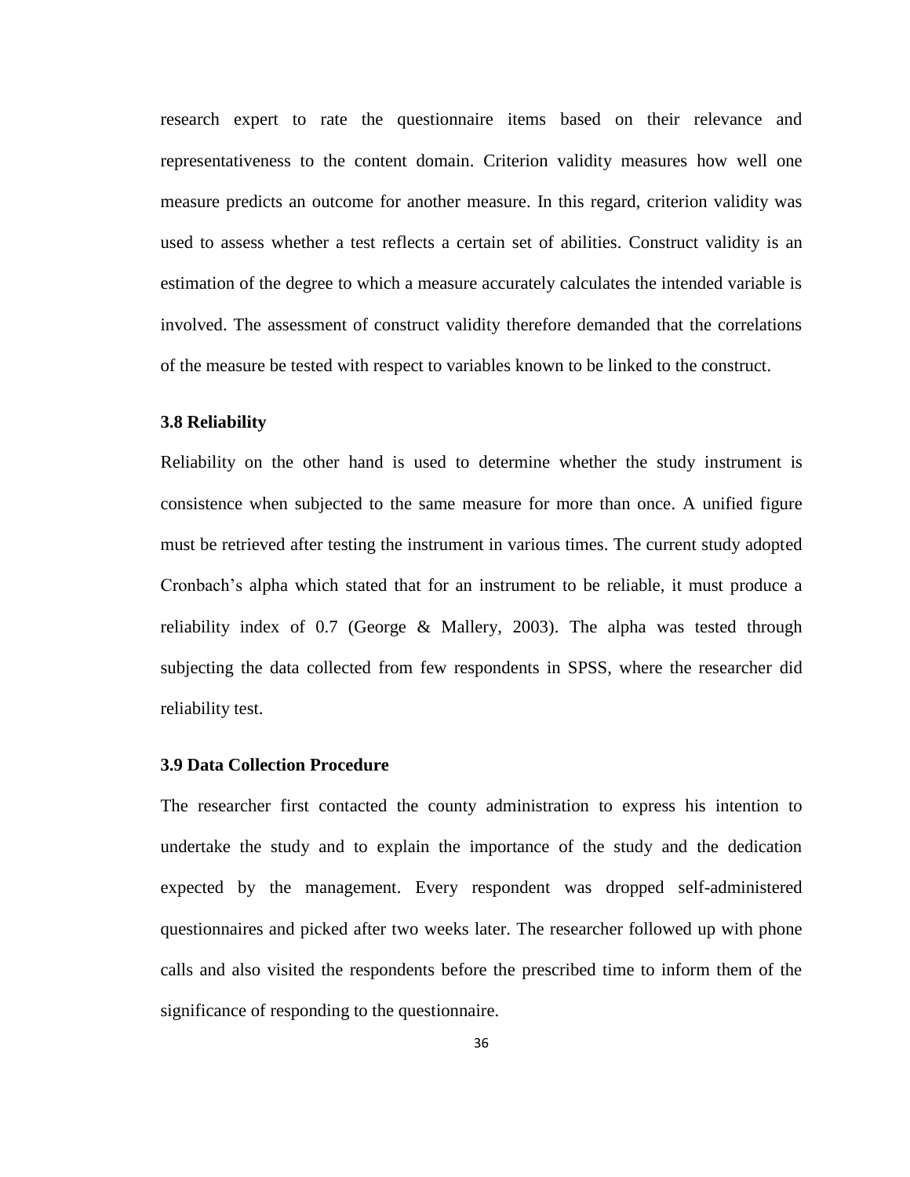research expert to rate the questionnaire items based on their relevance and representativeness to the content domain. Criterion validity measures how well one measure predicts an outcome for another measure. In this regard, criterion validity was used to assess whether a test reflects a certain set of abilities. Construct validity is an estimation of the degree to which a measure accurately calculates the intended variable is involved. The assessment of construct validity therefore demanded that the correlations of the measure be tested with respect to variables known to be linked to the construct.

### 3.8 Reliability

Reliability on the other hand is used to determine whether the study instrument is consistence when subjected to the same measure for more than once. A unified figure must be retrieved after testing the instrument in various times. The current study adopted Cronbach's alpha which stated that for an instrument to be reliable, it must produce a reliability index of 0.7 (George & Mallery, 2003). The alpha was tested through subjecting the data collected from few respondents in SPSS, where the researcher did reliability test.

### 3.9 Data Collection Procedure

The researcher first contacted the county administration to express his intention to undertake the study and to explain the importance of the study and the dedication expected by the management. Every respondent was dropped self-administered questionnaires and picked after two weeks later. The researcher followed up with phone calls and also visited the respondents before the prescribed time to inform them of the significance of responding to the questionnaire.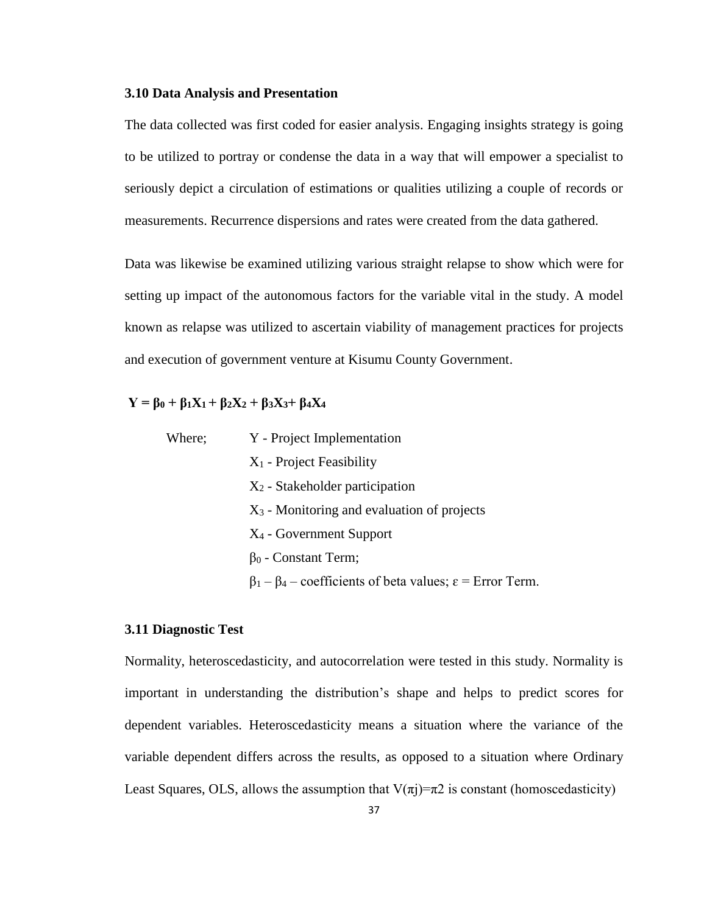### 3.10 Data Analysis and Presentation

The data collected was first coded for easier analysis. Engaging insights strategy is going to be utilized to portray or condense the data in a way that will empower a specialist to seriously depict a circulation of estimations or qualities utilizing a couple of records or measurements. Recurrence dispersions and rates were created from the data gathered.

Data was likewise be examined utilizing various straight relapse to show which were for setting up impact of the autonomous factors for the variable vital in the study. A model known as relapse was utilized to ascertain viability of management practices for projects and execution of government venture at Kisumu County Government.

$$\mathbf{Y = \beta_0 + \beta_1X_1 + \beta_2X_2 + \beta_3X_3 + \beta_4X_4}$$

Where; Y - Project Implementation

$X_1$ - Project Feasibility

$X_2$ - Stakeholder participation

$X_3$ - Monitoring and evaluation of projects

$X_4$ - Government Support

$\beta_0$ - Constant Term;

$\beta_1 - \beta_4$ – coefficients of beta values; $\varepsilon$ = Error Term.

### 3.11 Diagnostic Test

Normality, heteroscedasticity, and autocorrelation were tested in this study. Normality is important in understanding the distribution's shape and helps to predict scores for dependent variables. Heteroscedasticity means a situation where the variance of the variable dependent differs across the results, as opposed to a situation where Ordinary Least Squares, OLS, allows the assumption that $V(\pi j)=\pi 2$ is constant (homoscedasticity)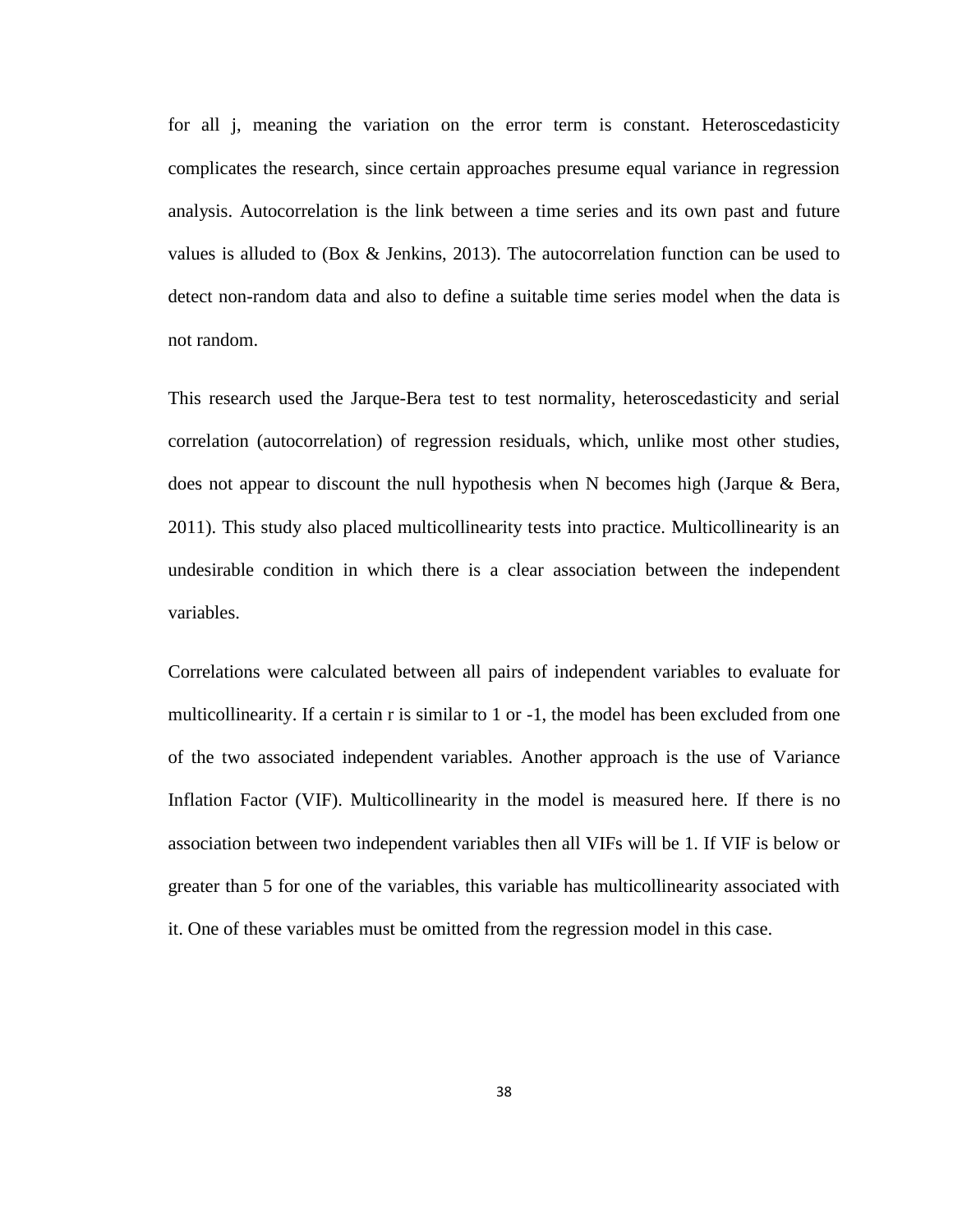for all j, meaning the variation on the error term is constant. Heteroscedasticity complicates the research, since certain approaches presume equal variance in regression analysis. Autocorrelation is the link between a time series and its own past and future values is alluded to (Box & Jenkins, 2013). The autocorrelation function can be used to detect non-random data and also to define a suitable time series model when the data is not random.

This research used the Jarque-Bera test to test normality, heteroscedasticity and serial correlation (autocorrelation) of regression residuals, which, unlike most other studies, does not appear to discount the null hypothesis when N becomes high (Jarque & Bera, 2011). This study also placed multicollinearity tests into practice. Multicollinearity is an undesirable condition in which there is a clear association between the independent variables.

Correlations were calculated between all pairs of independent variables to evaluate for multicollinearity. If a certain r is similar to 1 or -1, the model has been excluded from one of the two associated independent variables. Another approach is the use of Variance Inflation Factor (VIF). Multicollinearity in the model is measured here. If there is no association between two independent variables then all VIFs will be 1. If VIF is below or greater than 5 for one of the variables, this variable has multicollinearity associated with it. One of these variables must be omitted from the regression model in this case.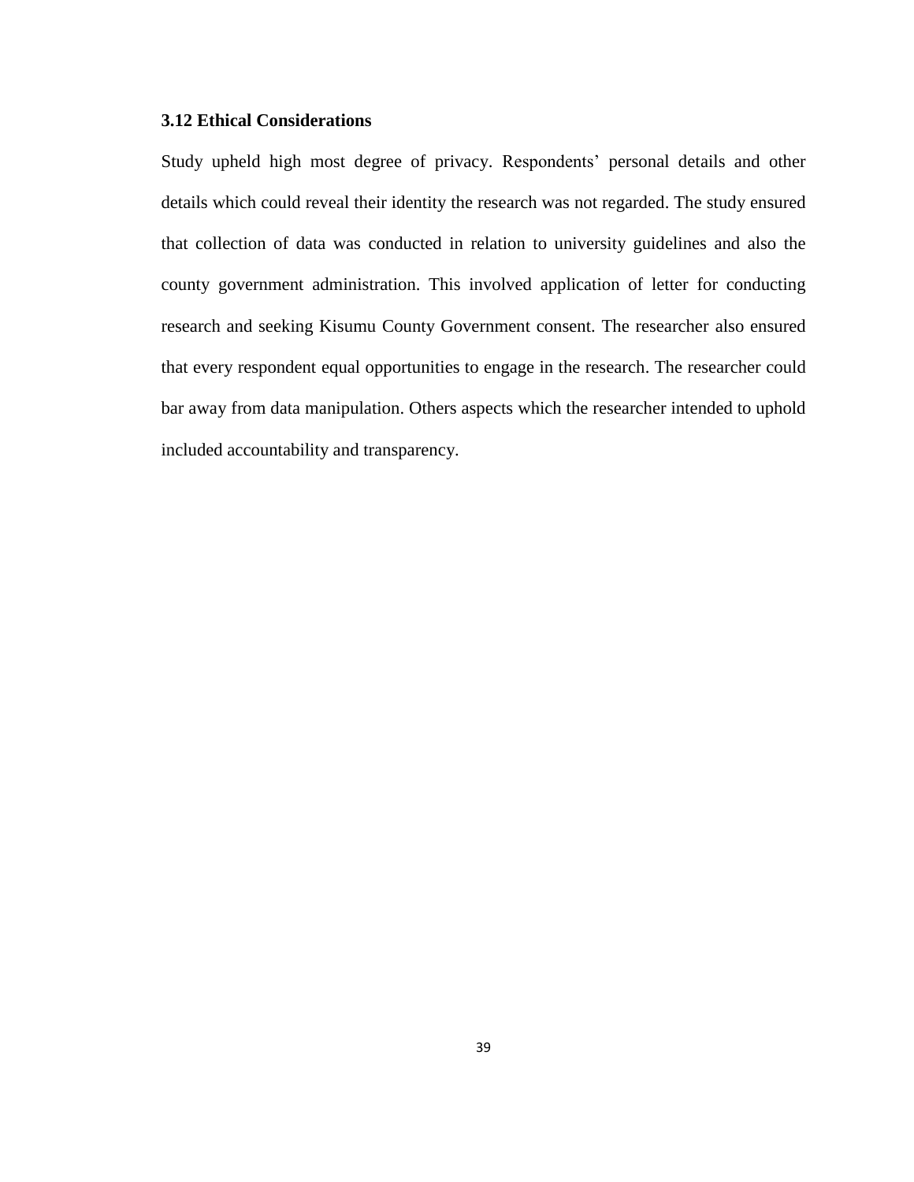### 3.12 Ethical Considerations

Study upheld high most degree of privacy. Respondents' personal details and other details which could reveal their identity the research was not regarded. The study ensured that collection of data was conducted in relation to university guidelines and also the county government administration. This involved application of letter for conducting research and seeking Kisumu County Government consent. The researcher also ensured that every respondent equal opportunities to engage in the research. The researcher could bar away from data manipulation. Others aspects which the researcher intended to uphold included accountability and transparency.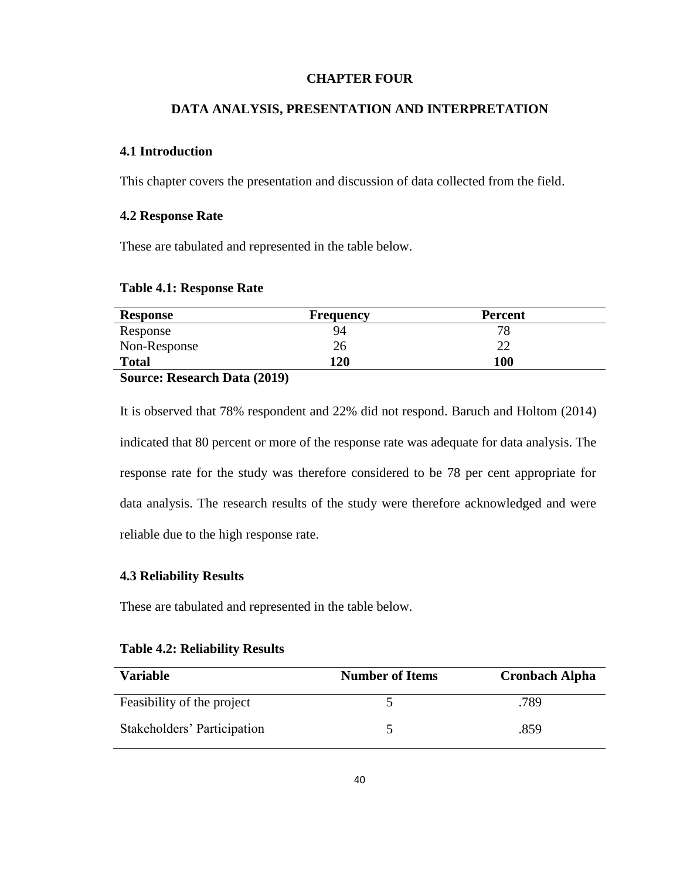# CHAPTER FOUR

# DATA ANALYSIS, PRESENTATION AND INTERPRETATION

## 4.1 Introduction

This chapter covers the presentation and discussion of data collected from the field.

## 4.2 Response Rate

These are tabulated and represented in the table below.

**Table 4.1: Response Rate**

| Response | Frequency | Percent |
|---|---|---|
| Response | 94 | 78 |
| Non-Response | 26 | 22 |
| **Total** | **120** | **100** |

**Source: Research Data (2019)**

It is observed that 78% respondent and 22% did not respond. Baruch and Holtom (2014) indicated that 80 percent or more of the response rate was adequate for data analysis. The response rate for the study was therefore considered to be 78 per cent appropriate for data analysis. The research results of the study were therefore acknowledged and were reliable due to the high response rate.

## 4.3 Reliability Results

These are tabulated and represented in the table below.

**Table 4.2: Reliability Results**

| Variable | Number of Items | Cronbach Alpha |
|---|---|---|
| Feasibility of the project | 5 | .789 |
| Stakeholders' Participation | 5 | .859 |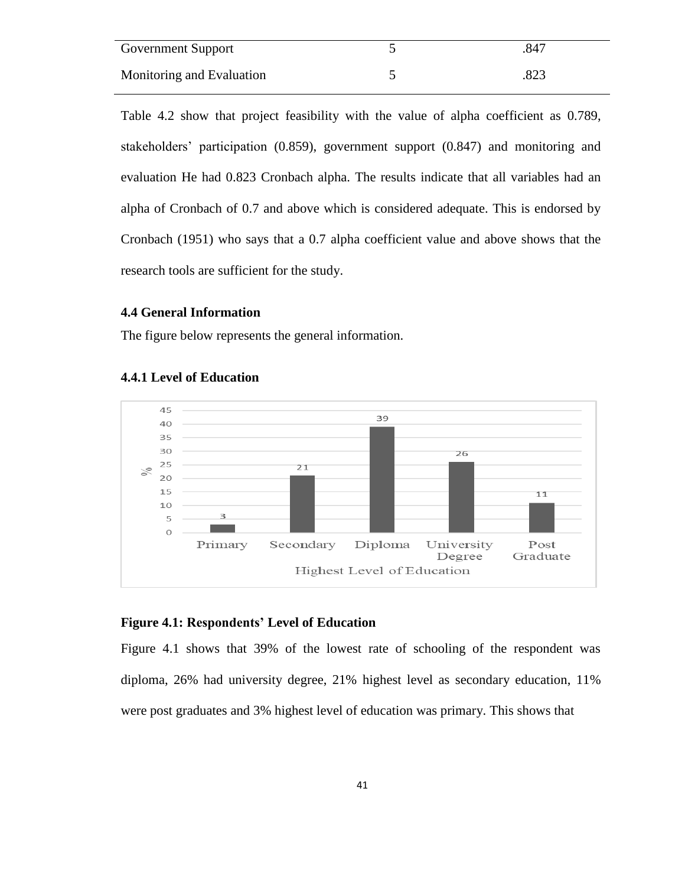| Government Support | 5 | .847 |
| --- | --- | --- |
| Monitoring and Evaluation | 5 | .823 |

Table 4.2 show that project feasibility with the value of alpha coefficient as 0.789, stakeholders' participation (0.859), government support (0.847) and monitoring and evaluation He had 0.823 Cronbach alpha. The results indicate that all variables had an alpha of Cronbach of 0.7 and above which is considered adequate. This is endorsed by Cronbach (1951) who says that a 0.7 alpha coefficient value and above shows that the research tools are sufficient for the study.

### 4.4 General Information

The figure below represents the general information.

#### 4.4.1 Level of Education

| Highest Level of Education | % |
| --- | --- |
| Primary | 3 |
| Secondary | 21 |
| Diploma | 39 |
| University Degree | 26 |
| Post Graduate | 11 |

**Figure 4.1: Respondents' Level of Education**

Figure 4.1 shows that 39% of the lowest rate of schooling of the respondent was diploma, 26% had university degree, 21% highest level as secondary education, 11% were post graduates and 3% highest level of education was primary. This shows that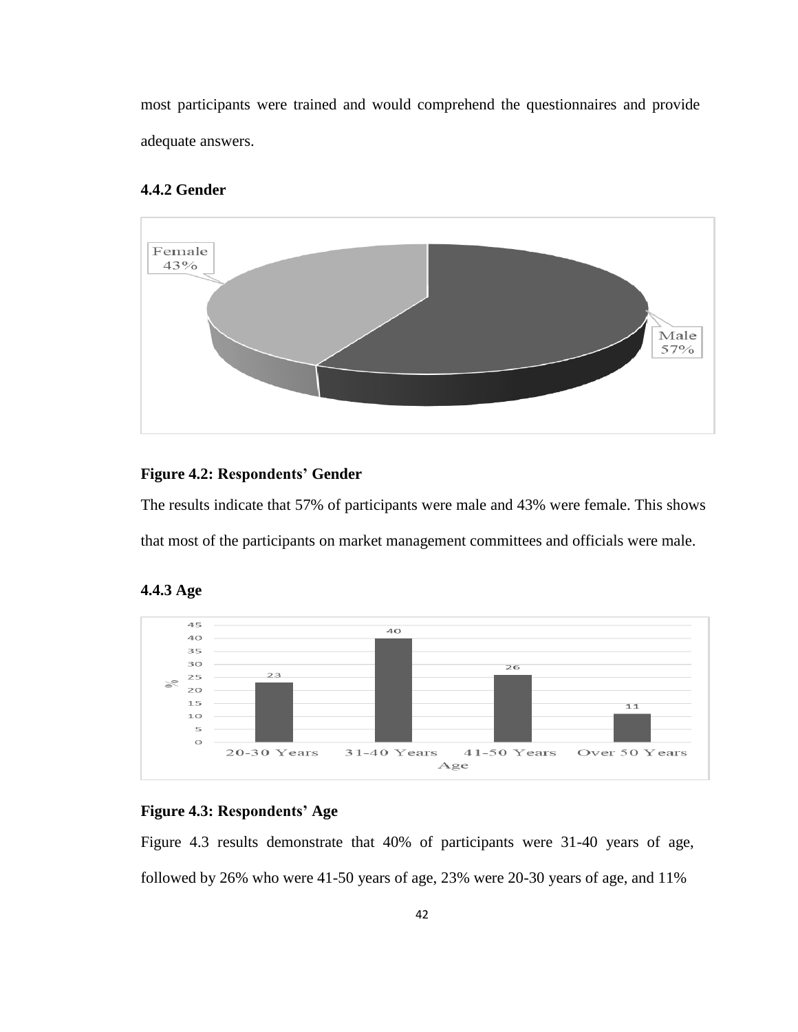most participants were trained and would comprehend the questionnaires and provide adequate answers.

### 4.4.2 Gender

**Figure 4.2: Respondents' Gender**

The results indicate that 57% of participants were male and 43% were female. This shows that most of the participants on market management committees and officials were male.

### 4.4.3 Age

**Figure 4.3: Respondents' Age**

Figure 4.3 results demonstrate that 40% of participants were 31-40 years of age, followed by 26% who were 41-50 years of age, 23% were 20-30 years of age, and 11%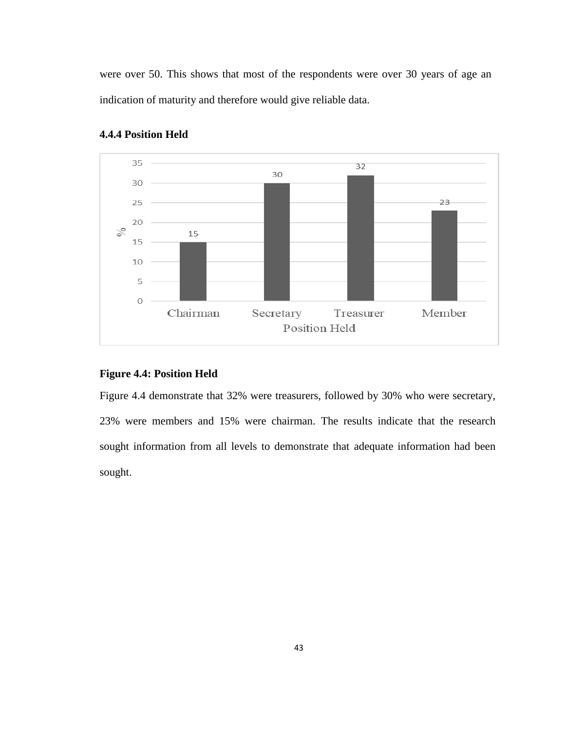were over 50. This shows that most of the respondents were over 30 years of age an indication of maturity and therefore would give reliable data.

### 4.4.4 Position Held

**Figure 4.4: Position Held**

Figure 4.4 demonstrate that 32% were treasurers, followed by 30% who were secretary, 23% were members and 15% were chairman. The results indicate that the research sought information from all levels to demonstrate that adequate information had been sought.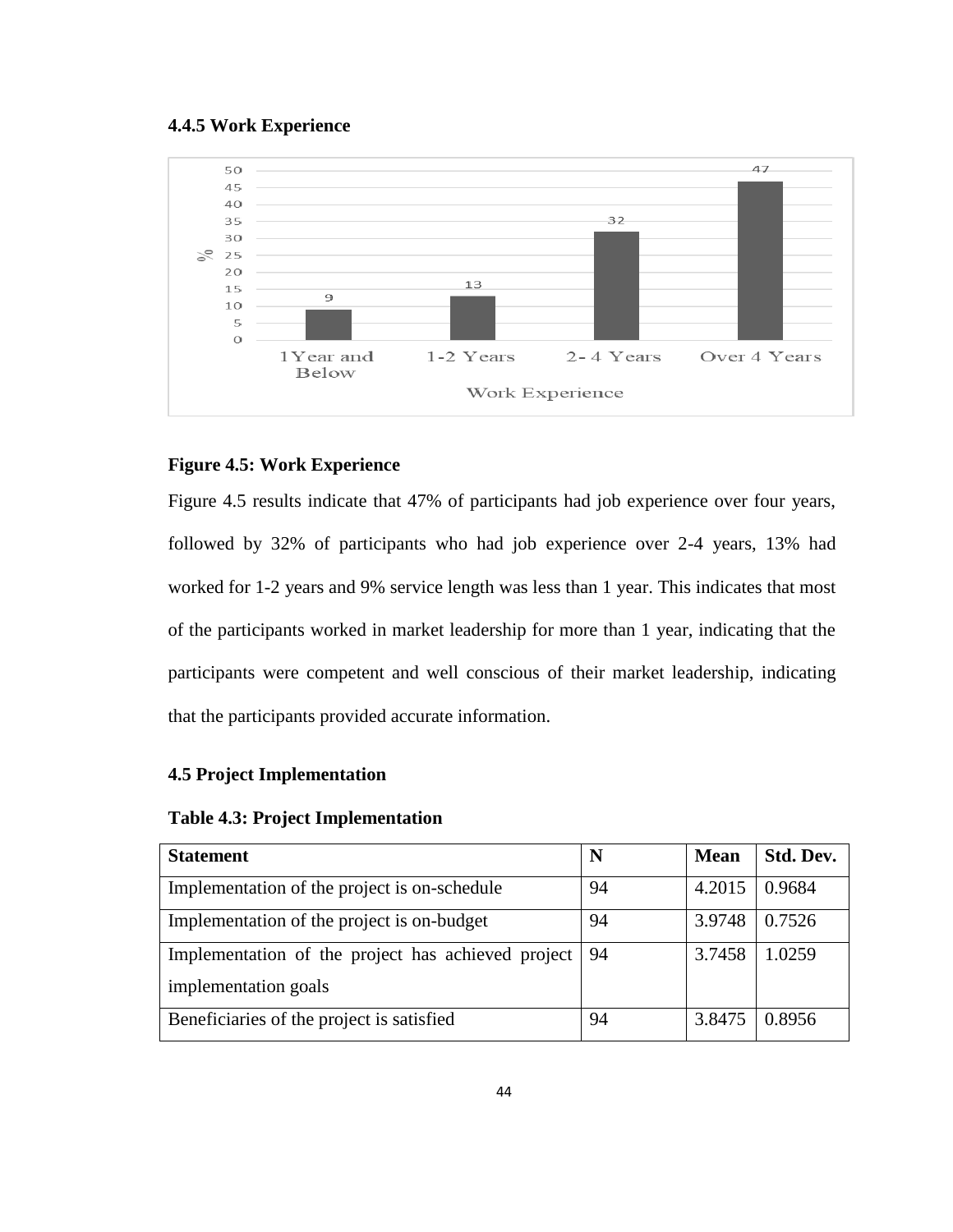### 4.4.5 Work Experience

**Figure 4.5: Work Experience**

Figure 4.5 results indicate that 47% of participants had job experience over four years, followed by 32% of participants who had job experience over 2-4 years, 13% had worked for 1-2 years and 9% service length was less than 1 year. This indicates that most of the participants worked in market leadership for more than 1 year, indicating that the participants were competent and well conscious of their market leadership, indicating that the participants provided accurate information.

## 4.5 Project Implementation

**Table 4.3: Project Implementation**

| Statement | N | Mean | Std. Dev. |
| --- | --- | --- | --- |
| Implementation of the project is on-schedule | 94 | 4.2015 | 0.9684 |
| Implementation of the project is on-budget | 94 | 3.9748 | 0.7526 |
| Implementation of the project has achieved project implementation goals | 94 | 3.7458 | 1.0259 |
| Beneficiaries of the project is satisfied | 94 | 3.8475 | 0.8956 |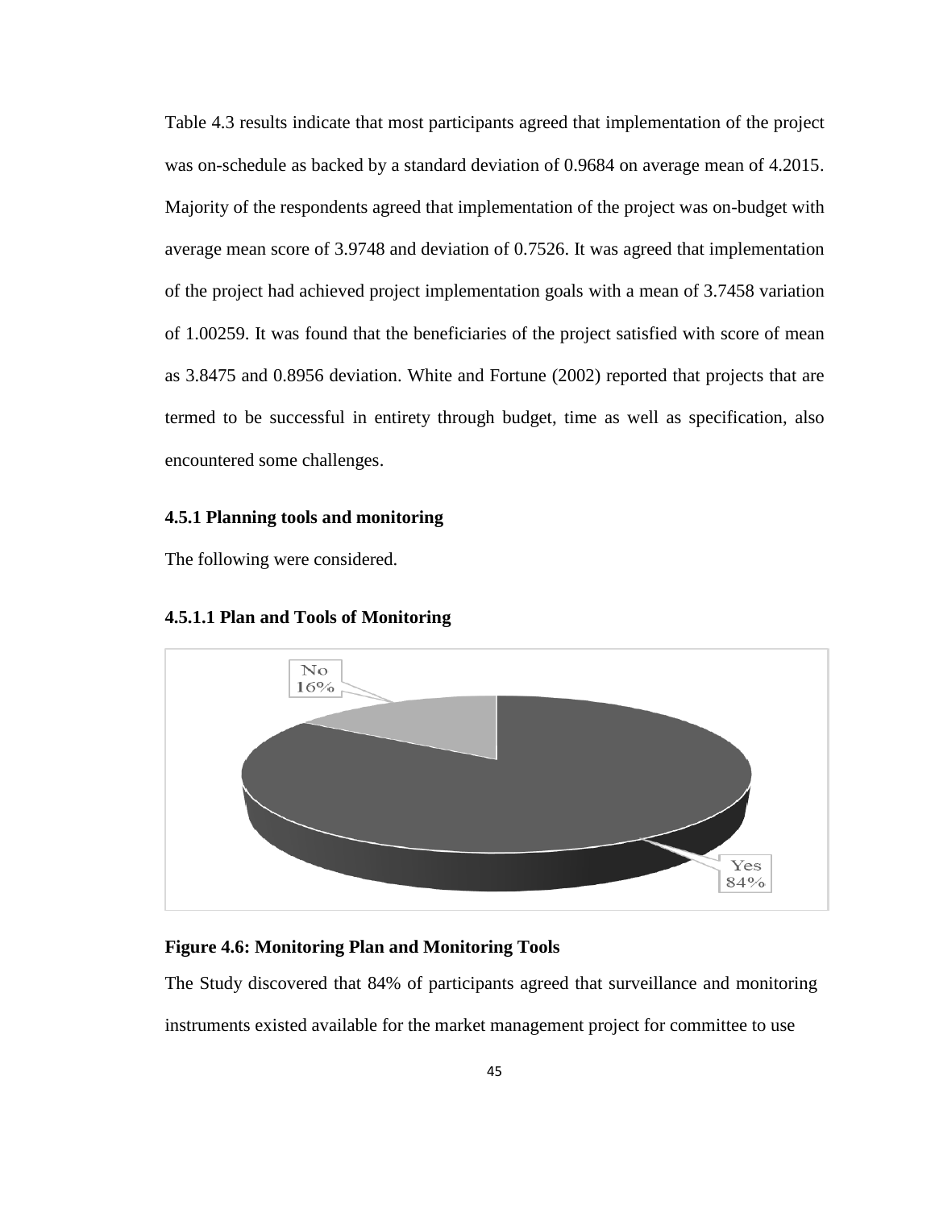Table 4.3 results indicate that most participants agreed that implementation of the project was on-schedule as backed by a standard deviation of 0.9684 on average mean of 4.2015. Majority of the respondents agreed that implementation of the project was on-budget with average mean score of 3.9748 and deviation of 0.7526. It was agreed that implementation of the project had achieved project implementation goals with a mean of 3.7458 variation of 1.00259. It was found that the beneficiaries of the project satisfied with score of mean as 3.8475 and 0.8956 deviation. White and Fortune (2002) reported that projects that are termed to be successful in entirety through budget, time as well as specification, also encountered some challenges.

### 4.5.1 Planning tools and monitoring

The following were considered.

#### 4.5.1.1 Plan and Tools of Monitoring

No 16%

Yes 84%

**Figure 4.6: Monitoring Plan and Monitoring Tools**

The Study discovered that 84% of participants agreed that surveillance and monitoring instruments existed available for the market management project for committee to use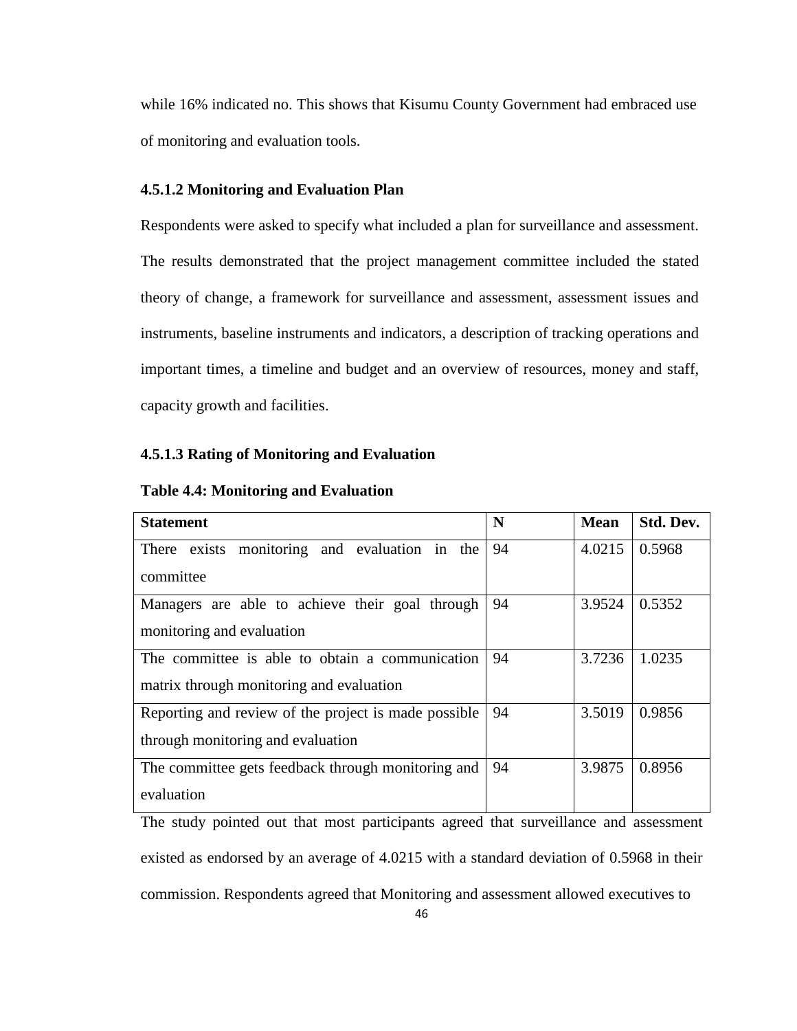while 16% indicated no. This shows that Kisumu County Government had embraced use of monitoring and evaluation tools.

#### 4.5.1.2 Monitoring and Evaluation Plan

Respondents were asked to specify what included a plan for surveillance and assessment. The results demonstrated that the project management committee included the stated theory of change, a framework for surveillance and assessment, assessment issues and instruments, baseline instruments and indicators, a description of tracking operations and important times, a timeline and budget and an overview of resources, money and staff, capacity growth and facilities.

#### 4.5.1.3 Rating of Monitoring and Evaluation

**Table 4.4: Monitoring and Evaluation**

| Statement | N | Mean | Std. Dev. |
|---|---|---|---|
| There exists monitoring and evaluation in the committee | 94 | 4.0215 | 0.5968 |
| Managers are able to achieve their goal through monitoring and evaluation | 94 | 3.9524 | 0.5352 |
| The committee is able to obtain a communication matrix through monitoring and evaluation | 94 | 3.7236 | 1.0235 |
| Reporting and review of the project is made possible through monitoring and evaluation | 94 | 3.5019 | 0.9856 |
| The committee gets feedback through monitoring and evaluation | 94 | 3.9875 | 0.8956 |

The study pointed out that most participants agreed that surveillance and assessment existed as endorsed by an average of 4.0215 with a standard deviation of 0.5968 in their commission. Respondents agreed that Monitoring and assessment allowed executives to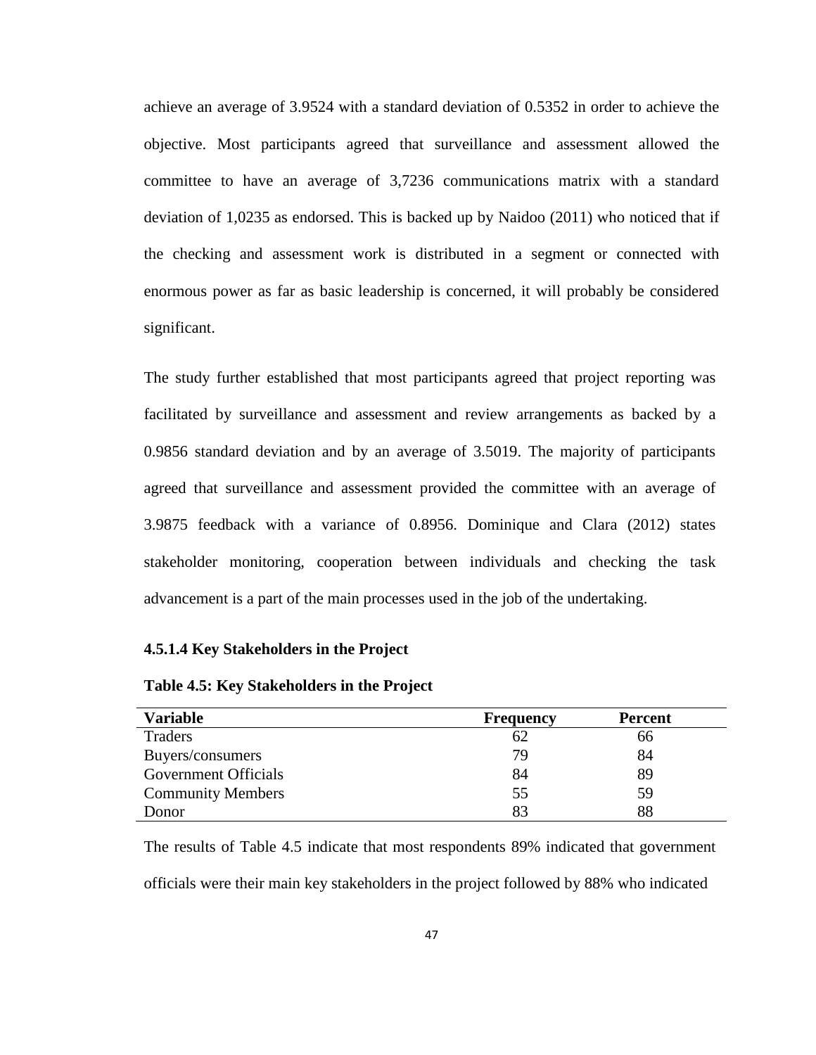achieve an average of 3.9524 with a standard deviation of 0.5352 in order to achieve the objective. Most participants agreed that surveillance and assessment allowed the committee to have an average of 3,7236 communications matrix with a standard deviation of 1,0235 as endorsed. This is backed up by Naidoo (2011) who noticed that if the checking and assessment work is distributed in a segment or connected with enormous power as far as basic leadership is concerned, it will probably be considered significant.

The study further established that most participants agreed that project reporting was facilitated by surveillance and assessment and review arrangements as backed by a 0.9856 standard deviation and by an average of 3.5019. The majority of participants agreed that surveillance and assessment provided the committee with an average of 3.9875 feedback with a variance of 0.8956. Dominique and Clara (2012) states stakeholder monitoring, cooperation between individuals and checking the task advancement is a part of the main processes used in the job of the undertaking.

#### 4.5.1.4 Key Stakeholders in the Project

**Table 4.5: Key Stakeholders in the Project**

| Variable | Frequency | Percent |
|---|---|---|
| Traders | 62 | 66 |
| Buyers/consumers | 79 | 84 |
| Government Officials | 84 | 89 |
| Community Members | 55 | 59 |
| Donor | 83 | 88 |

The results of Table 4.5 indicate that most respondents 89% indicated that government officials were their main key stakeholders in the project followed by 88% who indicated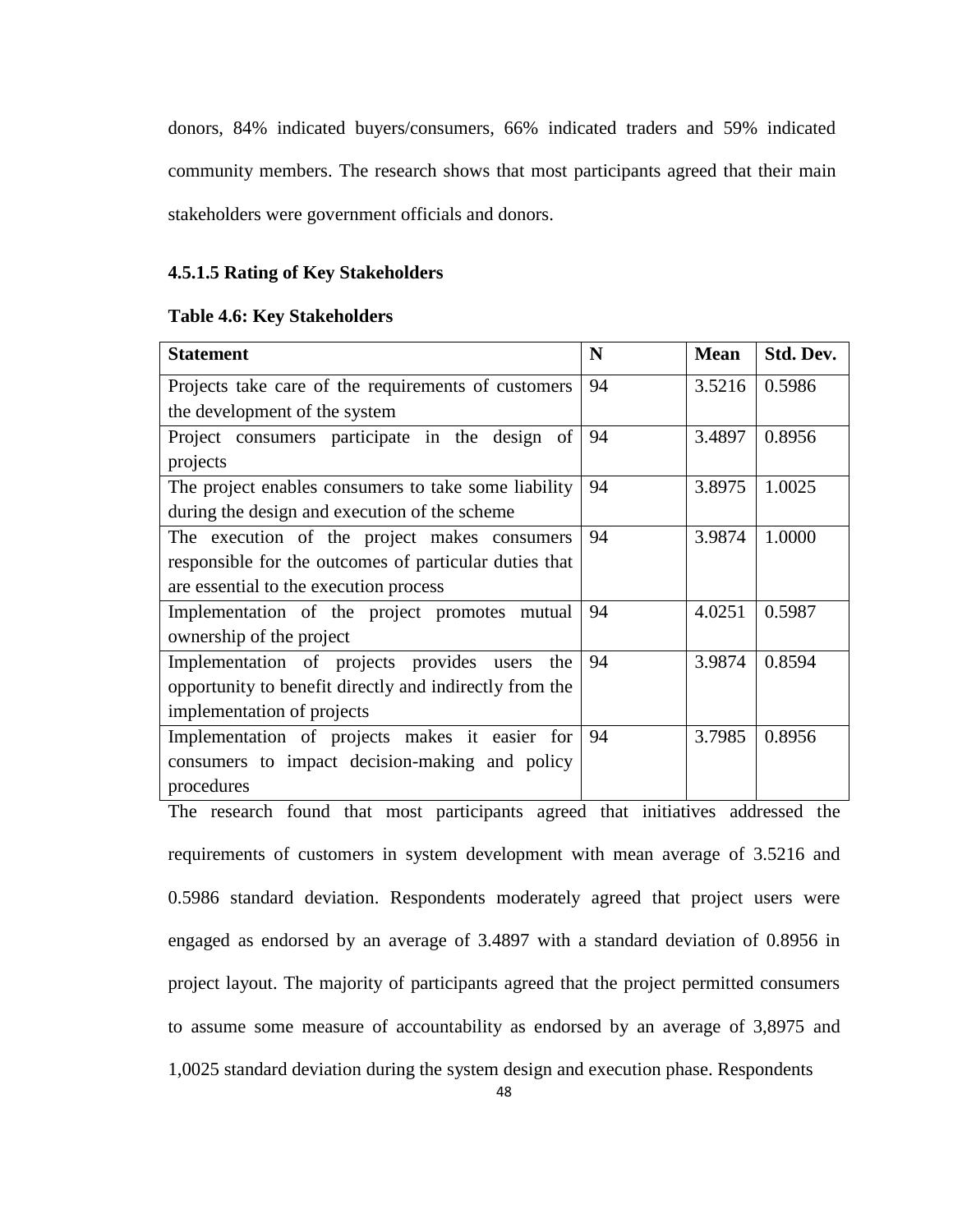donors, 84% indicated buyers/consumers, 66% indicated traders and 59% indicated community members. The research shows that most participants agreed that their main stakeholders were government officials and donors.

#### 4.5.1.5 Rating of Key Stakeholders

**Table 4.6: Key Stakeholders**

| Statement | N | Mean | Std. Dev. |
|---|---|---|---|
| Projects take care of the requirements of customers the development of the system | 94 | 3.5216 | 0.5986 |
| Project consumers participate in the design of projects | 94 | 3.4897 | 0.8956 |
| The project enables consumers to take some liability during the design and execution of the scheme | 94 | 3.8975 | 1.0025 |
| The execution of the project makes consumers responsible for the outcomes of particular duties that are essential to the execution process | 94 | 3.9874 | 1.0000 |
| Implementation of the project promotes mutual ownership of the project | 94 | 4.0251 | 0.5987 |
| Implementation of projects provides users the opportunity to benefit directly and indirectly from the implementation of projects | 94 | 3.9874 | 0.8594 |
| Implementation of projects makes it easier for consumers to impact decision-making and policy procedures | 94 | 3.7985 | 0.8956 |

The research found that most participants agreed that initiatives addressed the requirements of customers in system development with mean average of 3.5216 and 0.5986 standard deviation. Respondents moderately agreed that project users were engaged as endorsed by an average of 3.4897 with a standard deviation of 0.8956 in project layout. The majority of participants agreed that the project permitted consumers to assume some measure of accountability as endorsed by an average of 3,8975 and 1,0025 standard deviation during the system design and execution phase. Respondents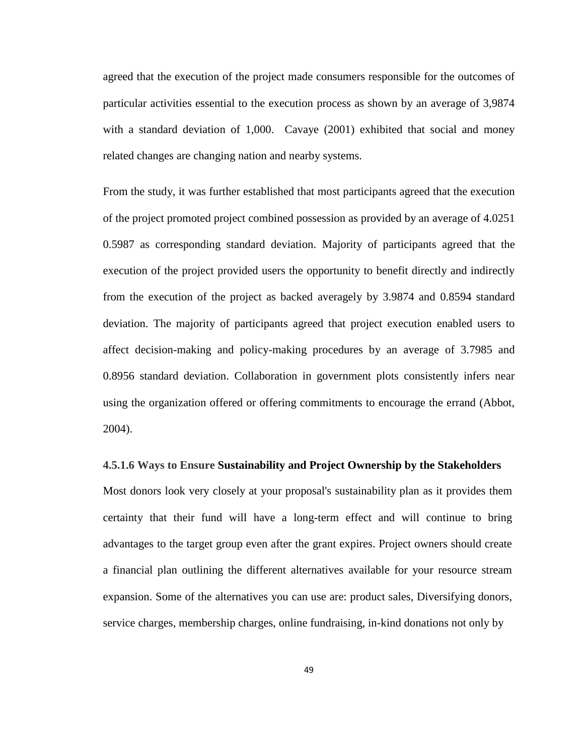agreed that the execution of the project made consumers responsible for the outcomes of particular activities essential to the execution process as shown by an average of 3,9874 with a standard deviation of 1,000. Cavaye (2001) exhibited that social and money related changes are changing nation and nearby systems.

From the study, it was further established that most participants agreed that the execution of the project promoted project combined possession as provided by an average of 4.0251 0.5987 as corresponding standard deviation. Majority of participants agreed that the execution of the project provided users the opportunity to benefit directly and indirectly from the execution of the project as backed averagely by 3.9874 and 0.8594 standard deviation. The majority of participants agreed that project execution enabled users to affect decision-making and policy-making procedures by an average of 3.7985 and 0.8956 standard deviation. Collaboration in government plots consistently infers near using the organization offered or offering commitments to encourage the errand (Abbot, 2004).

#### 4.5.1.6 Ways to Ensure Sustainability and Project Ownership by the Stakeholders

Most donors look very closely at your proposal's sustainability plan as it provides them certainty that their fund will have a long-term effect and will continue to bring advantages to the target group even after the grant expires. Project owners should create a financial plan outlining the different alternatives available for your resource stream expansion. Some of the alternatives you can use are: product sales, Diversifying donors, service charges, membership charges, online fundraising, in-kind donations not only by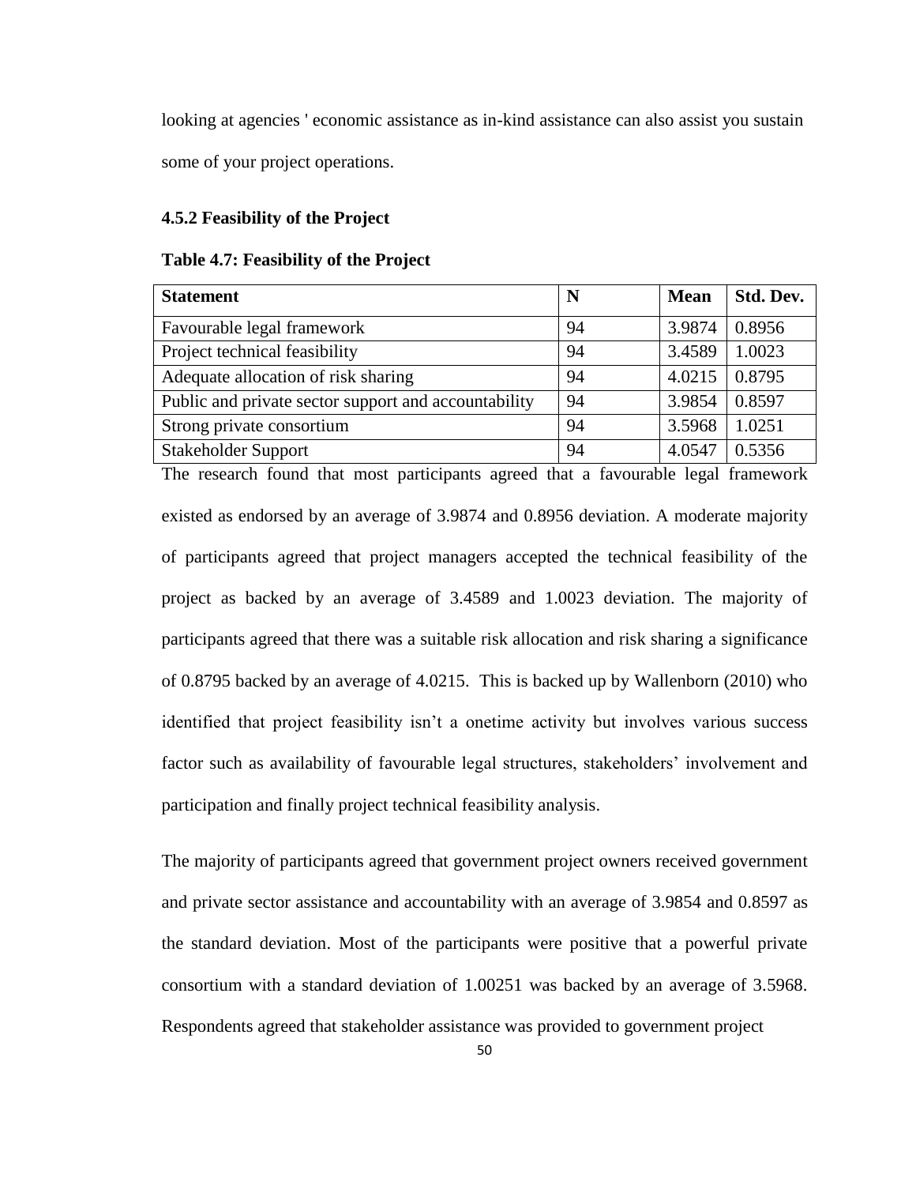looking at agencies ' economic assistance as in-kind assistance can also assist you sustain some of your project operations.

### 4.5.2 Feasibility of the Project

**Table 4.7: Feasibility of the Project**

| Statement | N | Mean | Std. Dev. |
|---|---|---|---|
| Favourable legal framework | 94 | 3.9874 | 0.8956 |
| Project technical feasibility | 94 | 3.4589 | 1.0023 |
| Adequate allocation of risk sharing | 94 | 4.0215 | 0.8795 |
| Public and private sector support and accountability | 94 | 3.9854 | 0.8597 |
| Strong private consortium | 94 | 3.5968 | 1.0251 |
| Stakeholder Support | 94 | 4.0547 | 0.5356 |

The research found that most participants agreed that a favourable legal framework existed as endorsed by an average of 3.9874 and 0.8956 deviation. A moderate majority of participants agreed that project managers accepted the technical feasibility of the project as backed by an average of 3.4589 and 1.0023 deviation. The majority of participants agreed that there was a suitable risk allocation and risk sharing a significance of 0.8795 backed by an average of 4.0215. This is backed up by Wallenborn (2010) who identified that project feasibility isn't a onetime activity but involves various success factor such as availability of favourable legal structures, stakeholders' involvement and participation and finally project technical feasibility analysis.

The majority of participants agreed that government project owners received government and private sector assistance and accountability with an average of 3.9854 and 0.8597 as the standard deviation. Most of the participants were positive that a powerful private consortium with a standard deviation of 1.00251 was backed by an average of 3.5968. Respondents agreed that stakeholder assistance was provided to government project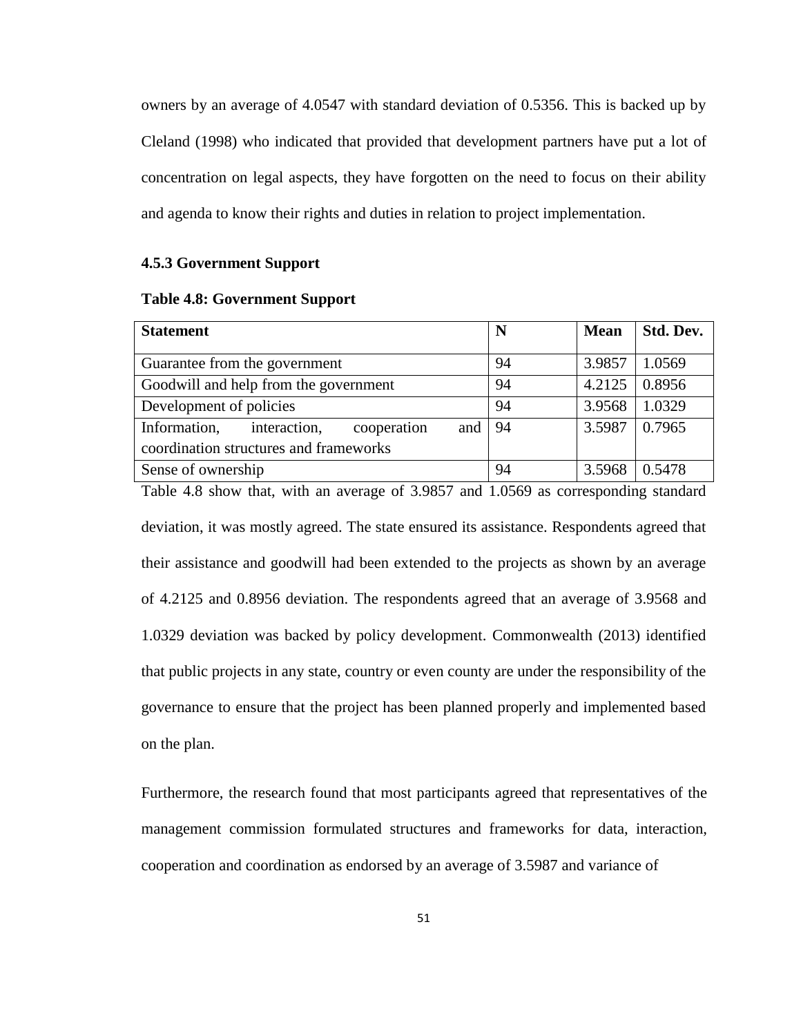owners by an average of 4.0547 with standard deviation of 0.5356. This is backed up by Cleland (1998) who indicated that provided that development partners have put a lot of concentration on legal aspects, they have forgotten on the need to focus on their ability and agenda to know their rights and duties in relation to project implementation.

### 4.5.3 Government Support

**Table 4.8: Government Support**

| Statement | N | Mean | Std. Dev. |
|---|---|---|---|
| Guarantee from the government | 94 | 3.9857 | 1.0569 |
| Goodwill and help from the government | 94 | 4.2125 | 0.8956 |
| Development of policies | 94 | 3.9568 | 1.0329 |
| Information, interaction, cooperation and coordination structures and frameworks | 94 | 3.5987 | 0.7965 |
| Sense of ownership | 94 | 3.5968 | 0.5478 |

Table 4.8 show that, with an average of 3.9857 and 1.0569 as corresponding standard deviation, it was mostly agreed. The state ensured its assistance. Respondents agreed that their assistance and goodwill had been extended to the projects as shown by an average of 4.2125 and 0.8956 deviation. The respondents agreed that an average of 3.9568 and 1.0329 deviation was backed by policy development. Commonwealth (2013) identified that public projects in any state, country or even county are under the responsibility of the governance to ensure that the project has been planned properly and implemented based on the plan.

Furthermore, the research found that most participants agreed that representatives of the management commission formulated structures and frameworks for data, interaction, cooperation and coordination as endorsed by an average of 3.5987 and variance of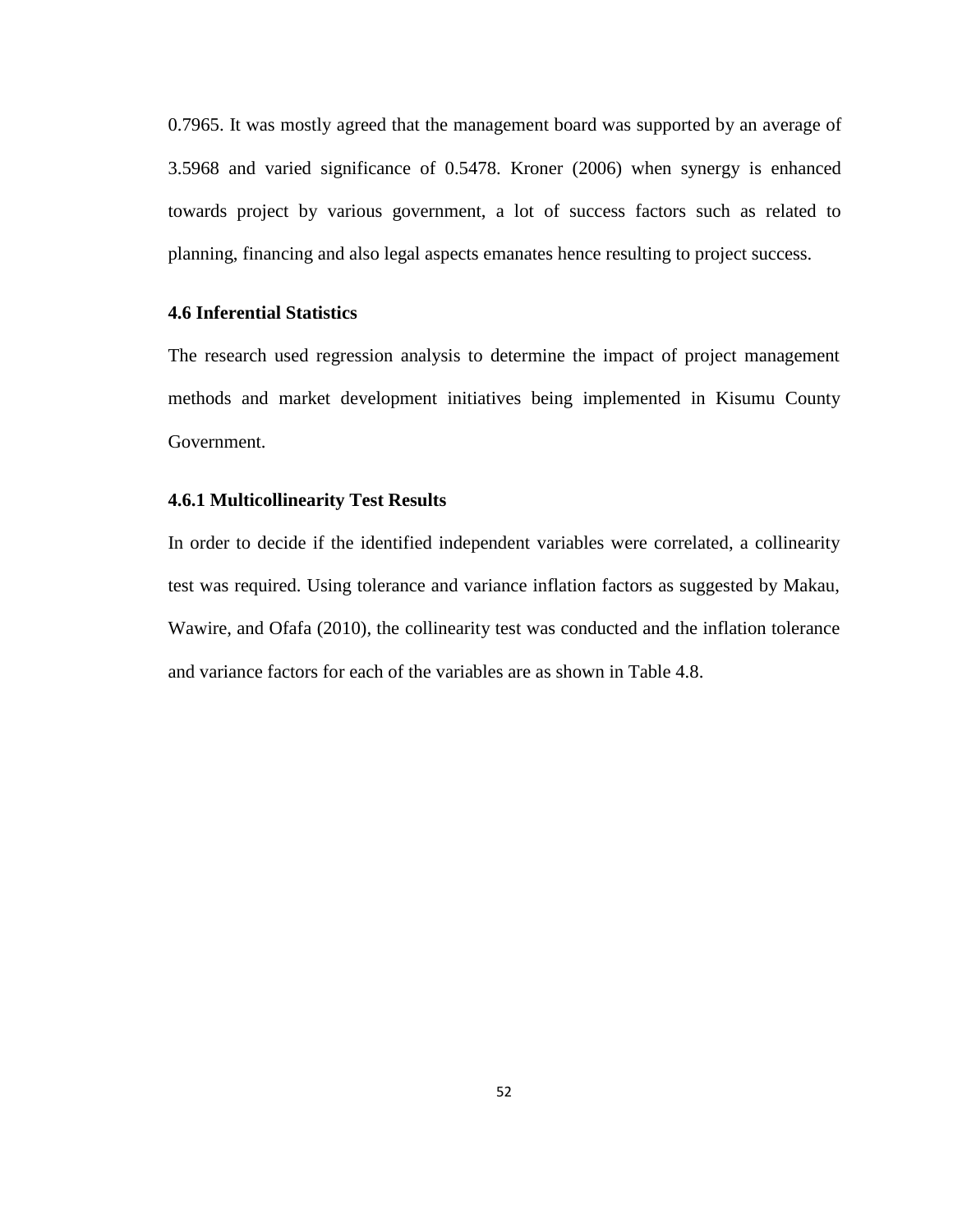0.7965. It was mostly agreed that the management board was supported by an average of 3.5968 and varied significance of 0.5478. Kroner (2006) when synergy is enhanced towards project by various government, a lot of success factors such as related to planning, financing and also legal aspects emanates hence resulting to project success.

### 4.6 Inferential Statistics

The research used regression analysis to determine the impact of project management methods and market development initiatives being implemented in Kisumu County Government.

#### 4.6.1 Multicollinearity Test Results

In order to decide if the identified independent variables were correlated, a collinearity test was required. Using tolerance and variance inflation factors as suggested by Makau, Wawire, and Ofafa (2010), the collinearity test was conducted and the inflation tolerance and variance factors for each of the variables are as shown in Table 4.8.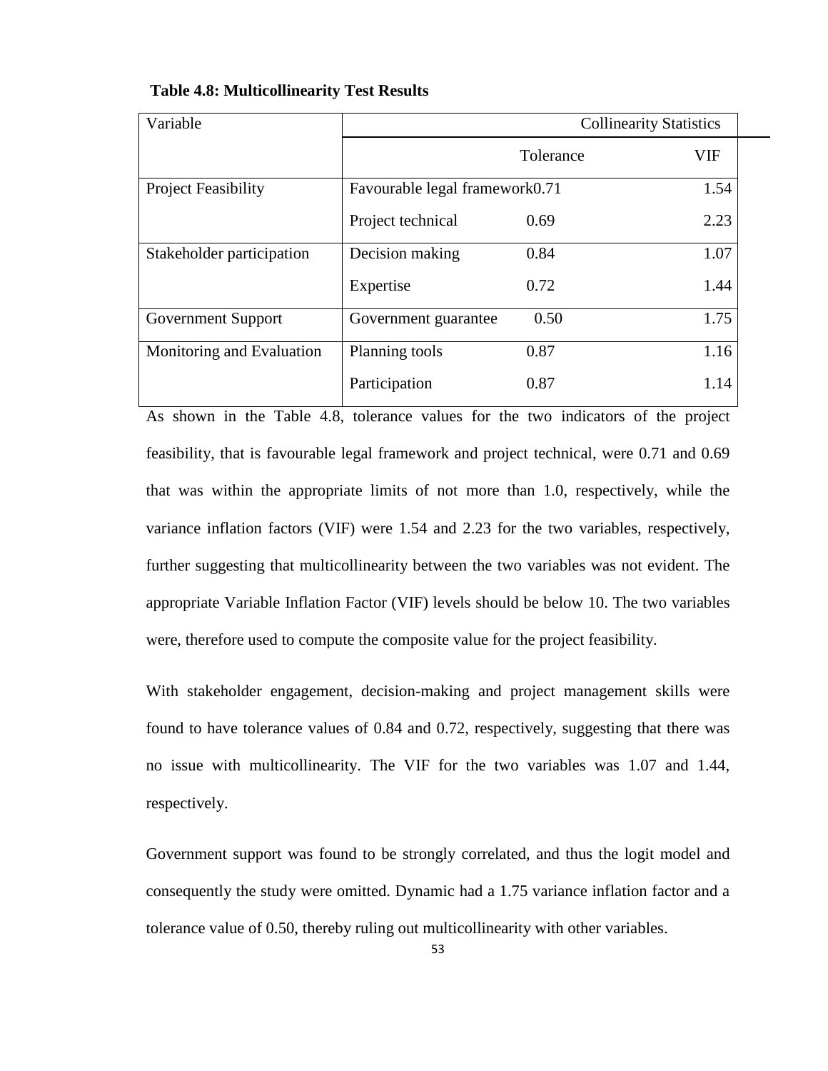**Table 4.8: Multicollinearity Test Results**

| Variable | Collinearity Statistics | | |
|---|---|---|---|
| | | Tolerance | VIF |
| Project Feasibility | Favourable legal framework | 0.71 | 1.54 |
| | Project technical | 0.69 | 2.23 |
| Stakeholder participation | Decision making | 0.84 | 1.07 |
| | Expertise | 0.72 | 1.44 |
| Government Support | Government guarantee | 0.50 | 1.75 |
| Monitoring and Evaluation | Planning tools | 0.87 | 1.16 |
| | Participation | 0.87 | 1.14 |

As shown in the Table 4.8, tolerance values for the two indicators of the project feasibility, that is favourable legal framework and project technical, were 0.71 and 0.69 that was within the appropriate limits of not more than 1.0, respectively, while the variance inflation factors (VIF) were 1.54 and 2.23 for the two variables, respectively, further suggesting that multicollinearity between the two variables was not evident. The appropriate Variable Inflation Factor (VIF) levels should be below 10. The two variables were, therefore used to compute the composite value for the project feasibility.

With stakeholder engagement, decision-making and project management skills were found to have tolerance values of 0.84 and 0.72, respectively, suggesting that there was no issue with multicollinearity. The VIF for the two variables was 1.07 and 1.44, respectively.

Government support was found to be strongly correlated, and thus the logit model and consequently the study were omitted. Dynamic had a 1.75 variance inflation factor and a tolerance value of 0.50, thereby ruling out multicollinearity with other variables.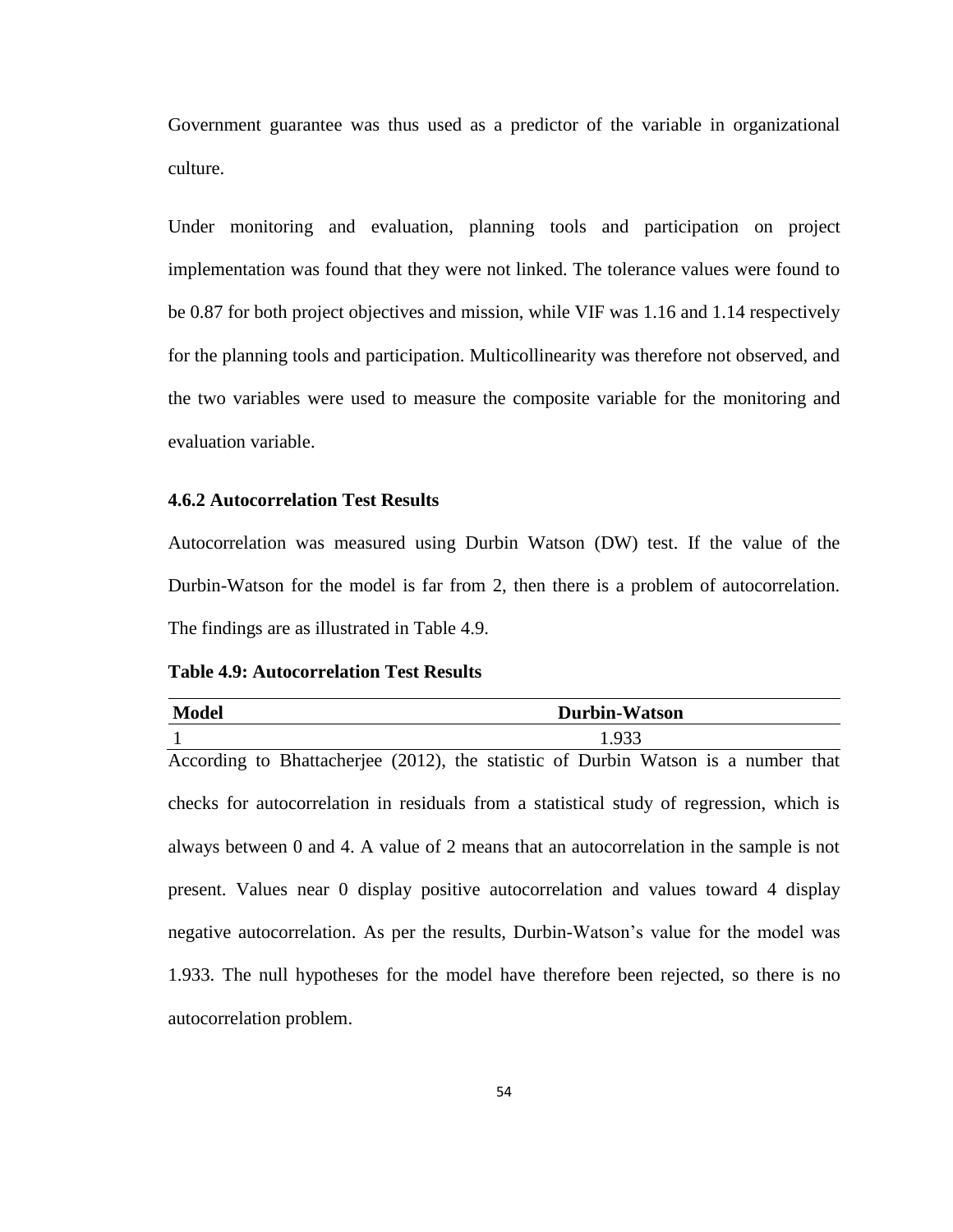Government guarantee was thus used as a predictor of the variable in organizational culture.

Under monitoring and evaluation, planning tools and participation on project implementation was found that they were not linked. The tolerance values were found to be 0.87 for both project objectives and mission, while VIF was 1.16 and 1.14 respectively for the planning tools and participation. Multicollinearity was therefore not observed, and the two variables were used to measure the composite variable for the monitoring and evaluation variable.

### 4.6.2 Autocorrelation Test Results

Autocorrelation was measured using Durbin Watson (DW) test. If the value of the Durbin-Watson for the model is far from 2, then there is a problem of autocorrelation. The findings are as illustrated in Table 4.9.

**Table 4.9: Autocorrelation Test Results**

| Model | Durbin-Watson |
|---|---|
| 1 | 1.933 |

According to Bhattacherjee (2012), the statistic of Durbin Watson is a number that checks for autocorrelation in residuals from a statistical study of regression, which is always between 0 and 4. A value of 2 means that an autocorrelation in the sample is not present. Values near 0 display positive autocorrelation and values toward 4 display negative autocorrelation. As per the results, Durbin-Watson's value for the model was 1.933. The null hypotheses for the model have therefore been rejected, so there is no autocorrelation problem.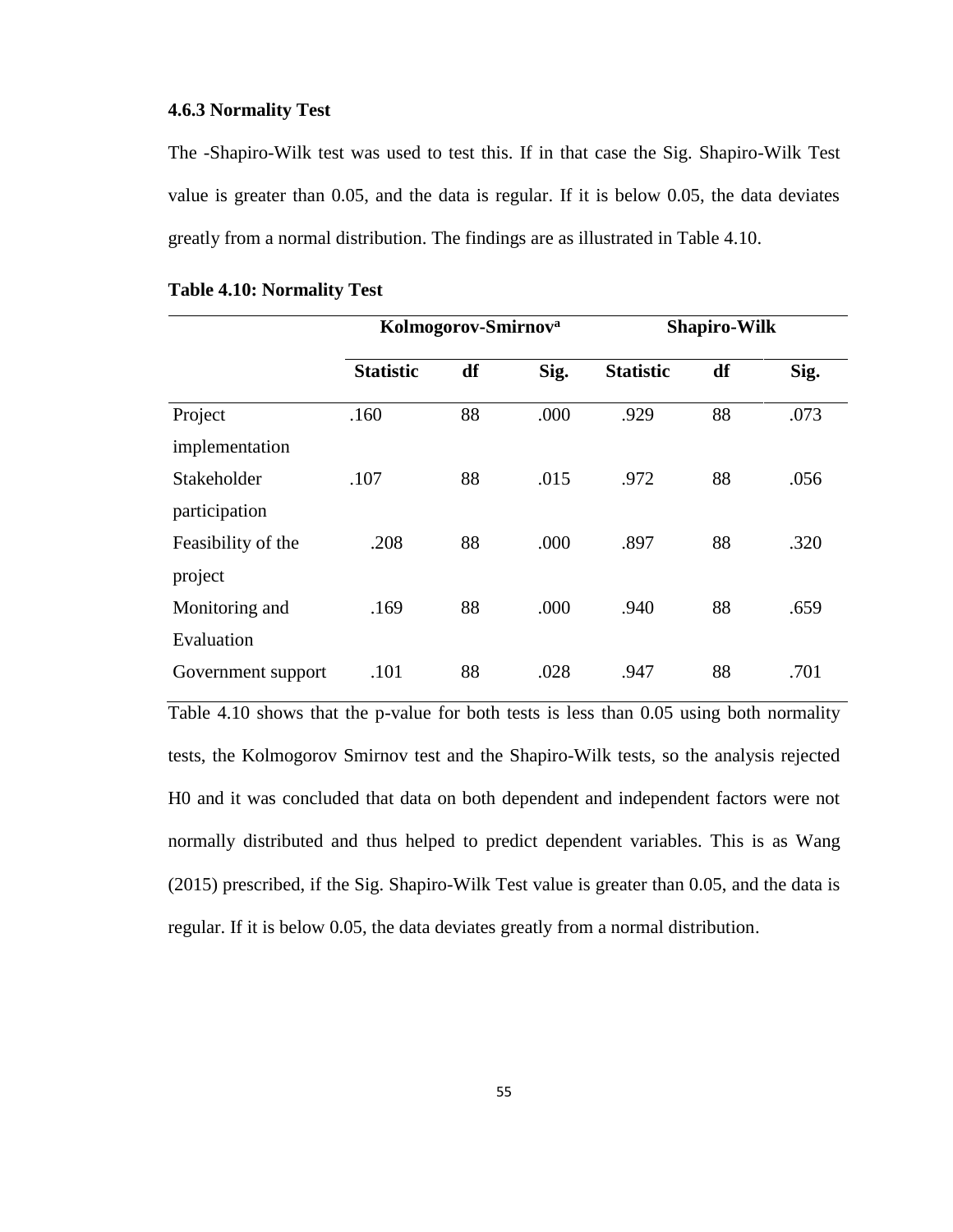### 4.6.3 Normality Test

The -Shapiro-Wilk test was used to test this. If in that case the Sig. Shapiro-Wilk Test value is greater than 0.05, and the data is regular. If it is below 0.05, the data deviates greatly from a normal distribution. The findings are as illustrated in Table 4.10.

**Table 4.10: Normality Test**

| | Kolmogorov-Smirnov[a] | | | Shapiro-Wilk | | |
|---|---|---|---|---|---|---|
| | **Statistic** | **df** | **Sig.** | **Statistic** | **df** | **Sig.** |
| Project implementation | .160 | 88 | .000 | .929 | 88 | .073 |
| Stakeholder participation | .107 | 88 | .015 | .972 | 88 | .056 |
| Feasibility of the project | .208 | 88 | .000 | .897 | 88 | .320 |
| Monitoring and Evaluation | .169 | 88 | .000 | .940 | 88 | .659 |
| Government support | .101 | 88 | .028 | .947 | 88 | .701 |

Table 4.10 shows that the p-value for both tests is less than 0.05 using both normality tests, the Kolmogorov Smirnov test and the Shapiro-Wilk tests, so the analysis rejected H0 and it was concluded that data on both dependent and independent factors were not normally distributed and thus helped to predict dependent variables. This is as Wang (2015) prescribed, if the Sig. Shapiro-Wilk Test value is greater than 0.05, and the data is regular. If it is below 0.05, the data deviates greatly from a normal distribution.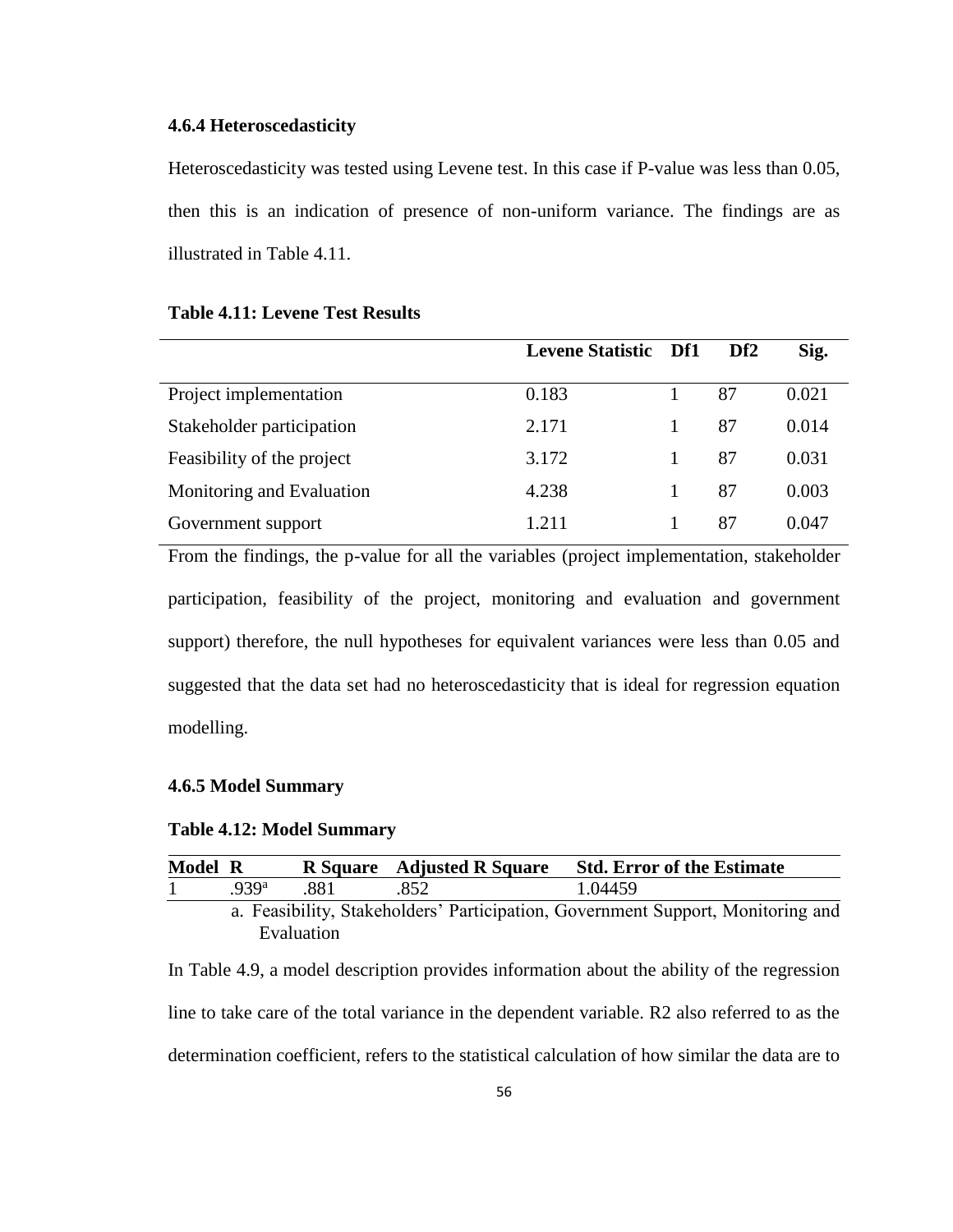### 4.6.4 Heteroscedasticity

Heteroscedasticity was tested using Levene test. In this case if P-value was less than 0.05, then this is an indication of presence of non-uniform variance. The findings are as illustrated in Table 4.11.

**Table 4.11: Levene Test Results**

| | Levene Statistic | Df1 | Df2 | Sig. |
|---|---|---|---|---|
| Project implementation | 0.183 | 1 | 87 | 0.021 |
| Stakeholder participation | 2.171 | 1 | 87 | 0.014 |
| Feasibility of the project | 3.172 | 1 | 87 | 0.031 |
| Monitoring and Evaluation | 4.238 | 1 | 87 | 0.003 |
| Government support | 1.211 | 1 | 87 | 0.047 |

From the findings, the p-value for all the variables (project implementation, stakeholder participation, feasibility of the project, monitoring and evaluation and government support) therefore, the null hypotheses for equivalent variances were less than 0.05 and suggested that the data set had no heteroscedasticity that is ideal for regression equation modelling.

### 4.6.5 Model Summary

**Table 4.12: Model Summary**

| Model | R | R Square | Adjusted R Square | Std. Error of the Estimate |
|---|---|---|---|---|
| 1 | .939[a] | .881 | .852 | 1.04459 |

a. Feasibility, Stakeholders' Participation, Government Support, Monitoring and Evaluation

In Table 4.9, a model description provides information about the ability of the regression line to take care of the total variance in the dependent variable. R2 also referred to as the determination coefficient, refers to the statistical calculation of how similar the data are to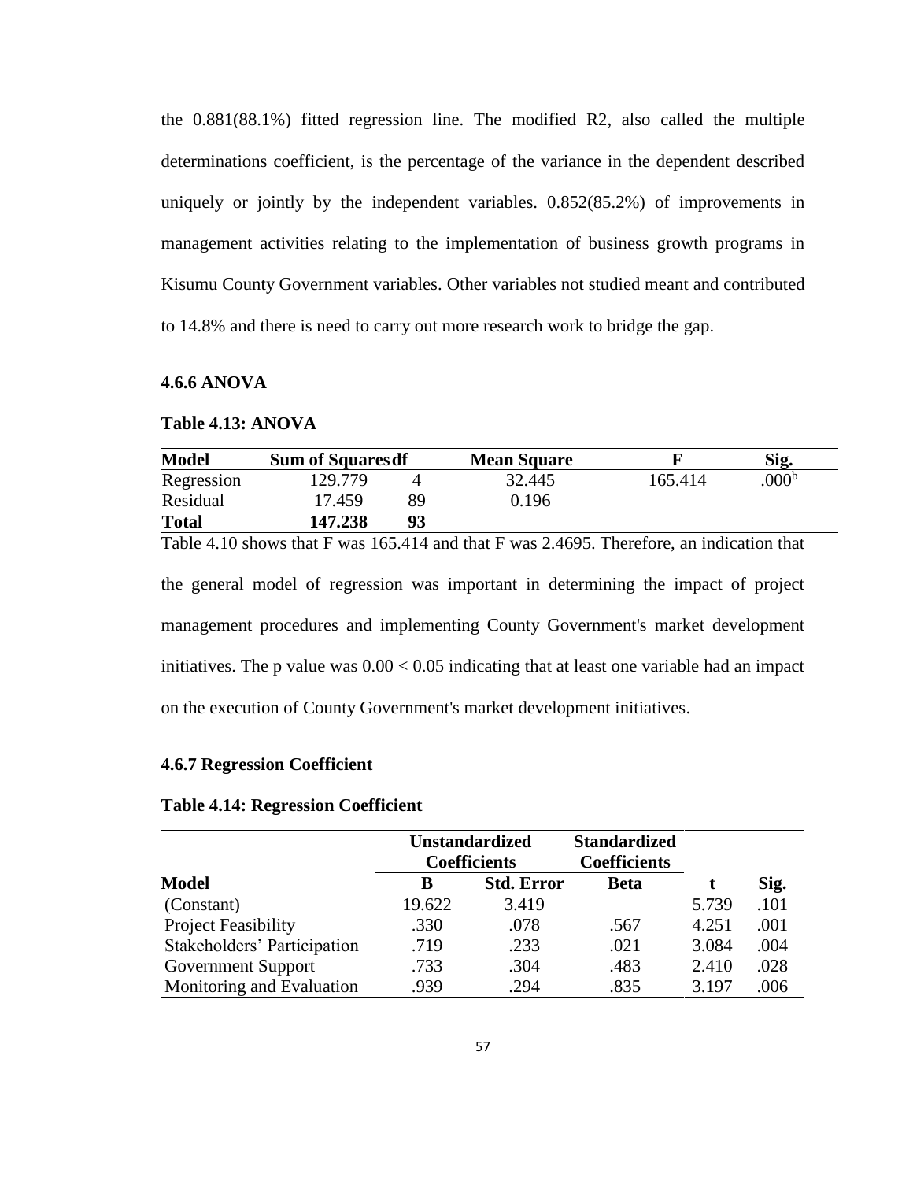the 0.881(88.1%) fitted regression line. The modified R2, also called the multiple determinations coefficient, is the percentage of the variance in the dependent described uniquely or jointly by the independent variables. 0.852(85.2%) of improvements in management activities relating to the implementation of business growth programs in Kisumu County Government variables. Other variables not studied meant and contributed to 14.8% and there is need to carry out more research work to bridge the gap.

### 4.6.6 ANOVA

**Table 4.13: ANOVA**

| Model | Sum of Squares | df | Mean Square | F | Sig. |
|---|---|---|---|---|---|
| Regression | 129.779 | 4 | 32.445 | 165.414 | .000[b] |
| Residual | 17.459 | 89 | 0.196 | | |
| **Total** | **147.238** | **93** | | | |

Table 4.10 shows that F was 165.414 and that F was 2.4695. Therefore, an indication that the general model of regression was important in determining the impact of project management procedures and implementing County Government's market development initiatives. The p value was $0.00 < 0.05$ indicating that at least one variable had an impact on the execution of County Government's market development initiatives.

### 4.6.7 Regression Coefficient

**Table 4.14: Regression Coefficient**

| | Unstandardized Coefficients | | Standardized Coefficients | | |
|---|---|---|---|---|---|
| **Model** | **B** | **Std. Error** | **Beta** | **t** | **Sig.** |
| (Constant) | 19.622 | 3.419 | | 5.739 | .101 |
| Project Feasibility | .330 | .078 | .567 | 4.251 | .001 |
| Stakeholders' Participation | .719 | .233 | .021 | 3.084 | .004 |
| Government Support | .733 | .304 | .483 | 2.410 | .028 |
| Monitoring and Evaluation | .939 | .294 | .835 | 3.197 | .006 |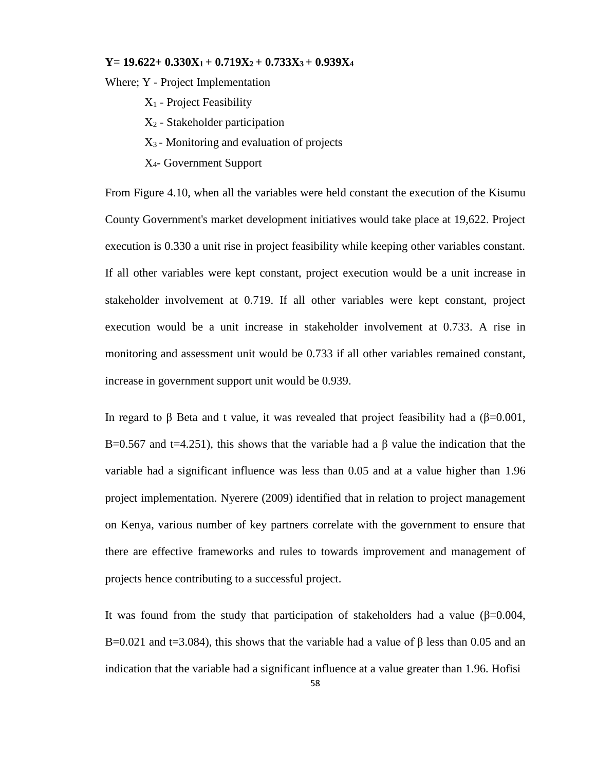**$Y = 19.622 + 0.330X_1 + 0.719X_2 + 0.733X_3 + 0.939X_4$**

Where; Y - Project Implementation

$X_1$ - Project Feasibility

$X_2$ - Stakeholder participation

$X_3$ - Monitoring and evaluation of projects

$X_4$- Government Support

From Figure 4.10, when all the variables were held constant the execution of the Kisumu County Government's market development initiatives would take place at 19,622. Project execution is 0.330 a unit rise in project feasibility while keeping other variables constant. If all other variables were kept constant, project execution would be a unit increase in stakeholder involvement at 0.719. If all other variables were kept constant, project execution would be a unit increase in stakeholder involvement at 0.733. A rise in monitoring and assessment unit would be 0.733 if all other variables remained constant, increase in government support unit would be 0.939.

In regard to β Beta and t value, it was revealed that project feasibility had a (β=0.001, B=0.567 and t=4.251), this shows that the variable had a β value the indication that the variable had a significant influence was less than 0.05 and at a value higher than 1.96 project implementation. Nyerere (2009) identified that in relation to project management on Kenya, various number of key partners correlate with the government to ensure that there are effective frameworks and rules to towards improvement and management of projects hence contributing to a successful project.

It was found from the study that participation of stakeholders had a value (β=0.004, B=0.021 and t=3.084), this shows that the variable had a value of β less than 0.05 and an indication that the variable had a significant influence at a value greater than 1.96. Hofisi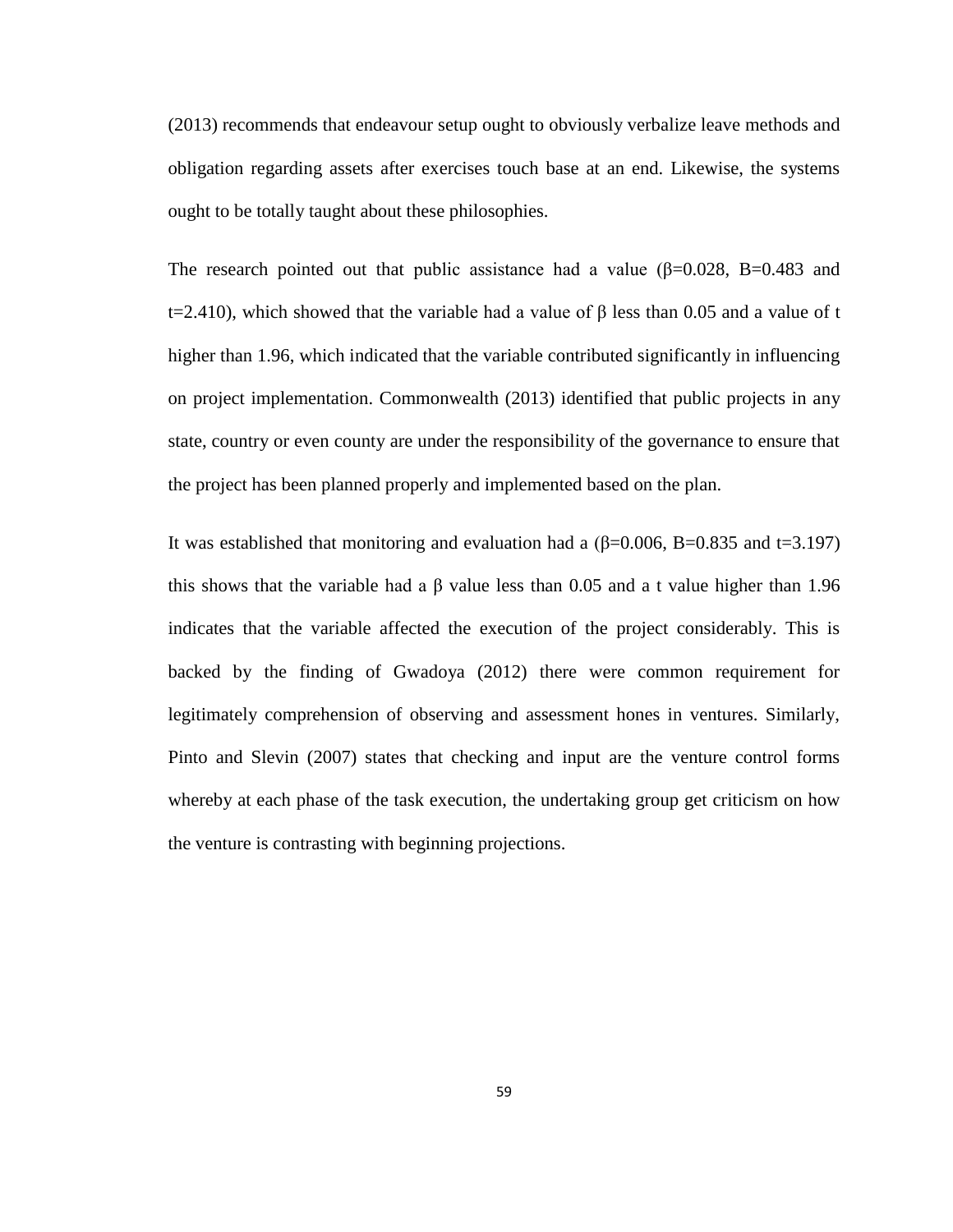(2013) recommends that endeavour setup ought to obviously verbalize leave methods and obligation regarding assets after exercises touch base at an end. Likewise, the systems ought to be totally taught about these philosophies.

The research pointed out that public assistance had a value ($\beta$=0.028, B=0.483 and t=2.410), which showed that the variable had a value of $\beta$ less than 0.05 and a value of t higher than 1.96, which indicated that the variable contributed significantly in influencing on project implementation. Commonwealth (2013) identified that public projects in any state, country or even county are under the responsibility of the governance to ensure that the project has been planned properly and implemented based on the plan.

It was established that monitoring and evaluation had a ($\beta$=0.006, B=0.835 and t=3.197) this shows that the variable had a $\beta$ value less than 0.05 and a t value higher than 1.96 indicates that the variable affected the execution of the project considerably. This is backed by the finding of Gwadoya (2012) there were common requirement for legitimately comprehension of observing and assessment hones in ventures. Similarly, Pinto and Slevin (2007) states that checking and input are the venture control forms whereby at each phase of the task execution, the undertaking group get criticism on how the venture is contrasting with beginning projections.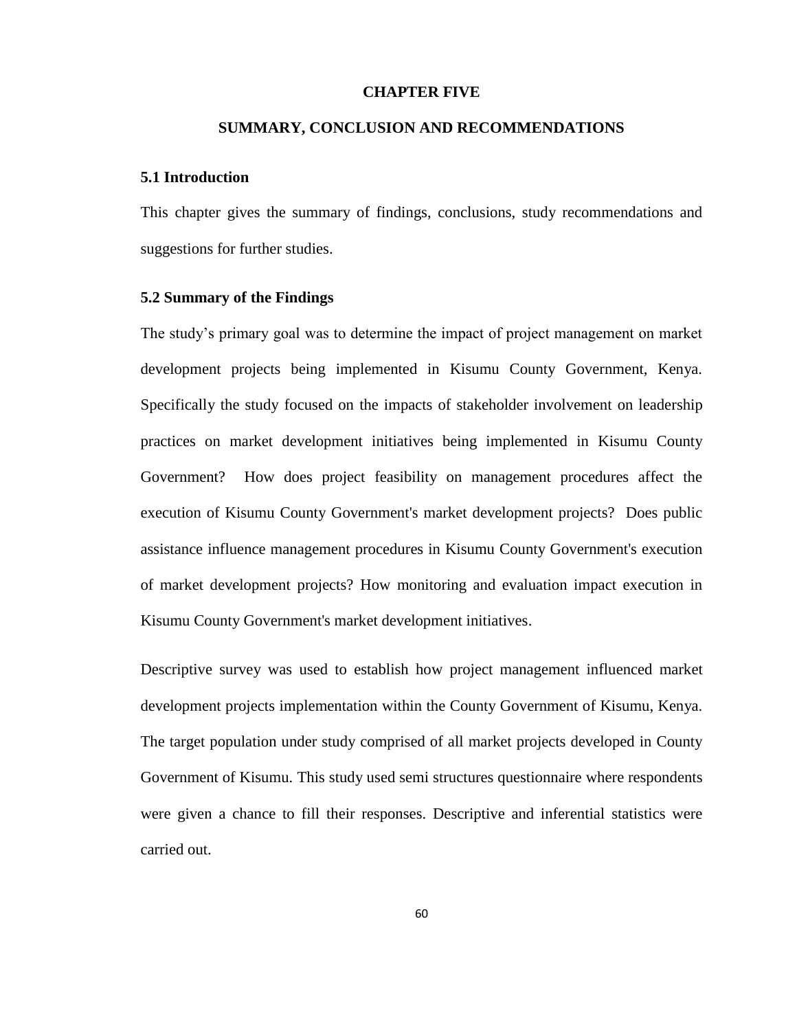# CHAPTER FIVE

# SUMMARY, CONCLUSION AND RECOMMENDATIONS

## 5.1 Introduction

This chapter gives the summary of findings, conclusions, study recommendations and suggestions for further studies.

## 5.2 Summary of the Findings

The study's primary goal was to determine the impact of project management on market development projects being implemented in Kisumu County Government, Kenya. Specifically the study focused on the impacts of stakeholder involvement on leadership practices on market development initiatives being implemented in Kisumu County Government? How does project feasibility on management procedures affect the execution of Kisumu County Government's market development projects? Does public assistance influence management procedures in Kisumu County Government's execution of market development projects? How monitoring and evaluation impact execution in Kisumu County Government's market development initiatives.

Descriptive survey was used to establish how project management influenced market development projects implementation within the County Government of Kisumu, Kenya. The target population under study comprised of all market projects developed in County Government of Kisumu. This study used semi structures questionnaire where respondents were given a chance to fill their responses. Descriptive and inferential statistics were carried out.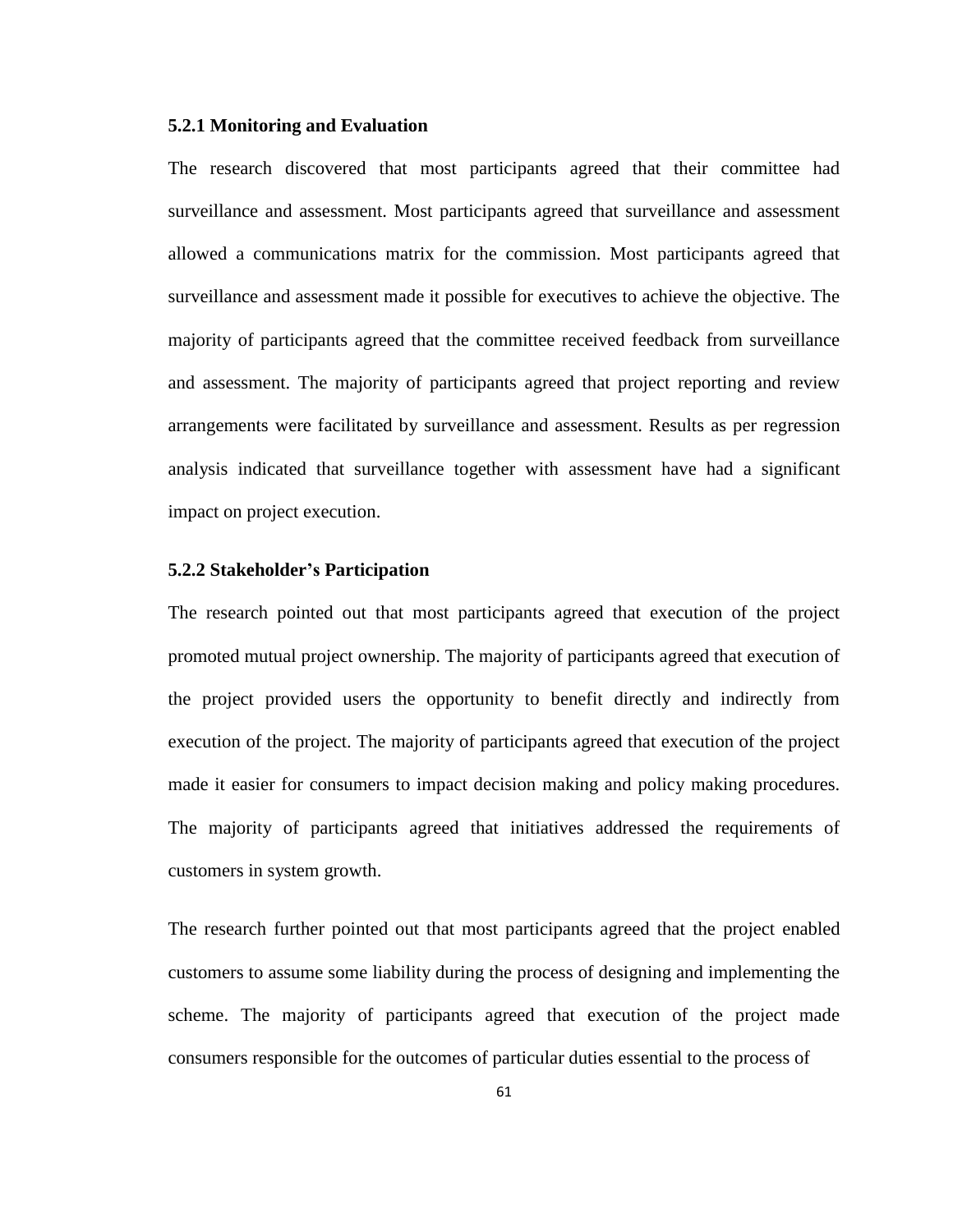### 5.2.1 Monitoring and Evaluation

The research discovered that most participants agreed that their committee had surveillance and assessment. Most participants agreed that surveillance and assessment allowed a communications matrix for the commission. Most participants agreed that surveillance and assessment made it possible for executives to achieve the objective. The majority of participants agreed that the committee received feedback from surveillance and assessment. The majority of participants agreed that project reporting and review arrangements were facilitated by surveillance and assessment. Results as per regression analysis indicated that surveillance together with assessment have had a significant impact on project execution.

### 5.2.2 Stakeholder's Participation

The research pointed out that most participants agreed that execution of the project promoted mutual project ownership. The majority of participants agreed that execution of the project provided users the opportunity to benefit directly and indirectly from execution of the project. The majority of participants agreed that execution of the project made it easier for consumers to impact decision making and policy making procedures. The majority of participants agreed that initiatives addressed the requirements of customers in system growth.

The research further pointed out that most participants agreed that the project enabled customers to assume some liability during the process of designing and implementing the scheme. The majority of participants agreed that execution of the project made consumers responsible for the outcomes of particular duties essential to the process of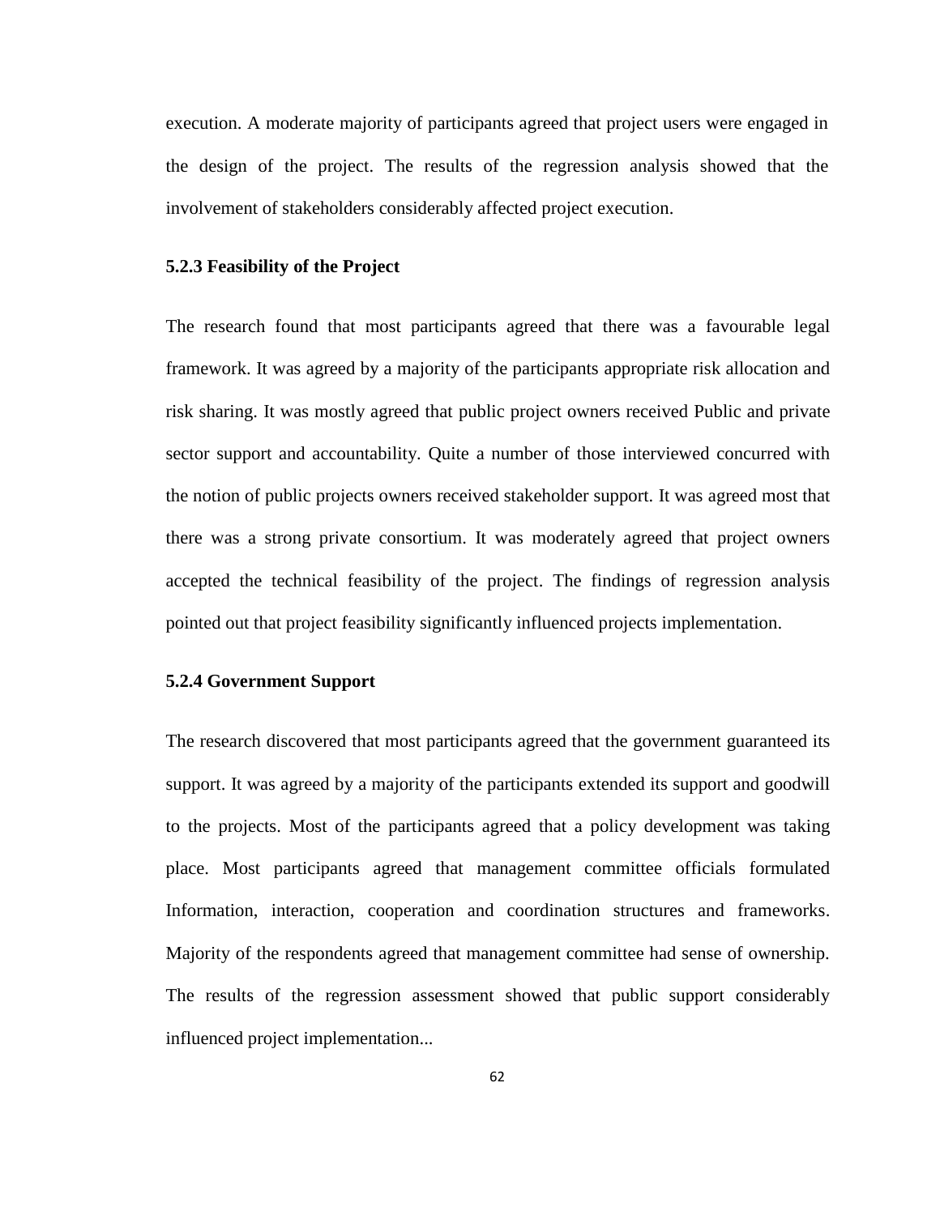execution. A moderate majority of participants agreed that project users were engaged in the design of the project. The results of the regression analysis showed that the involvement of stakeholders considerably affected project execution.

### 5.2.3 Feasibility of the Project

The research found that most participants agreed that there was a favourable legal framework. It was agreed by a majority of the participants appropriate risk allocation and risk sharing. It was mostly agreed that public project owners received Public and private sector support and accountability. Quite a number of those interviewed concurred with the notion of public projects owners received stakeholder support. It was agreed most that there was a strong private consortium. It was moderately agreed that project owners accepted the technical feasibility of the project. The findings of regression analysis pointed out that project feasibility significantly influenced projects implementation.

### 5.2.4 Government Support

The research discovered that most participants agreed that the government guaranteed its support. It was agreed by a majority of the participants extended its support and goodwill to the projects. Most of the participants agreed that a policy development was taking place. Most participants agreed that management committee officials formulated Information, interaction, cooperation and coordination structures and frameworks. Majority of the respondents agreed that management committee had sense of ownership. The results of the regression assessment showed that public support considerably influenced project implementation...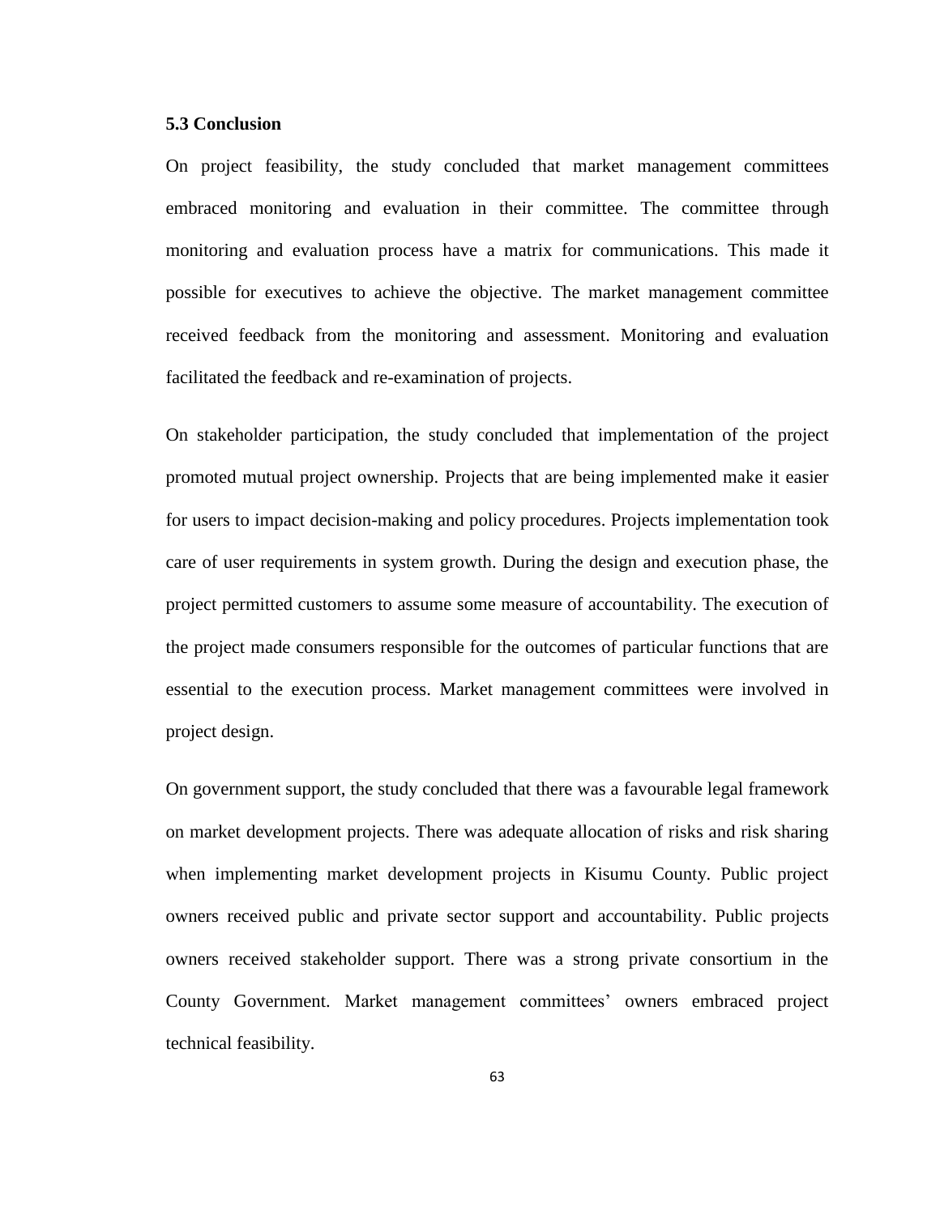### 5.3 Conclusion

On project feasibility, the study concluded that market management committees embraced monitoring and evaluation in their committee. The committee through monitoring and evaluation process have a matrix for communications. This made it possible for executives to achieve the objective. The market management committee received feedback from the monitoring and assessment. Monitoring and evaluation facilitated the feedback and re-examination of projects.

On stakeholder participation, the study concluded that implementation of the project promoted mutual project ownership. Projects that are being implemented make it easier for users to impact decision-making and policy procedures. Projects implementation took care of user requirements in system growth. During the design and execution phase, the project permitted customers to assume some measure of accountability. The execution of the project made consumers responsible for the outcomes of particular functions that are essential to the execution process. Market management committees were involved in project design.

On government support, the study concluded that there was a favourable legal framework on market development projects. There was adequate allocation of risks and risk sharing when implementing market development projects in Kisumu County. Public project owners received public and private sector support and accountability. Public projects owners received stakeholder support. There was a strong private consortium in the County Government. Market management committees' owners embraced project technical feasibility.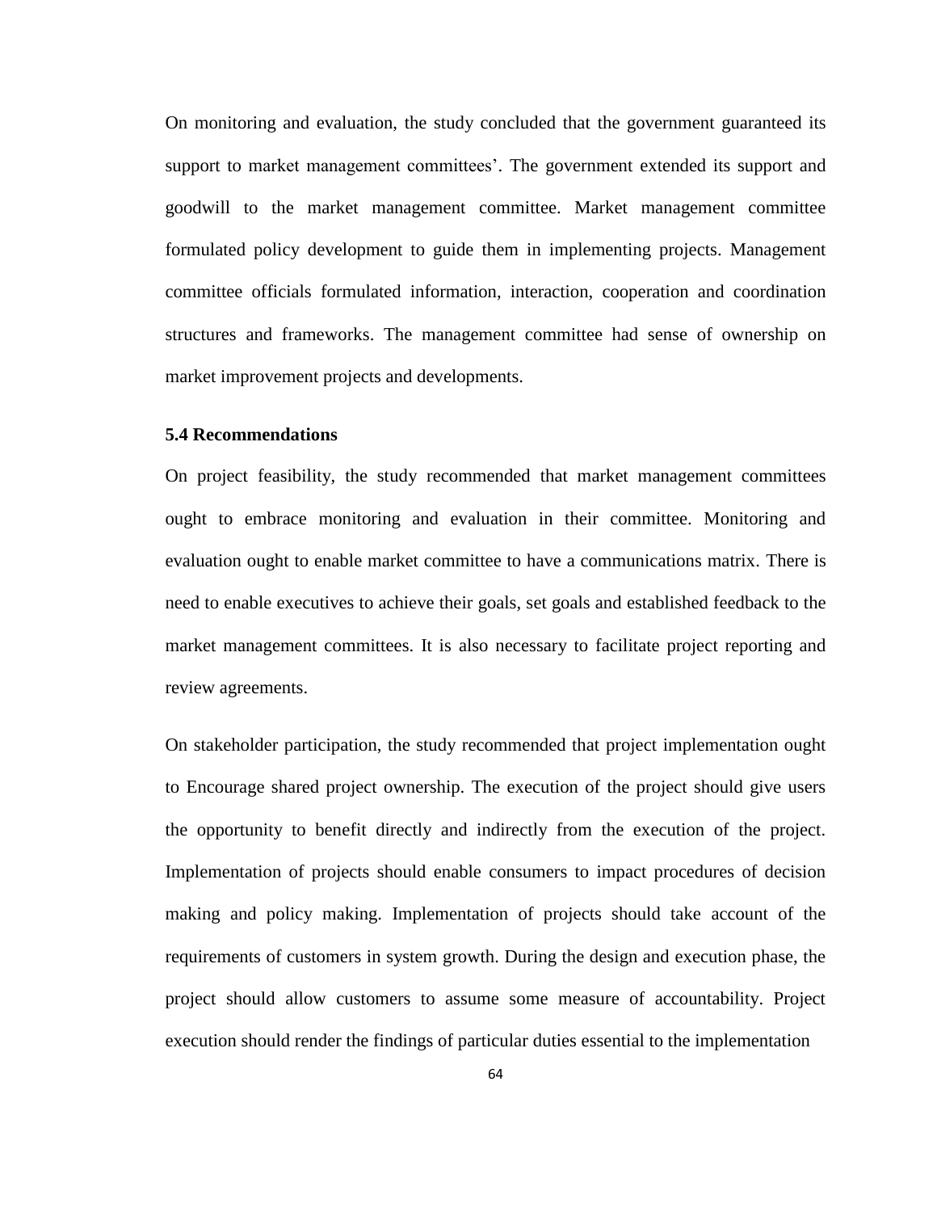On monitoring and evaluation, the study concluded that the government guaranteed its support to market management committees'. The government extended its support and goodwill to the market management committee. Market management committee formulated policy development to guide them in implementing projects. Management committee officials formulated information, interaction, cooperation and coordination structures and frameworks. The management committee had sense of ownership on market improvement projects and developments.

### 5.4 Recommendations

On project feasibility, the study recommended that market management committees ought to embrace monitoring and evaluation in their committee. Monitoring and evaluation ought to enable market committee to have a communications matrix. There is need to enable executives to achieve their goals, set goals and established feedback to the market management committees. It is also necessary to facilitate project reporting and review agreements.

On stakeholder participation, the study recommended that project implementation ought to Encourage shared project ownership. The execution of the project should give users the opportunity to benefit directly and indirectly from the execution of the project. Implementation of projects should enable consumers to impact procedures of decision making and policy making. Implementation of projects should take account of the requirements of customers in system growth. During the design and execution phase, the project should allow customers to assume some measure of accountability. Project execution should render the findings of particular duties essential to the implementation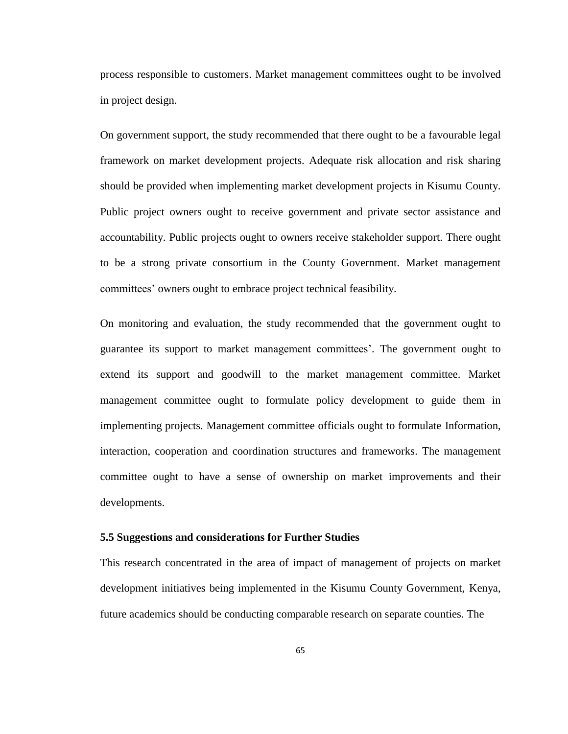process responsible to customers. Market management committees ought to be involved in project design.

On government support, the study recommended that there ought to be a favourable legal framework on market development projects. Adequate risk allocation and risk sharing should be provided when implementing market development projects in Kisumu County. Public project owners ought to receive government and private sector assistance and accountability. Public projects ought to owners receive stakeholder support. There ought to be a strong private consortium in the County Government. Market management committees' owners ought to embrace project technical feasibility.

On monitoring and evaluation, the study recommended that the government ought to guarantee its support to market management committees'. The government ought to extend its support and goodwill to the market management committee. Market management committee ought to formulate policy development to guide them in implementing projects. Management committee officials ought to formulate Information, interaction, cooperation and coordination structures and frameworks. The management committee ought to have a sense of ownership on market improvements and their developments.

### 5.5 Suggestions and considerations for Further Studies

This research concentrated in the area of impact of management of projects on market development initiatives being implemented in the Kisumu County Government, Kenya, future academics should be conducting comparable research on separate counties. The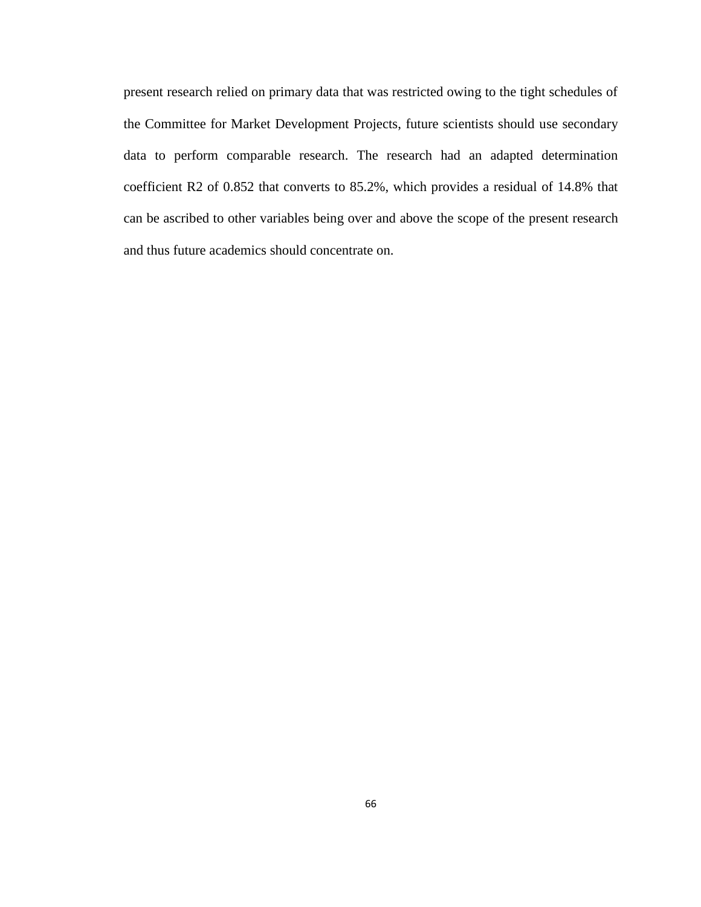present research relied on primary data that was restricted owing to the tight schedules of the Committee for Market Development Projects, future scientists should use secondary data to perform comparable research. The research had an adapted determination coefficient R2 of 0.852 that converts to 85.2%, which provides a residual of 14.8% that can be ascribed to other variables being over and above the scope of the present research and thus future academics should concentrate on.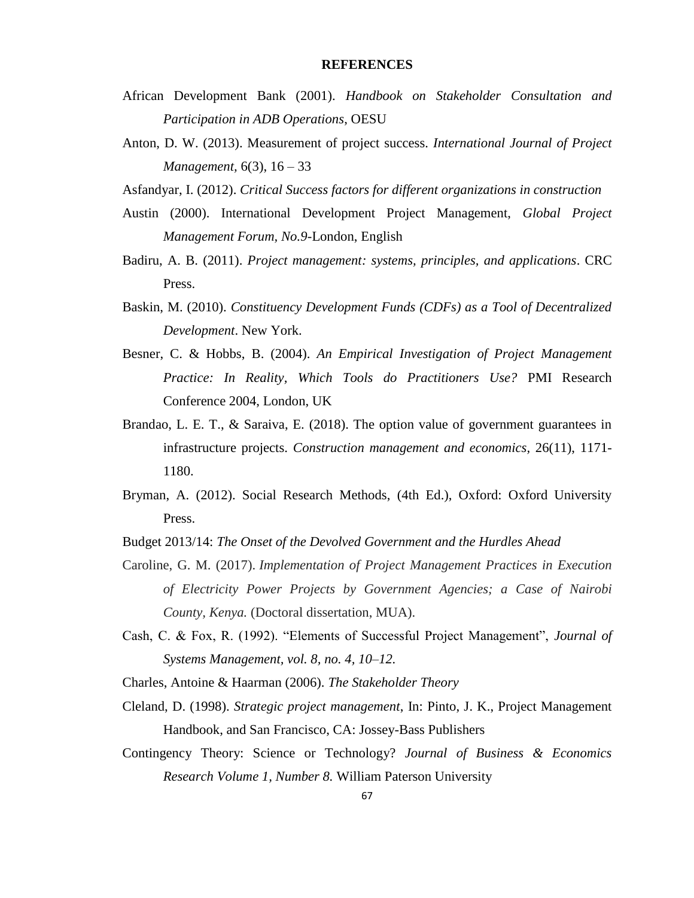# REFERENCES

African Development Bank (2001). *Handbook on Stakeholder Consultation and Participation in ADB Operations*, OESU

Anton, D. W. (2013). Measurement of project success. *International Journal of Project Management,* 6(3), 16 – 33

Asfandyar, I. (2012). *Critical Success factors for different organizations in construction*

Austin (2000). International Development Project Management, *Global Project Management Forum, No.9*-London, English

Badiru, A. B. (2011). *Project management: systems, principles, and applications*. CRC Press.

Baskin, M. (2010). *Constituency Development Funds (CDFs) as a Tool of Decentralized Development*. New York.

Besner, C. & Hobbs, B. (2004). *An Empirical Investigation of Project Management Practice: In Reality, Which Tools do Practitioners Use?* PMI Research Conference 2004, London, UK

Brandao, L. E. T., & Saraiva, E. (2018). The option value of government guarantees in infrastructure projects. *Construction management and economics,* 26(11), 1171-1180.

Bryman, A. (2012). Social Research Methods, (4th Ed.), Oxford: Oxford University Press.

Budget 2013/14: *The Onset of the Devolved Government and the Hurdles Ahead*

Caroline, G. M. (2017). *Implementation of Project Management Practices in Execution of Electricity Power Projects by Government Agencies; a Case of Nairobi County, Kenya.* (Doctoral dissertation, MUA).

Cash, C. & Fox, R. (1992). "Elements of Successful Project Management", *Journal of Systems Management, vol. 8, no. 4, 10–12.*

Charles, Antoine & Haarman (2006). *The Stakeholder Theory*

Cleland, D. (1998). *Strategic project management*, In: Pinto, J. K., Project Management Handbook, and San Francisco, CA: Jossey-Bass Publishers

Contingency Theory: Science or Technology? *Journal of Business & Economics Research Volume 1, Number 8.* William Paterson University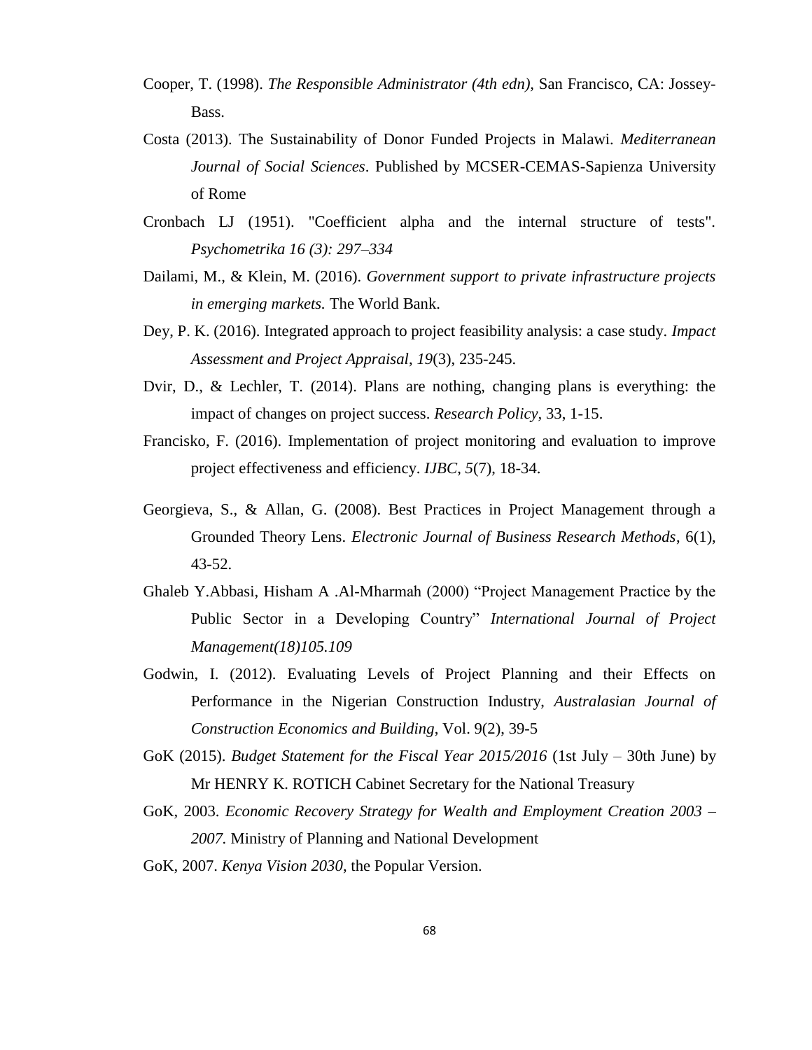Cooper, T. (1998). *The Responsible Administrator (4th edn),* San Francisco, CA: Jossey-Bass.

Costa (2013). The Sustainability of Donor Funded Projects in Malawi. *Mediterranean Journal of Social Sciences*. Published by MCSER-CEMAS-Sapienza University of Rome

Cronbach LJ (1951). "Coefficient alpha and the internal structure of tests". *Psychometrika 16 (3): 297–334*

Dailami, M., & Klein, M. (2016). *Government support to private infrastructure projects in emerging markets.* The World Bank.

Dey, P. K. (2016). Integrated approach to project feasibility analysis: a case study. *Impact Assessment and Project Appraisal*, *19*(3), 235-245.

Dvir, D., & Lechler, T. (2014). Plans are nothing, changing plans is everything: the impact of changes on project success. *Research Policy*, 33, 1-15.

Francisko, F. (2016). Implementation of project monitoring and evaluation to improve project effectiveness and efficiency. *IJBC*, *5*(7), 18-34.

Georgieva, S., & Allan, G. (2008). Best Practices in Project Management through a Grounded Theory Lens. *Electronic Journal of Business Research Methods*, 6(1), 43-52.

Ghaleb Y.Abbasi, Hisham A .Al-Mharmah (2000) "Project Management Practice by the Public Sector in a Developing Country" *International Journal of Project Management(18)105.109*

Godwin, I. (2012). Evaluating Levels of Project Planning and their Effects on Performance in the Nigerian Construction Industry, *Australasian Journal of Construction Economics and Building*, Vol. 9(2), 39-5

GoK (2015). *Budget Statement for the Fiscal Year 2015/2016* (1st July – 30th June) by Mr HENRY K. ROTICH Cabinet Secretary for the National Treasury

GoK, 2003. *Economic Recovery Strategy for Wealth and Employment Creation 2003 – 2007.* Ministry of Planning and National Development

GoK, 2007. *Kenya Vision 2030*, the Popular Version.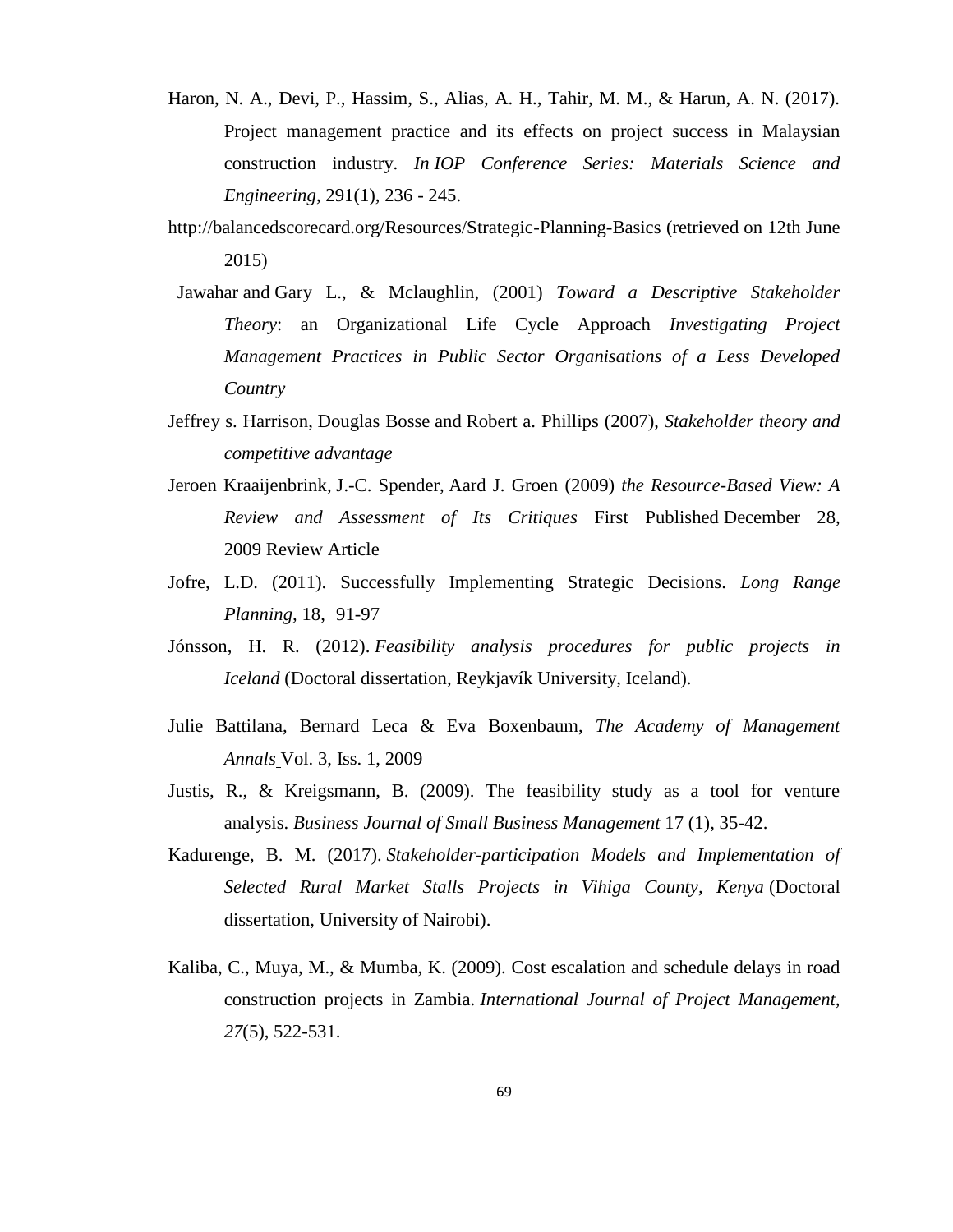Haron, N. A., Devi, P., Hassim, S., Alias, A. H., Tahir, M. M., & Harun, A. N. (2017). Project management practice and its effects on project success in Malaysian construction industry. *In IOP Conference Series: Materials Science and Engineering*, 291(1), 236 - 245.

http://balancedscorecard.org/Resources/Strategic-Planning-Basics (retrieved on 12th June 2015)

Jawahar and Gary L., & Mclaughlin, (2001) *Toward a Descriptive Stakeholder Theory*: an Organizational Life Cycle Approach *Investigating Project Management Practices in Public Sector Organisations of a Less Developed Country*

Jeffrey s. Harrison, Douglas Bosse and Robert a. Phillips (2007), *Stakeholder theory and competitive advantage*

Jeroen Kraaijenbrink, J.-C. Spender, Aard J. Groen (2009) *the Resource-Based View: A Review and Assessment of Its Critiques* First Published December 28, 2009 Review Article

Jofre, L.D. (2011). Successfully Implementing Strategic Decisions. *Long Range Planning,* 18, 91-97

Jónsson, H. R. (2012). *Feasibility analysis procedures for public projects in Iceland* (Doctoral dissertation, Reykjavík University, Iceland).

Julie Battilana, Bernard Leca & Eva Boxenbaum, *The Academy of Management Annals* Vol. 3, Iss. 1, 2009

Justis, R., & Kreigsmann, B. (2009). The feasibility study as a tool for venture analysis. *Business Journal of Small Business Management* 17 (1), 35-42.

Kadurenge, B. M. (2017). *Stakeholder-participation Models and Implementation of Selected Rural Market Stalls Projects in Vihiga County, Kenya* (Doctoral dissertation, University of Nairobi).

Kaliba, C., Muya, M., & Mumba, K. (2009). Cost escalation and schedule delays in road construction projects in Zambia. *International Journal of Project Management, 27*(5), 522-531.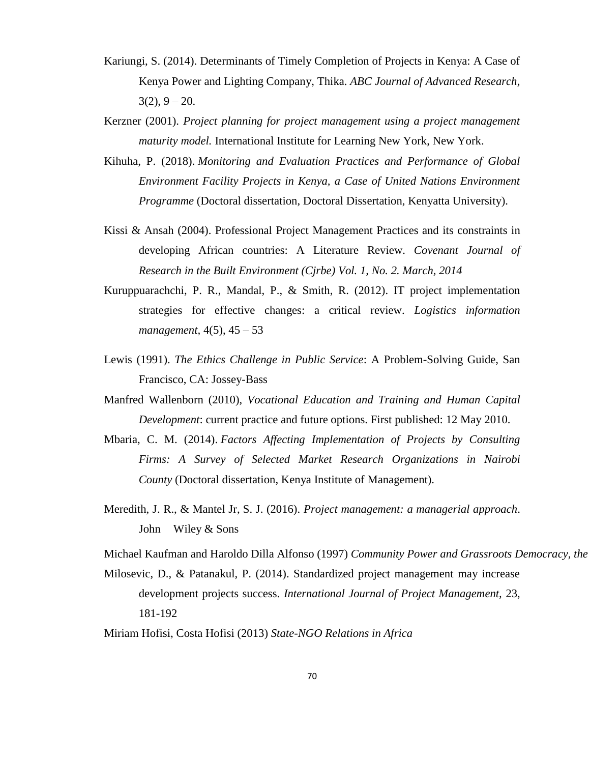Kariungi, S. (2014). Determinants of Timely Completion of Projects in Kenya: A Case of Kenya Power and Lighting Company, Thika. *ABC Journal of Advanced Research*, 3(2), 9 – 20.

Kerzner (2001). *Project planning for project management using a project management maturity model.* International Institute for Learning New York, New York.

Kihuha, P. (2018). *Monitoring and Evaluation Practices and Performance of Global Environment Facility Projects in Kenya, a Case of United Nations Environment Programme* (Doctoral dissertation, Doctoral Dissertation, Kenyatta University).

Kissi & Ansah (2004). Professional Project Management Practices and its constraints in developing African countries: A Literature Review. *Covenant Journal of Research in the Built Environment (Cjrbe) Vol. 1, No. 2. March, 2014*

Kuruppuarachchi, P. R., Mandal, P., & Smith, R. (2012). IT project implementation strategies for effective changes: a critical review. *Logistics information management*, 4(5), 45 – 53

Lewis (1991). *The Ethics Challenge in Public Service*: A Problem-Solving Guide, San Francisco, CA: Jossey-Bass

Manfred Wallenborn (2010), *Vocational Education and Training and Human Capital Development*: current practice and future options. First published: 12 May 2010.

Mbaria, C. M. (2014). *Factors Affecting Implementation of Projects by Consulting Firms: A Survey of Selected Market Research Organizations in Nairobi County* (Doctoral dissertation, Kenya Institute of Management).

Meredith, J. R., & Mantel Jr, S. J. (2016). *Project management: a managerial approach*. John Wiley & Sons

Michael Kaufman and Haroldo Dilla Alfonso (1997) *Community Power and Grassroots Democracy, the*

Milosevic, D., & Patanakul, P. (2014). Standardized project management may increase development projects success. *International Journal of Project Management*, 23, 181-192

Miriam Hofisi, Costa Hofisi (2013) *State-NGO Relations in Africa*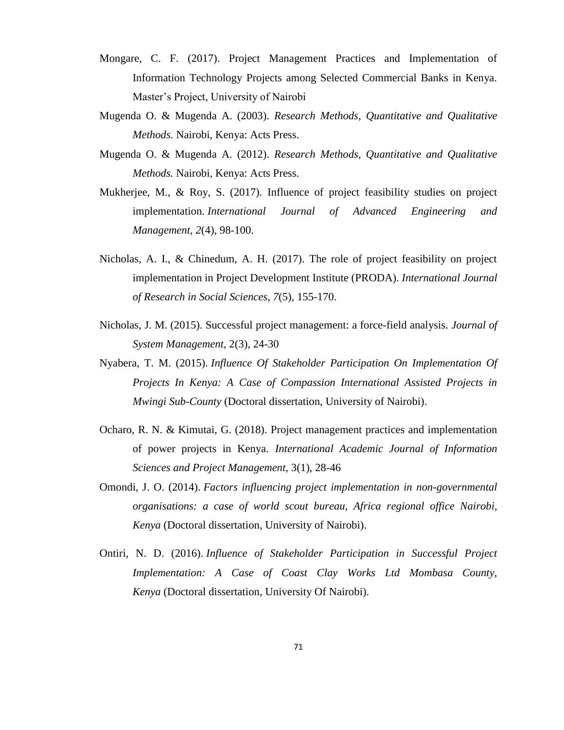Mongare, C. F. (2017). Project Management Practices and Implementation of Information Technology Projects among Selected Commercial Banks in Kenya. Master's Project, University of Nairobi

Mugenda O. & Mugenda A. (2003). *Research Methods, Quantitative and Qualitative Methods.* Nairobi, Kenya: Acts Press.

Mugenda O. & Mugenda A. (2012). *Research Methods, Quantitative and Qualitative Methods.* Nairobi, Kenya: Acts Press.

Mukherjee, M., & Roy, S. (2017). Influence of project feasibility studies on project implementation. *International Journal of Advanced Engineering and Management*, *2*(4), 98-100.

Nicholas, A. I., & Chinedum, A. H. (2017). The role of project feasibility on project implementation in Project Development Institute (PRODA). *International Journal of Research in Social Sciences*, *7*(5), 155-170.

Nicholas, J. M. (2015). Successful project management: a force-field analysis. *Journal of System Management,* 2(3), 24-30

Nyabera, T. M. (2015). *Influence Of Stakeholder Participation On Implementation Of Projects In Kenya: A Case of Compassion International Assisted Projects in Mwingi Sub-County* (Doctoral dissertation, University of Nairobi).

Ocharo, R. N. & Kimutai, G. (2018). Project management practices and implementation of power projects in Kenya. *International Academic Journal of Information Sciences and Project Management,* 3(1), 28-46

Omondi, J. O. (2014). *Factors influencing project implementation in non-governmental organisations: a case of world scout bureau, Africa regional office Nairobi, Kenya* (Doctoral dissertation, University of Nairobi).

Ontiri, N. D. (2016). *Influence of Stakeholder Participation in Successful Project Implementation: A Case of Coast Clay Works Ltd Mombasa County, Kenya* (Doctoral dissertation, University Of Nairobi).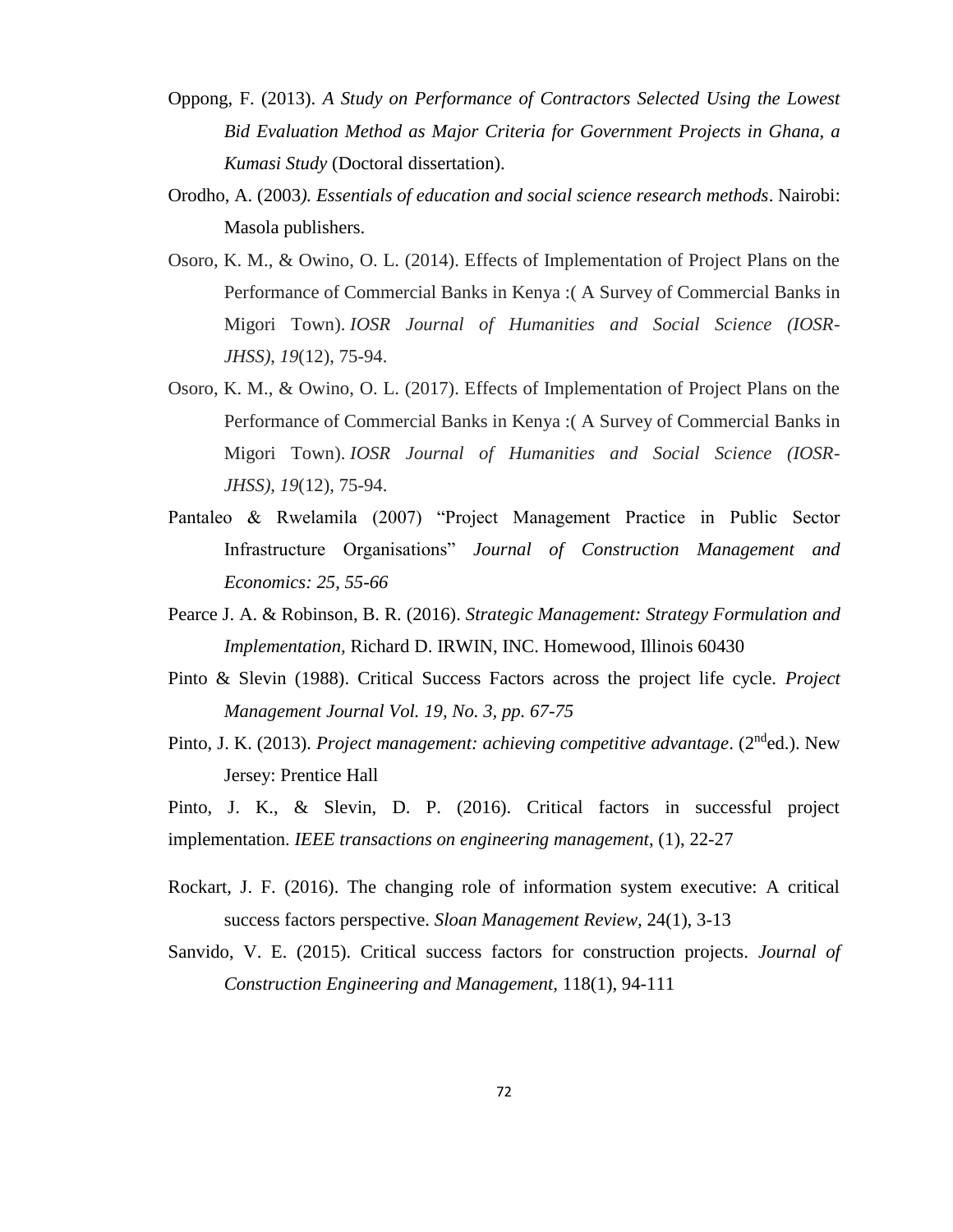Oppong, F. (2013). *A Study on Performance of Contractors Selected Using the Lowest Bid Evaluation Method as Major Criteria for Government Projects in Ghana, a Kumasi Study* (Doctoral dissertation).

Orodho, A. (2003*). Essentials of education and social science research methods*. Nairobi: Masola publishers.

Osoro, K. M., & Owino, O. L. (2014). Effects of Implementation of Project Plans on the Performance of Commercial Banks in Kenya :( A Survey of Commercial Banks in Migori Town). *IOSR Journal of Humanities and Social Science (IOSR-JHSS)*, *19*(12), 75-94.

Osoro, K. M., & Owino, O. L. (2017). Effects of Implementation of Project Plans on the Performance of Commercial Banks in Kenya :( A Survey of Commercial Banks in Migori Town). *IOSR Journal of Humanities and Social Science (IOSR-JHSS)*, *19*(12), 75-94.

Pantaleo & Rwelamila (2007) "Project Management Practice in Public Sector Infrastructure Organisations" *Journal of Construction Management and Economics: 25, 55-66*

Pearce J. A. & Robinson, B. R. (2016). *Strategic Management: Strategy Formulation and Implementation*, Richard D. IRWIN, INC. Homewood, Illinois 60430

Pinto & Slevin (1988). Critical Success Factors across the project life cycle. *Project Management Journal Vol. 19, No. 3, pp. 67-75*

Pinto, J. K. (2013). *Project management: achieving competitive advantage*. (2nd ed.). New Jersey: Prentice Hall

Pinto, J. K., & Slevin, D. P. (2016). Critical factors in successful project implementation. *IEEE transactions on engineering management*, (1), 22-27

Rockart, J. F. (2016). The changing role of information system executive: A critical success factors perspective. *Sloan Management Review,* 24(1), 3-13

Sanvido, V. E. (2015). Critical success factors for construction projects. *Journal of Construction Engineering and Management,* 118(1), 94-111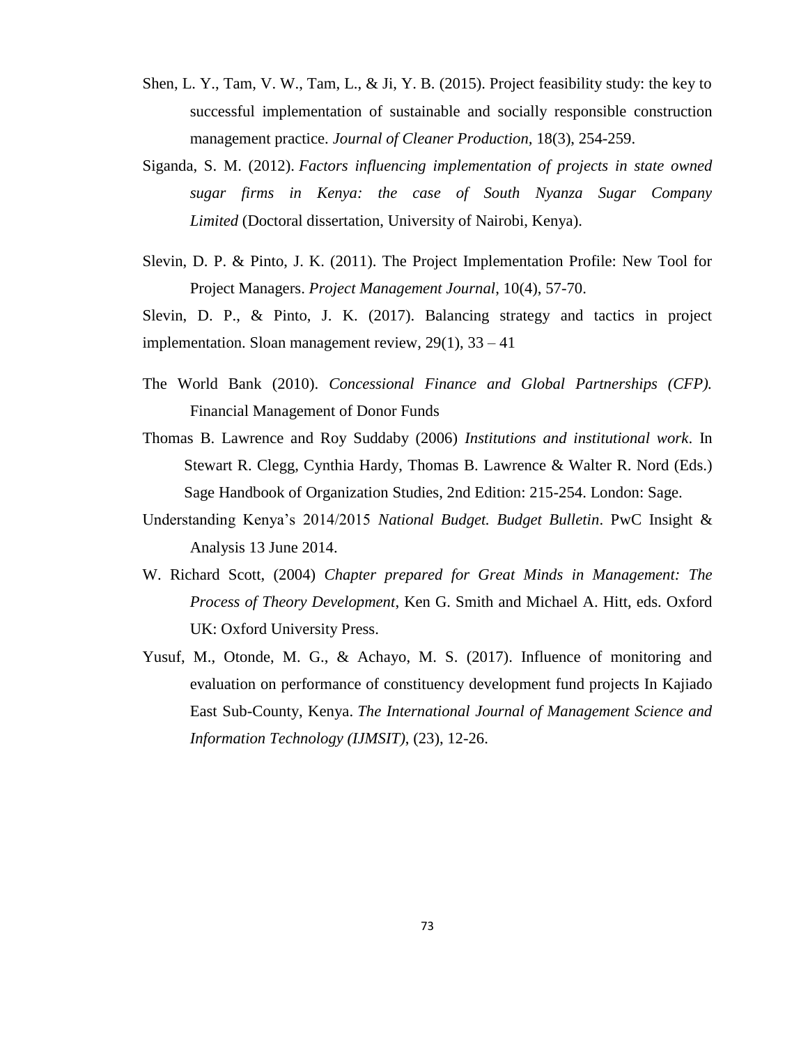Shen, L. Y., Tam, V. W., Tam, L., & Ji, Y. B. (2015). Project feasibility study: the key to successful implementation of sustainable and socially responsible construction management practice. *Journal of Cleaner Production*, 18(3), 254-259.

Siganda, S. M. (2012). *Factors influencing implementation of projects in state owned sugar firms in Kenya: the case of South Nyanza Sugar Company Limited* (Doctoral dissertation, University of Nairobi, Kenya).

Slevin, D. P. & Pinto, J. K. (2011). The Project Implementation Profile: New Tool for Project Managers. *Project Management Journal*, 10(4), 57-70.

Slevin, D. P., & Pinto, J. K. (2017). Balancing strategy and tactics in project implementation. Sloan management review, 29(1), 33 – 41

The World Bank (2010). *Concessional Finance and Global Partnerships (CFP).* Financial Management of Donor Funds

Thomas B. Lawrence and Roy Suddaby (2006) *Institutions and institutional work*. In Stewart R. Clegg, Cynthia Hardy, Thomas B. Lawrence & Walter R. Nord (Eds.) Sage Handbook of Organization Studies, 2nd Edition: 215-254. London: Sage.

Understanding Kenya's 2014/2015 *National Budget. Budget Bulletin*. PwC Insight & Analysis 13 June 2014.

W. Richard Scott, (2004) *Chapter prepared for Great Minds in Management: The Process of Theory Development*, Ken G. Smith and Michael A. Hitt, eds. Oxford UK: Oxford University Press.

Yusuf, M., Otonde, M. G., & Achayo, M. S. (2017). Influence of monitoring and evaluation on performance of constituency development fund projects In Kajiado East Sub-County, Kenya. *The International Journal of Management Science and Information Technology (IJMSIT)*, (23), 12-26.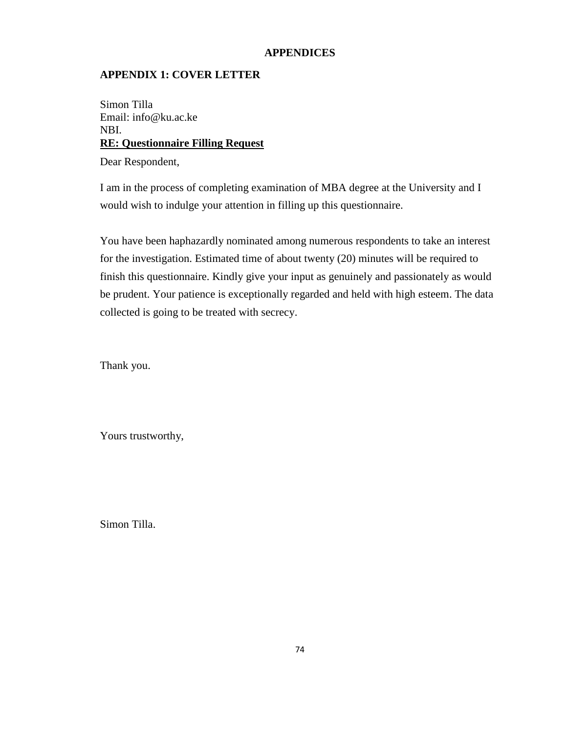# APPENDICES

## APPENDIX 1: COVER LETTER

Simon Tilla  
Email: info@ku.ac.ke  
NBI.  
**RE: Questionnaire Filling Request**

Dear Respondent,

I am in the process of completing examination of MBA degree at the University and I would wish to indulge your attention in filling up this questionnaire.

You have been haphazardly nominated among numerous respondents to take an interest for the investigation. Estimated time of about twenty (20) minutes will be required to finish this questionnaire. Kindly give your input as genuinely and passionately as would be prudent. Your patience is exceptionally regarded and held with high esteem. The data collected is going to be treated with secrecy.

Thank you.

Yours trustworthy,

Simon Tilla.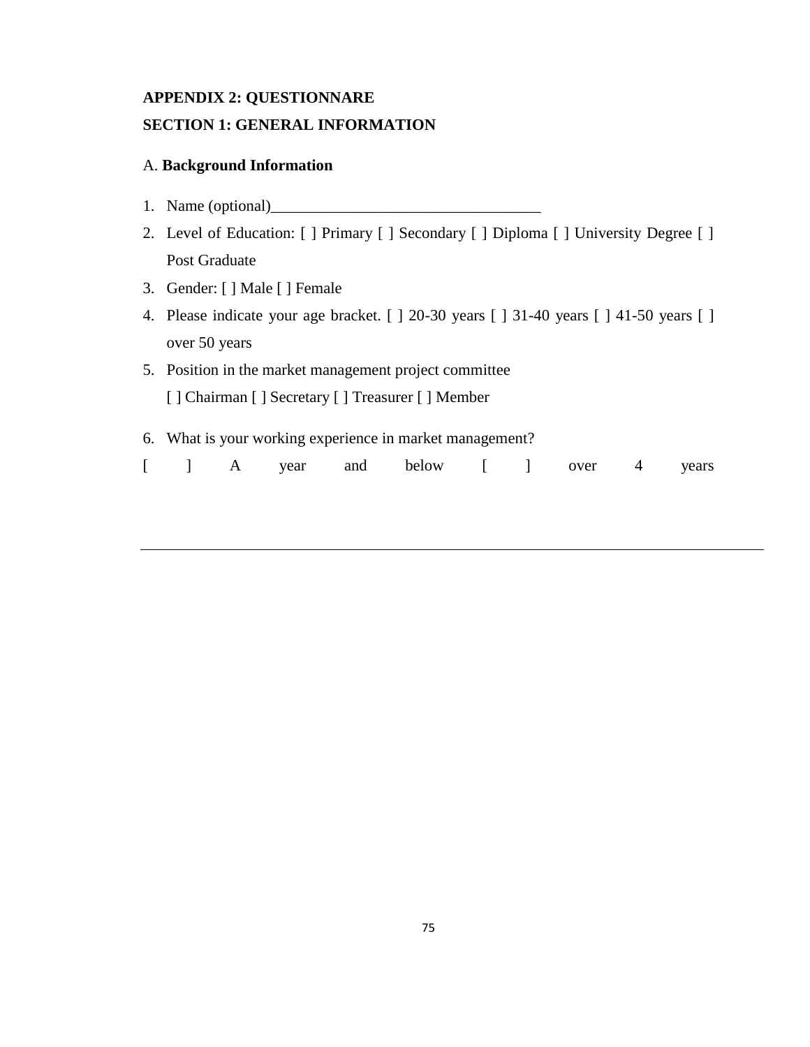## APPENDIX 2: QUESTIONNARE

## SECTION 1: GENERAL INFORMATION

A. **Background Information**

1. Name (optional)__________________________________
2. Level of Education: [ ] Primary [ ] Secondary [ ] Diploma [ ] University Degree [ ] Post Graduate
3. Gender: [ ] Male [ ] Female
4. Please indicate your age bracket. [ ] 20-30 years [ ] 31-40 years [ ] 41-50 years [ ] over 50 years
5. Position in the market management project committee
   [ ] Chairman [ ] Secretary [ ] Treasurer [ ] Member
6. What is your working experience in market management?

[ ] A year and below [ ] over 4 years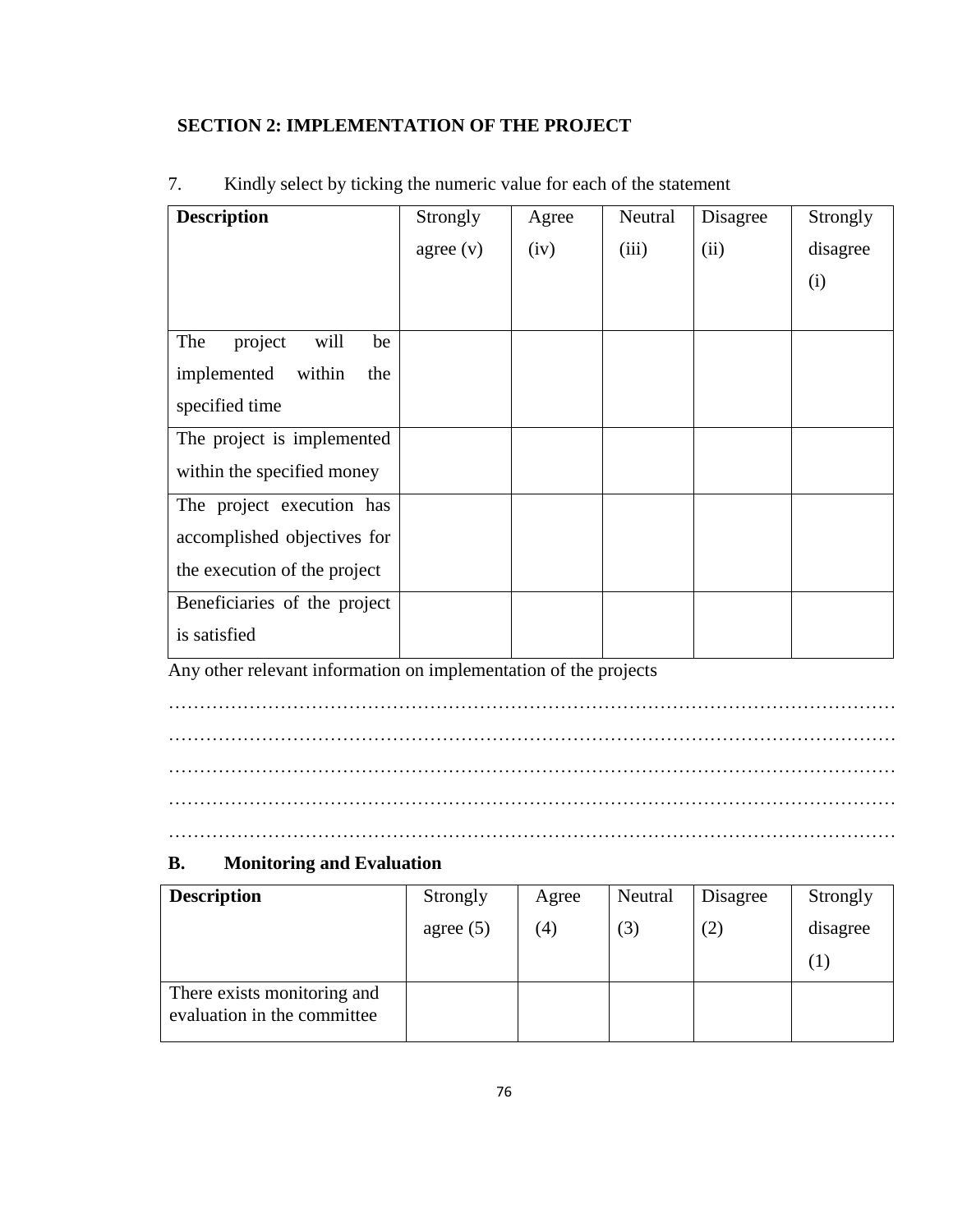## SECTION 2: IMPLEMENTATION OF THE PROJECT

7. Kindly select by ticking the numeric value for each of the statement

| **Description** | Strongly agree (v) | Agree (iv) | Neutral (iii) | Disagree (ii) | Strongly disagree (i) |
|---|---|---|---|---|---|
| The project will be implemented within the specified time | | | | | |
| The project is implemented within the specified money | | | | | |
| The project execution has accomplished objectives for the execution of the project | | | | | |
| Beneficiaries of the project is satisfied | | | | | |

Any other relevant information on implementation of the projects

…………………………………………………………………………………………………
…………………………………………………………………………………………………
…………………………………………………………………………………………………
…………………………………………………………………………………………………
…………………………………………………………………………………………………

### B. Monitoring and Evaluation

| **Description** | Strongly agree (5) | Agree (4) | Neutral (3) | Disagree (2) | Strongly disagree (1) |
|---|---|---|---|---|---|
| There exists monitoring and evaluation in the committee | | | | | |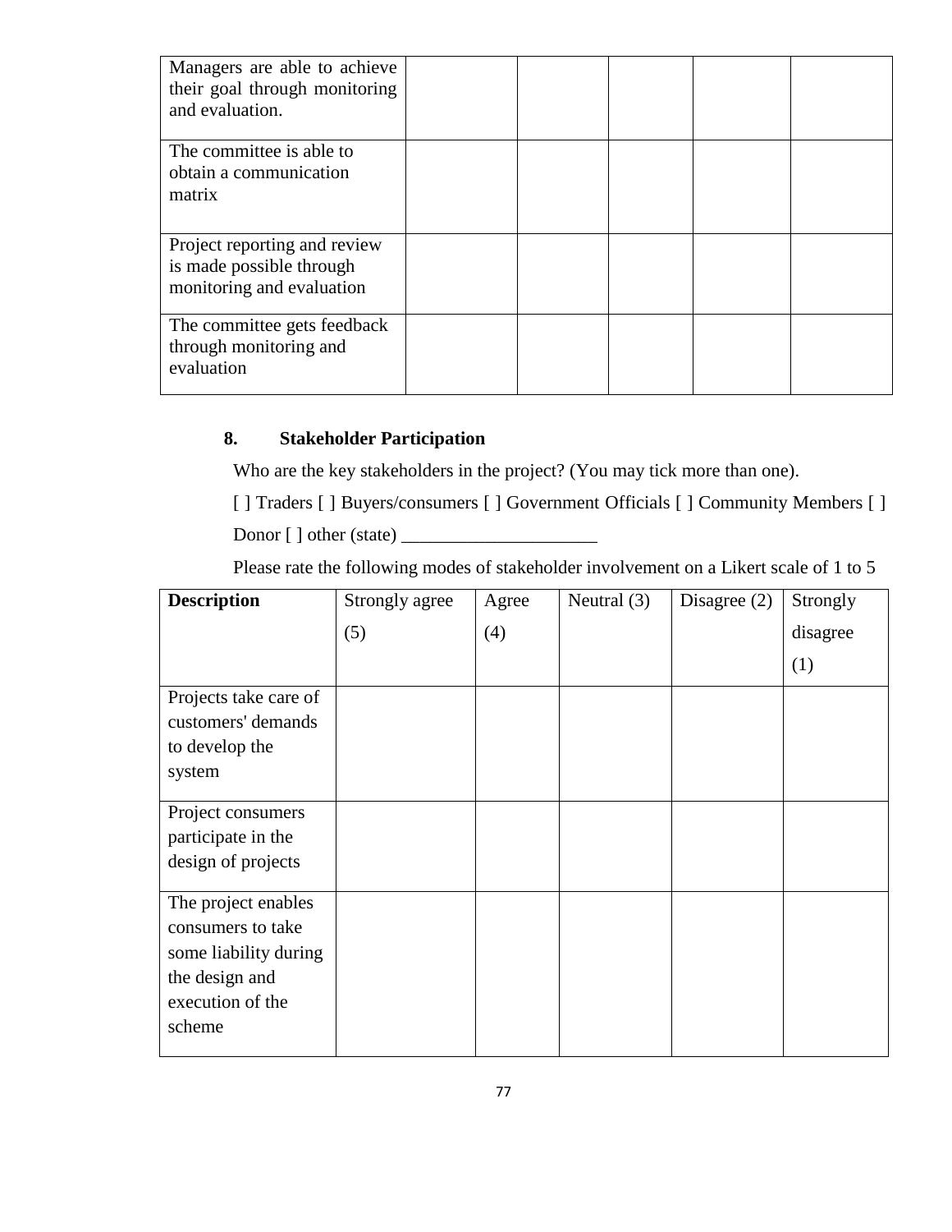| | | | | | |
|---|---|---|---|---|---|
| Managers are able to achieve their goal through monitoring and evaluation. | | | | | |
| The committee is able to obtain a communication matrix | | | | | |
| Project reporting and review is made possible through monitoring and evaluation | | | | | |
| The committee gets feedback through monitoring and evaluation | | | | | |

### 8. Stakeholder Participation

Who are the key stakeholders in the project? (You may tick more than one).

[ ] Traders [ ] Buyers/consumers [ ] Government Officials [ ] Community Members [ ] Donor [ ] other (state) _____________________

Please rate the following modes of stakeholder involvement on a Likert scale of 1 to 5

| **Description** | Strongly agree (5) | Agree (4) | Neutral (3) | Disagree (2) | Strongly disagree (1) |
|---|---|---|---|---|---|
| Projects take care of customers' demands to develop the system | | | | | |
| Project consumers participate in the design of projects | | | | | |
| The project enables consumers to take some liability during the design and execution of the scheme | | | | | |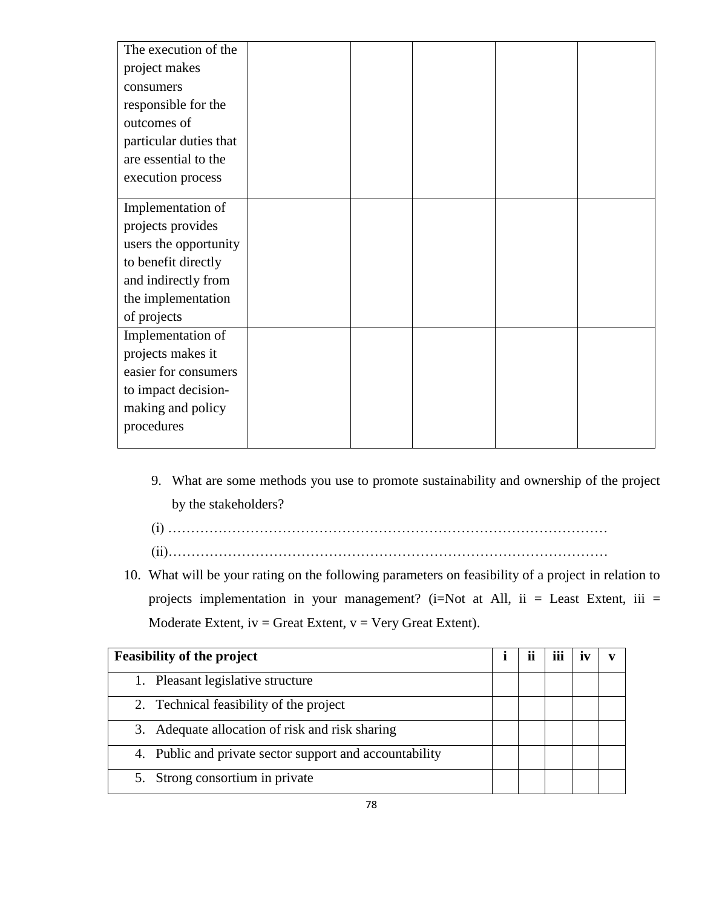| | | | | | |
|---|---|---|---|---|---|
| The execution of the project makes consumers responsible for the outcomes of particular duties that are essential to the execution process | | | | | |
| Implementation of projects provides users the opportunity to benefit directly and indirectly from the implementation of projects | | | | | |
| Implementation of projects makes it easier for consumers to impact decision-making and policy procedures | | | | | |

9. What are some methods you use to promote sustainability and ownership of the project by the stakeholders?

(i) ……………………………………………………………………………………

(ii)……………………………………………………………………………………

10. What will be your rating on the following parameters on feasibility of a project in relation to projects implementation in your management? (i=Not at All, ii = Least Extent, iii = Moderate Extent, iv = Great Extent, v = Very Great Extent).

| **Feasibility of the project** | **i** | **ii** | **iii** | **iv** | **v** |
|---|---|---|---|---|---|
| 1. Pleasant legislative structure | | | | | |
| 2. Technical feasibility of the project | | | | | |
| 3. Adequate allocation of risk and risk sharing | | | | | |
| 4. Public and private sector support and accountability | | | | | |
| 5. Strong consortium in private | | | | | |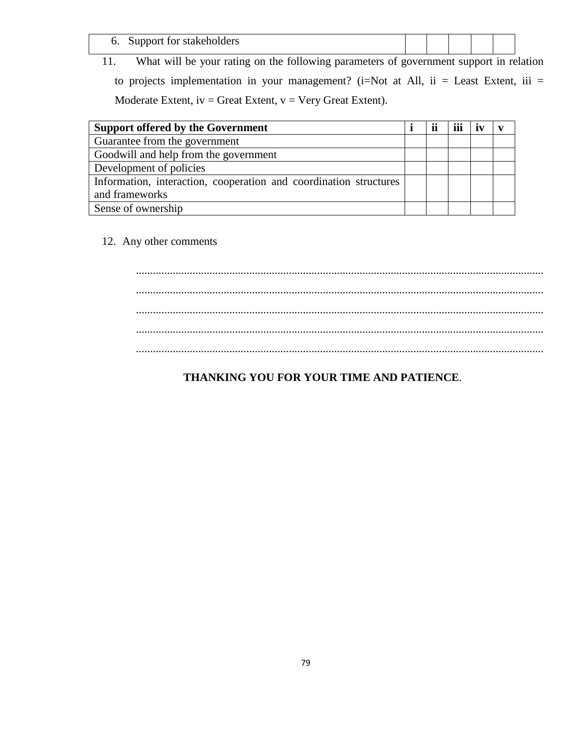| | | | | | |
|---|---|---|---|---|---|
| 6. Support for stakeholders | | | | | |

11. What will be your rating on the following parameters of government support in relation to projects implementation in your management? (i=Not at All, ii = Least Extent, iii = Moderate Extent, iv = Great Extent, v = Very Great Extent).

| **Support offered by the Government** | **i** | **ii** | **iii** | **iv** | **v** |
|---|---|---|---|---|---|
| Guarantee from the government | | | | | |
| Goodwill and help from the government | | | | | |
| Development of policies | | | | | |
| Information, interaction, cooperation and coordination structures and frameworks | | | | | |
| Sense of ownership | | | | | |

12. Any other comments

.................................................................................................................................................

.................................................................................................................................................

.................................................................................................................................................

.................................................................................................................................................

.................................................................................................................................................

**THANKING YOU FOR YOUR TIME AND PATIENCE**.